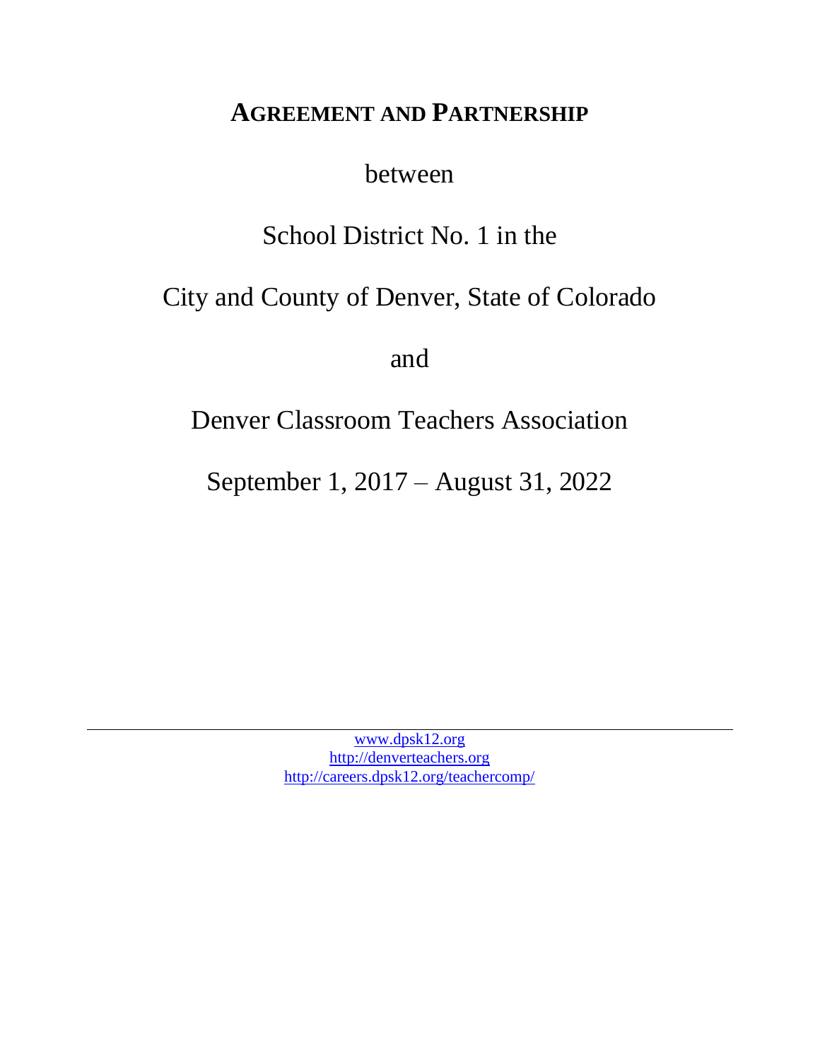# AGREEMENT AND PARTNERSHIP

between

School District No. 1 in the

City and County of Denver, State of Colorado

and

Denver Classroom Teachers Association

September 1, 2017 – August 31, 2022

---

www.dpsk12.org
http://denverteachers.org
http://careers.dpsk12.org/teachercomp/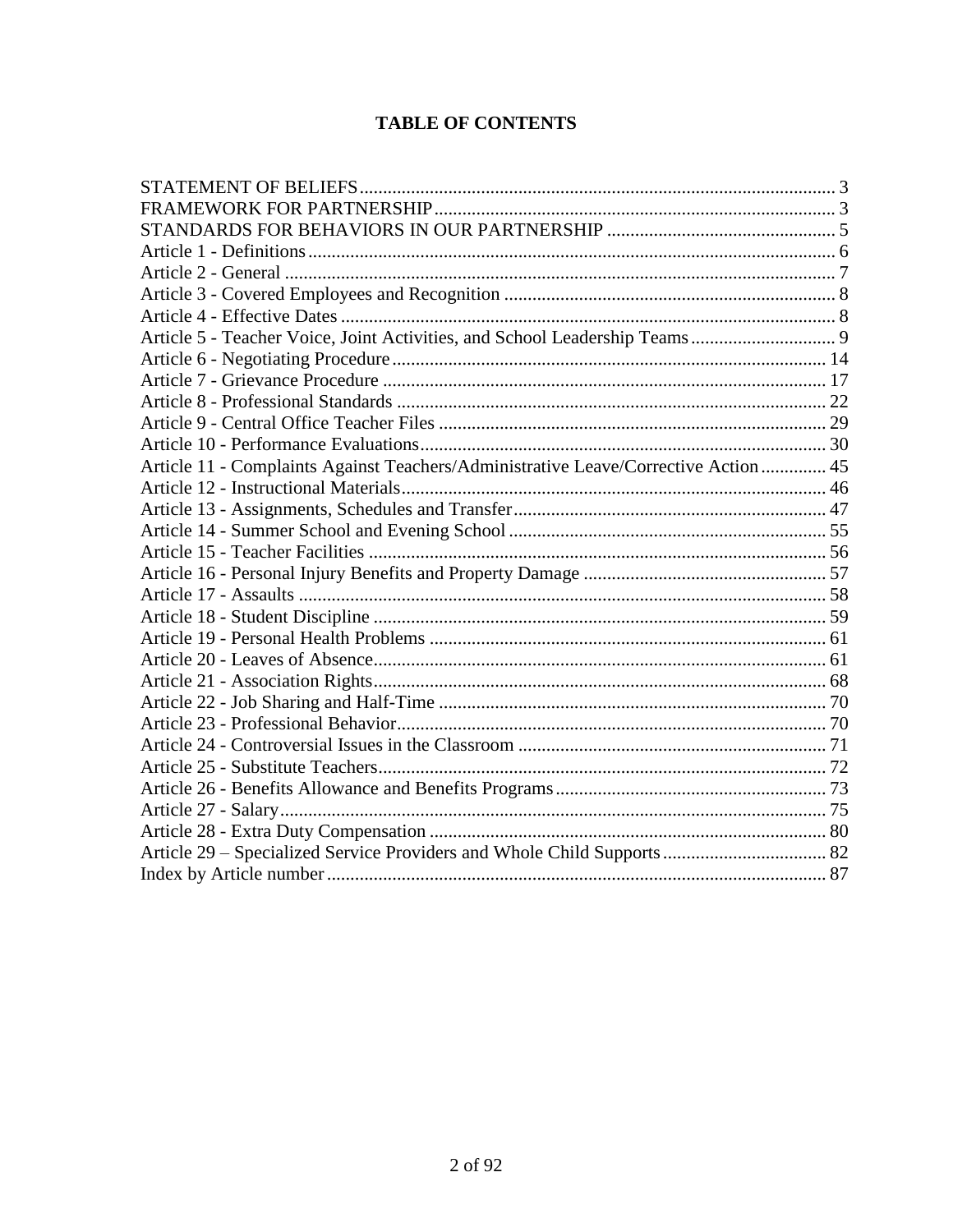# TABLE OF CONTENTS

STATEMENT OF BELIEFS ..................... 3
FRAMEWORK FOR PARTNERSHIP ..................... 3
STANDARDS FOR BEHAVIORS IN OUR PARTNERSHIP ..................... 5
Article 1 - Definitions ..................... 6
Article 2 - General ..................... 7
Article 3 - Covered Employees and Recognition ..................... 8
Article 4 - Effective Dates ..................... 8
Article 5 - Teacher Voice, Joint Activities, and School Leadership Teams ..................... 9
Article 6 - Negotiating Procedure ..................... 14
Article 7 - Grievance Procedure ..................... 17
Article 8 - Professional Standards ..................... 22
Article 9 - Central Office Teacher Files ..................... 29
Article 10 - Performance Evaluations ..................... 30
Article 11 - Complaints Against Teachers/Administrative Leave/Corrective Action ..................... 45
Article 12 - Instructional Materials ..................... 46
Article 13 - Assignments, Schedules and Transfer ..................... 47
Article 14 - Summer School and Evening School ..................... 55
Article 15 - Teacher Facilities ..................... 56
Article 16 - Personal Injury Benefits and Property Damage ..................... 57
Article 17 - Assaults ..................... 58
Article 18 - Student Discipline ..................... 59
Article 19 - Personal Health Problems ..................... 61
Article 20 - Leaves of Absence ..................... 61
Article 21 - Association Rights ..................... 68
Article 22 - Job Sharing and Half-Time ..................... 70
Article 23 - Professional Behavior ..................... 70
Article 24 - Controversial Issues in the Classroom ..................... 71
Article 25 - Substitute Teachers ..................... 72
Article 26 - Benefits Allowance and Benefits Programs ..................... 73
Article 27 - Salary ..................... 75
Article 28 - Extra Duty Compensation ..................... 80
Article 29 – Specialized Service Providers and Whole Child Supports ..................... 82
Index by Article number ..................... 87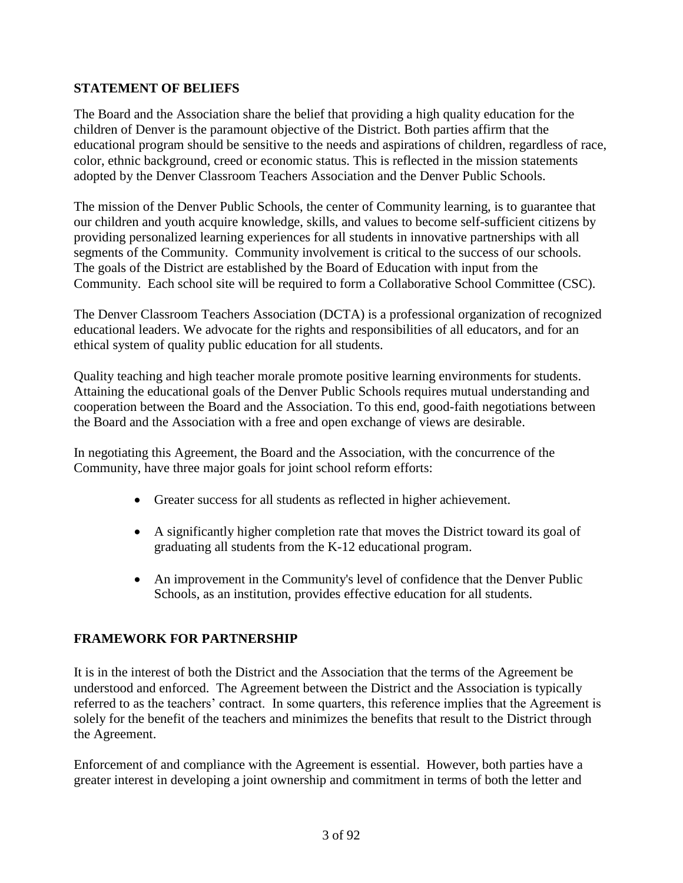## STATEMENT OF BELIEFS

The Board and the Association share the belief that providing a high quality education for the children of Denver is the paramount objective of the District. Both parties affirm that the educational program should be sensitive to the needs and aspirations of children, regardless of race, color, ethnic background, creed or economic status. This is reflected in the mission statements adopted by the Denver Classroom Teachers Association and the Denver Public Schools.

The mission of the Denver Public Schools, the center of Community learning, is to guarantee that our children and youth acquire knowledge, skills, and values to become self-sufficient citizens by providing personalized learning experiences for all students in innovative partnerships with all segments of the Community. Community involvement is critical to the success of our schools. The goals of the District are established by the Board of Education with input from the Community. Each school site will be required to form a Collaborative School Committee (CSC).

The Denver Classroom Teachers Association (DCTA) is a professional organization of recognized educational leaders. We advocate for the rights and responsibilities of all educators, and for an ethical system of quality public education for all students.

Quality teaching and high teacher morale promote positive learning environments for students. Attaining the educational goals of the Denver Public Schools requires mutual understanding and cooperation between the Board and the Association. To this end, good-faith negotiations between the Board and the Association with a free and open exchange of views are desirable.

In negotiating this Agreement, the Board and the Association, with the concurrence of the Community, have three major goals for joint school reform efforts:

- Greater success for all students as reflected in higher achievement.
- A significantly higher completion rate that moves the District toward its goal of graduating all students from the K-12 educational program.
- An improvement in the Community's level of confidence that the Denver Public Schools, as an institution, provides effective education for all students.

## FRAMEWORK FOR PARTNERSHIP

It is in the interest of both the District and the Association that the terms of the Agreement be understood and enforced. The Agreement between the District and the Association is typically referred to as the teachers' contract. In some quarters, this reference implies that the Agreement is solely for the benefit of the teachers and minimizes the benefits that result to the District through the Agreement.

Enforcement of and compliance with the Agreement is essential. However, both parties have a greater interest in developing a joint ownership and commitment in terms of both the letter and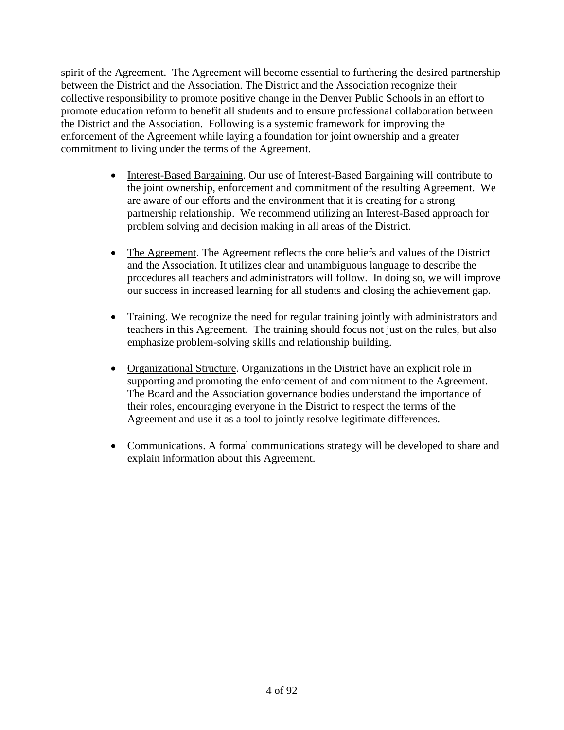spirit of the Agreement. The Agreement will become essential to furthering the desired partnership between the District and the Association. The District and the Association recognize their collective responsibility to promote positive change in the Denver Public Schools in an effort to promote education reform to benefit all students and to ensure professional collaboration between the District and the Association. Following is a systemic framework for improving the enforcement of the Agreement while laying a foundation for joint ownership and a greater commitment to living under the terms of the Agreement.

- Interest-Based Bargaining. Our use of Interest-Based Bargaining will contribute to the joint ownership, enforcement and commitment of the resulting Agreement. We are aware of our efforts and the environment that it is creating for a strong partnership relationship. We recommend utilizing an Interest-Based approach for problem solving and decision making in all areas of the District.

- The Agreement. The Agreement reflects the core beliefs and values of the District and the Association. It utilizes clear and unambiguous language to describe the procedures all teachers and administrators will follow. In doing so, we will improve our success in increased learning for all students and closing the achievement gap.

- Training. We recognize the need for regular training jointly with administrators and teachers in this Agreement. The training should focus not just on the rules, but also emphasize problem-solving skills and relationship building.

- Organizational Structure. Organizations in the District have an explicit role in supporting and promoting the enforcement of and commitment to the Agreement. The Board and the Association governance bodies understand the importance of their roles, encouraging everyone in the District to respect the terms of the Agreement and use it as a tool to jointly resolve legitimate differences.

- Communications. A formal communications strategy will be developed to share and explain information about this Agreement.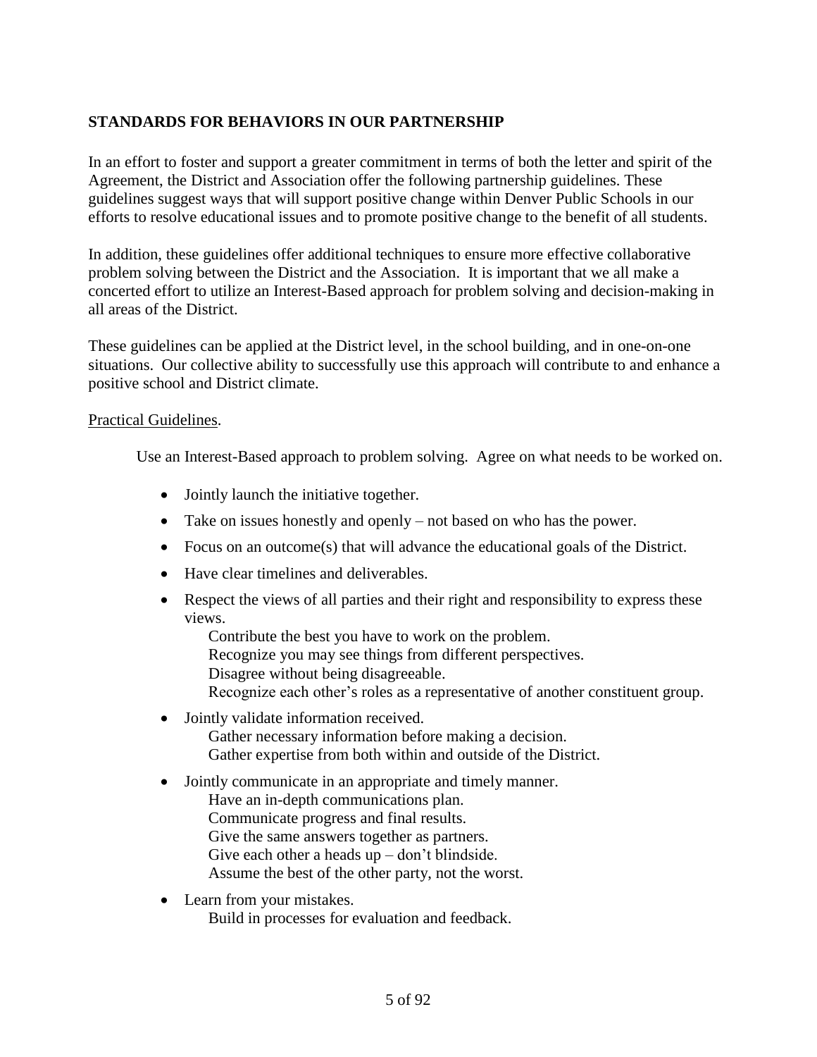## STANDARDS FOR BEHAVIORS IN OUR PARTNERSHIP

In an effort to foster and support a greater commitment in terms of both the letter and spirit of the Agreement, the District and Association offer the following partnership guidelines. These guidelines suggest ways that will support positive change within Denver Public Schools in our efforts to resolve educational issues and to promote positive change to the benefit of all students.

In addition, these guidelines offer additional techniques to ensure more effective collaborative problem solving between the District and the Association. It is important that we all make a concerted effort to utilize an Interest-Based approach for problem solving and decision-making in all areas of the District.

These guidelines can be applied at the District level, in the school building, and in one-on-one situations. Our collective ability to successfully use this approach will contribute to and enhance a positive school and District climate.

Practical Guidelines.

Use an Interest-Based approach to problem solving. Agree on what needs to be worked on.

- Jointly launch the initiative together.
- Take on issues honestly and openly – not based on who has the power.
- Focus on an outcome(s) that will advance the educational goals of the District.
- Have clear timelines and deliverables.
- Respect the views of all parties and their right and responsibility to express these views.
  - Contribute the best you have to work on the problem.
  - Recognize you may see things from different perspectives.
  - Disagree without being disagreeable.
  - Recognize each other's roles as a representative of another constituent group.
- Jointly validate information received.
  - Gather necessary information before making a decision.
  - Gather expertise from both within and outside of the District.
- Jointly communicate in an appropriate and timely manner.
  - Have an in-depth communications plan.
  - Communicate progress and final results.
  - Give the same answers together as partners.
  - Give each other a heads up – don't blindside.
  - Assume the best of the other party, not the worst.
- Learn from your mistakes.
  - Build in processes for evaluation and feedback.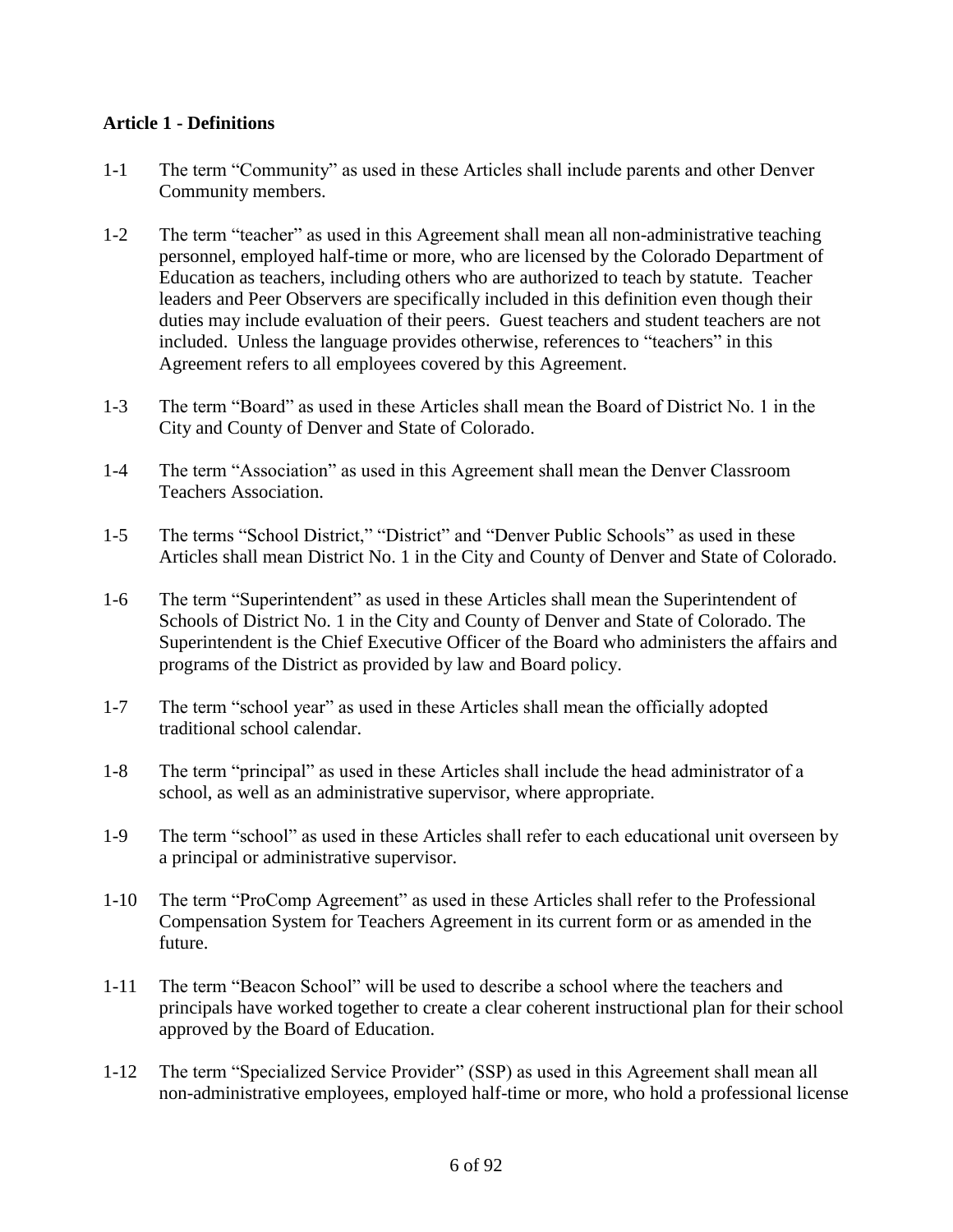**Article 1 - Definitions**

1-1 The term “Community” as used in these Articles shall include parents and other Denver Community members.

1-2 The term “teacher” as used in this Agreement shall mean all non-administrative teaching personnel, employed half-time or more, who are licensed by the Colorado Department of Education as teachers, including others who are authorized to teach by statute. Teacher leaders and Peer Observers are specifically included in this definition even though their duties may include evaluation of their peers. Guest teachers and student teachers are not included. Unless the language provides otherwise, references to “teachers” in this Agreement refers to all employees covered by this Agreement.

1-3 The term “Board” as used in these Articles shall mean the Board of District No. 1 in the City and County of Denver and State of Colorado.

1-4 The term “Association” as used in this Agreement shall mean the Denver Classroom Teachers Association.

1-5 The terms “School District,” “District” and “Denver Public Schools” as used in these Articles shall mean District No. 1 in the City and County of Denver and State of Colorado.

1-6 The term “Superintendent” as used in these Articles shall mean the Superintendent of Schools of District No. 1 in the City and County of Denver and State of Colorado. The Superintendent is the Chief Executive Officer of the Board who administers the affairs and programs of the District as provided by law and Board policy.

1-7 The term “school year” as used in these Articles shall mean the officially adopted traditional school calendar.

1-8 The term “principal” as used in these Articles shall include the head administrator of a school, as well as an administrative supervisor, where appropriate.

1-9 The term “school” as used in these Articles shall refer to each educational unit overseen by a principal or administrative supervisor.

1-10 The term “ProComp Agreement” as used in these Articles shall refer to the Professional Compensation System for Teachers Agreement in its current form or as amended in the future.

1-11 The term “Beacon School” will be used to describe a school where the teachers and principals have worked together to create a clear coherent instructional plan for their school approved by the Board of Education.

1-12 The term “Specialized Service Provider” (SSP) as used in this Agreement shall mean all non-administrative employees, employed half-time or more, who hold a professional license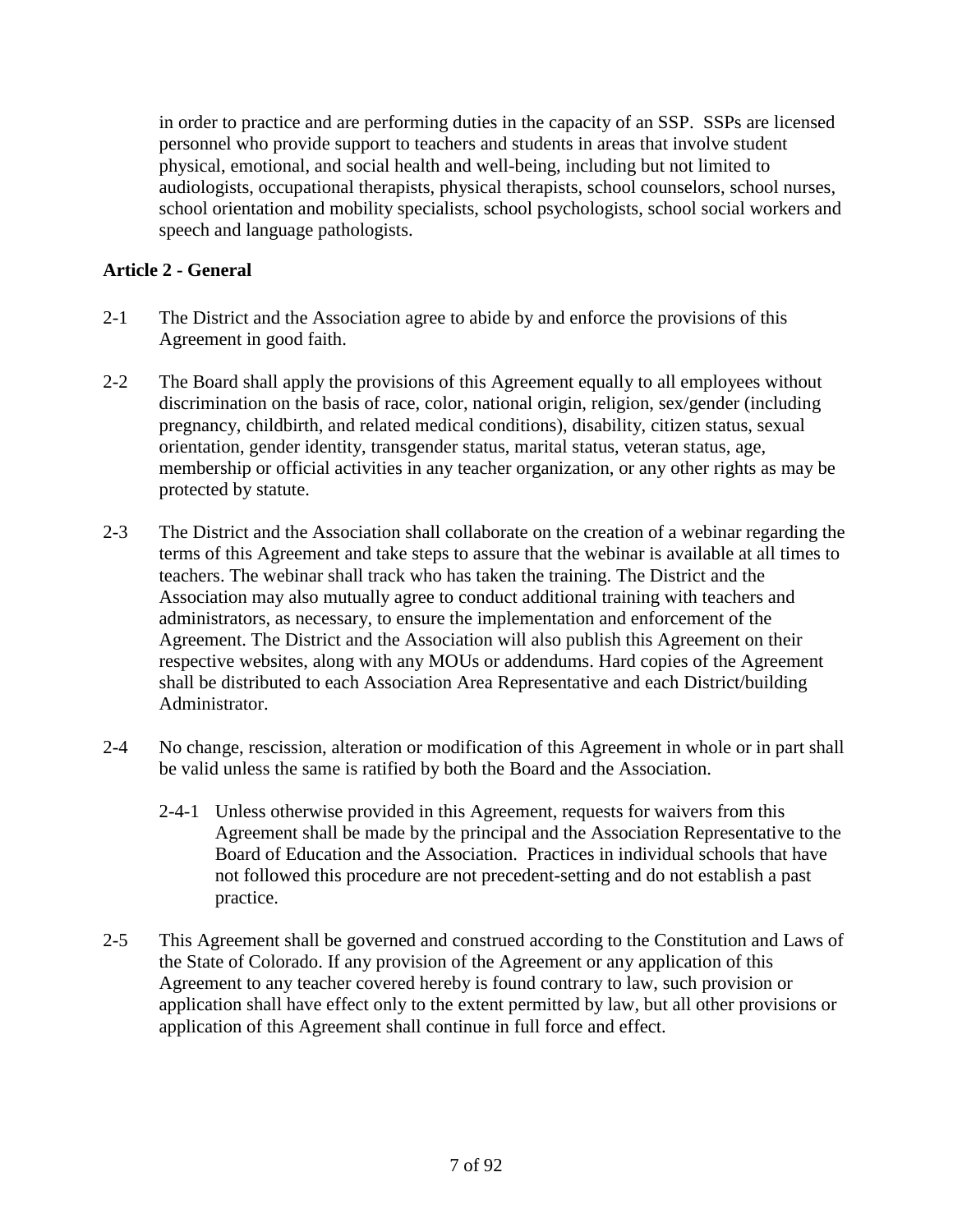in order to practice and are performing duties in the capacity of an SSP. SSPs are licensed personnel who provide support to teachers and students in areas that involve student physical, emotional, and social health and well-being, including but not limited to audiologists, occupational therapists, physical therapists, school counselors, school nurses, school orientation and mobility specialists, school psychologists, school social workers and speech and language pathologists.

## Article 2 - General

2-1 The District and the Association agree to abide by and enforce the provisions of this Agreement in good faith.

2-2 The Board shall apply the provisions of this Agreement equally to all employees without discrimination on the basis of race, color, national origin, religion, sex/gender (including pregnancy, childbirth, and related medical conditions), disability, citizen status, sexual orientation, gender identity, transgender status, marital status, veteran status, age, membership or official activities in any teacher organization, or any other rights as may be protected by statute.

2-3 The District and the Association shall collaborate on the creation of a webinar regarding the terms of this Agreement and take steps to assure that the webinar is available at all times to teachers. The webinar shall track who has taken the training. The District and the Association may also mutually agree to conduct additional training with teachers and administrators, as necessary, to ensure the implementation and enforcement of the Agreement. The District and the Association will also publish this Agreement on their respective websites, along with any MOUs or addendums. Hard copies of the Agreement shall be distributed to each Association Area Representative and each District/building Administrator.

2-4 No change, rescission, alteration or modification of this Agreement in whole or in part shall be valid unless the same is ratified by both the Board and the Association.

2-4-1 Unless otherwise provided in this Agreement, requests for waivers from this Agreement shall be made by the principal and the Association Representative to the Board of Education and the Association. Practices in individual schools that have not followed this procedure are not precedent-setting and do not establish a past practice.

2-5 This Agreement shall be governed and construed according to the Constitution and Laws of the State of Colorado. If any provision of the Agreement or any application of this Agreement to any teacher covered hereby is found contrary to law, such provision or application shall have effect only to the extent permitted by law, but all other provisions or application of this Agreement shall continue in full force and effect.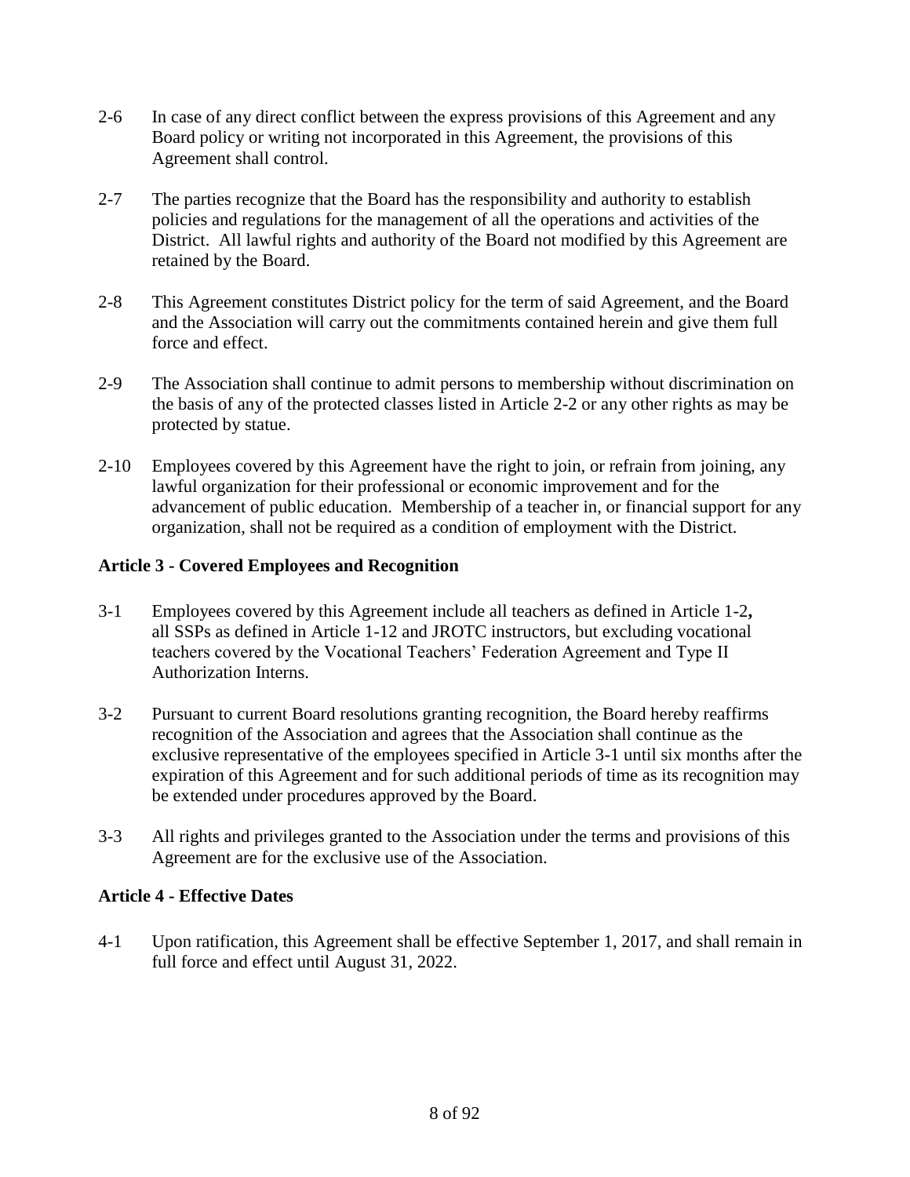2-6 In case of any direct conflict between the express provisions of this Agreement and any Board policy or writing not incorporated in this Agreement, the provisions of this Agreement shall control.

2-7 The parties recognize that the Board has the responsibility and authority to establish policies and regulations for the management of all the operations and activities of the District. All lawful rights and authority of the Board not modified by this Agreement are retained by the Board.

2-8 This Agreement constitutes District policy for the term of said Agreement, and the Board and the Association will carry out the commitments contained herein and give them full force and effect.

2-9 The Association shall continue to admit persons to membership without discrimination on the basis of any of the protected classes listed in Article 2-2 or any other rights as may be protected by statue.

2-10 Employees covered by this Agreement have the right to join, or refrain from joining, any lawful organization for their professional or economic improvement and for the advancement of public education. Membership of a teacher in, or financial support for any organization, shall not be required as a condition of employment with the District.

**Article 3 - Covered Employees and Recognition**

3-1 Employees covered by this Agreement include all teachers as defined in Article 1-2**,** all SSPs as defined in Article 1-12 and JROTC instructors, but excluding vocational teachers covered by the Vocational Teachers' Federation Agreement and Type II Authorization Interns.

3-2 Pursuant to current Board resolutions granting recognition, the Board hereby reaffirms recognition of the Association and agrees that the Association shall continue as the exclusive representative of the employees specified in Article 3-1 until six months after the expiration of this Agreement and for such additional periods of time as its recognition may be extended under procedures approved by the Board.

3-3 All rights and privileges granted to the Association under the terms and provisions of this Agreement are for the exclusive use of the Association.

**Article 4 - Effective Dates**

4-1 Upon ratification, this Agreement shall be effective September 1, 2017, and shall remain in full force and effect until August 31, 2022.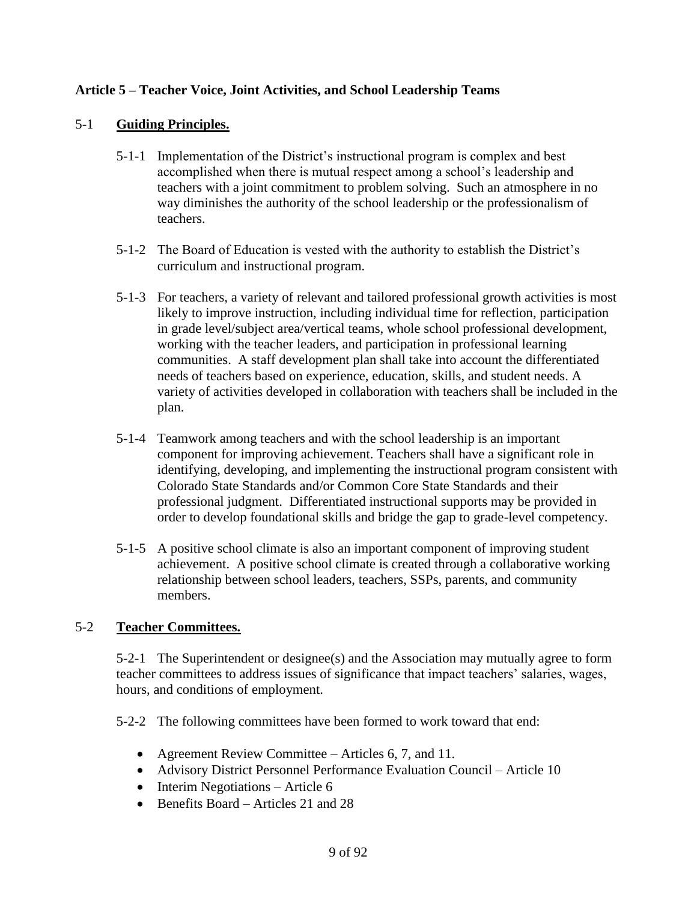**Article 5 – Teacher Voice, Joint Activities, and School Leadership Teams**

5-1 **Guiding Principles.**

5-1-1 Implementation of the District's instructional program is complex and best accomplished when there is mutual respect among a school's leadership and teachers with a joint commitment to problem solving. Such an atmosphere in no way diminishes the authority of the school leadership or the professionalism of teachers.

5-1-2 The Board of Education is vested with the authority to establish the District's curriculum and instructional program.

5-1-3 For teachers, a variety of relevant and tailored professional growth activities is most likely to improve instruction, including individual time for reflection, participation in grade level/subject area/vertical teams, whole school professional development, working with the teacher leaders, and participation in professional learning communities. A staff development plan shall take into account the differentiated needs of teachers based on experience, education, skills, and student needs. A variety of activities developed in collaboration with teachers shall be included in the plan.

5-1-4 Teamwork among teachers and with the school leadership is an important component for improving achievement. Teachers shall have a significant role in identifying, developing, and implementing the instructional program consistent with Colorado State Standards and/or Common Core State Standards and their professional judgment. Differentiated instructional supports may be provided in order to develop foundational skills and bridge the gap to grade-level competency.

5-1-5 A positive school climate is also an important component of improving student achievement. A positive school climate is created through a collaborative working relationship between school leaders, teachers, SSPs, parents, and community members.

5-2 **Teacher Committees.**

5-2-1 The Superintendent or designee(s) and the Association may mutually agree to form teacher committees to address issues of significance that impact teachers' salaries, wages, hours, and conditions of employment.

5-2-2 The following committees have been formed to work toward that end:

- Agreement Review Committee – Articles 6, 7, and 11.
- Advisory District Personnel Performance Evaluation Council – Article 10
- Interim Negotiations – Article 6
- Benefits Board – Articles 21 and 28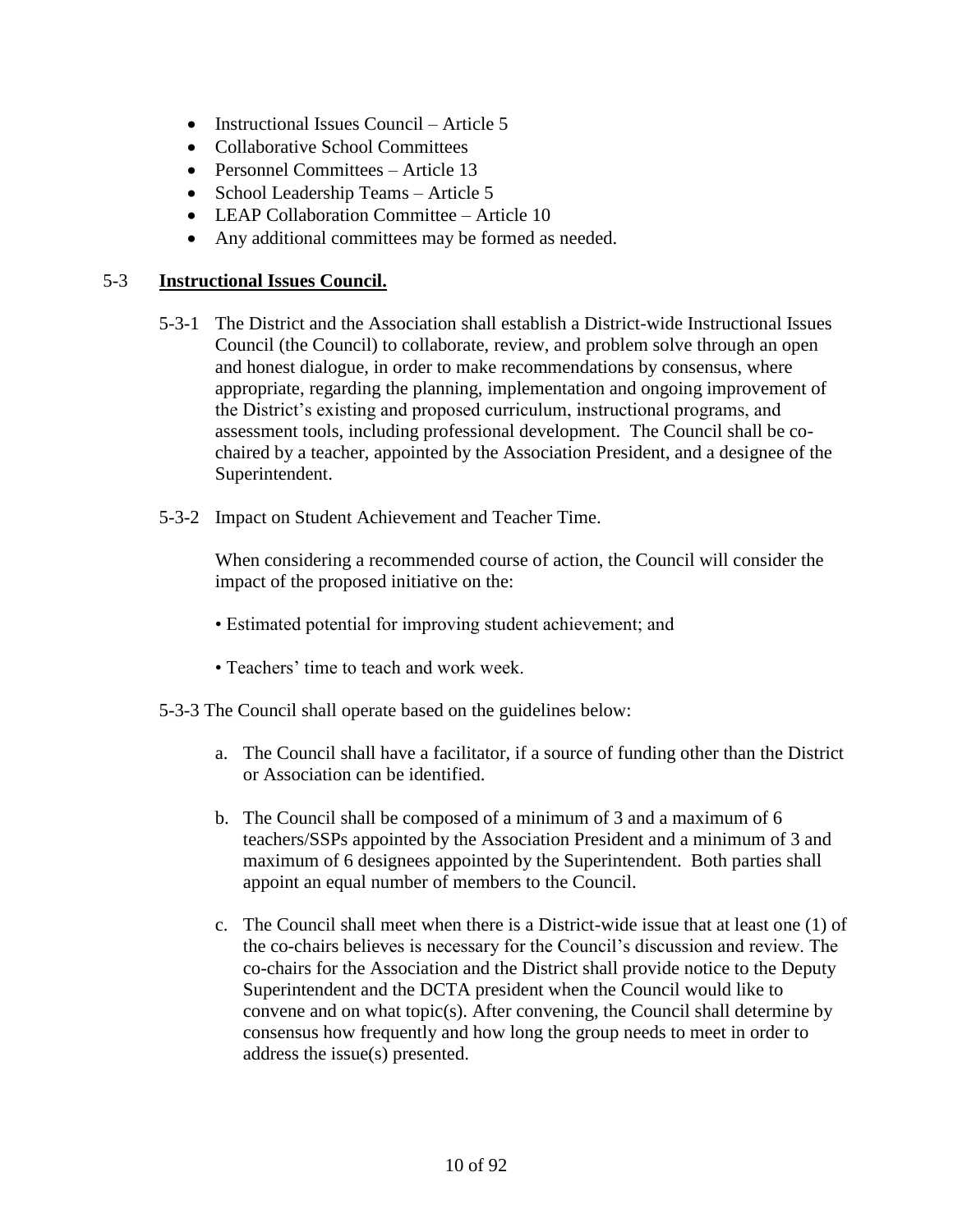- Instructional Issues Council – Article 5
- Collaborative School Committees
- Personnel Committees – Article 13
- School Leadership Teams – Article 5
- LEAP Collaboration Committee – Article 10
- Any additional committees may be formed as needed.

## 5-3 **Instructional Issues Council.**

5-3-1 The District and the Association shall establish a District-wide Instructional Issues Council (the Council) to collaborate, review, and problem solve through an open and honest dialogue, in order to make recommendations by consensus, where appropriate, regarding the planning, implementation and ongoing improvement of the District's existing and proposed curriculum, instructional programs, and assessment tools, including professional development. The Council shall be co-chaired by a teacher, appointed by the Association President, and a designee of the Superintendent.

5-3-2 Impact on Student Achievement and Teacher Time.

When considering a recommended course of action, the Council will consider the impact of the proposed initiative on the:

- Estimated potential for improving student achievement; and
- Teachers' time to teach and work week.

5-3-3 The Council shall operate based on the guidelines below:

a. The Council shall have a facilitator, if a source of funding other than the District or Association can be identified.

b. The Council shall be composed of a minimum of 3 and a maximum of 6 teachers/SSPs appointed by the Association President and a minimum of 3 and maximum of 6 designees appointed by the Superintendent. Both parties shall appoint an equal number of members to the Council.

c. The Council shall meet when there is a District-wide issue that at least one (1) of the co-chairs believes is necessary for the Council's discussion and review. The co-chairs for the Association and the District shall provide notice to the Deputy Superintendent and the DCTA president when the Council would like to convene and on what topic(s). After convening, the Council shall determine by consensus how frequently and how long the group needs to meet in order to address the issue(s) presented.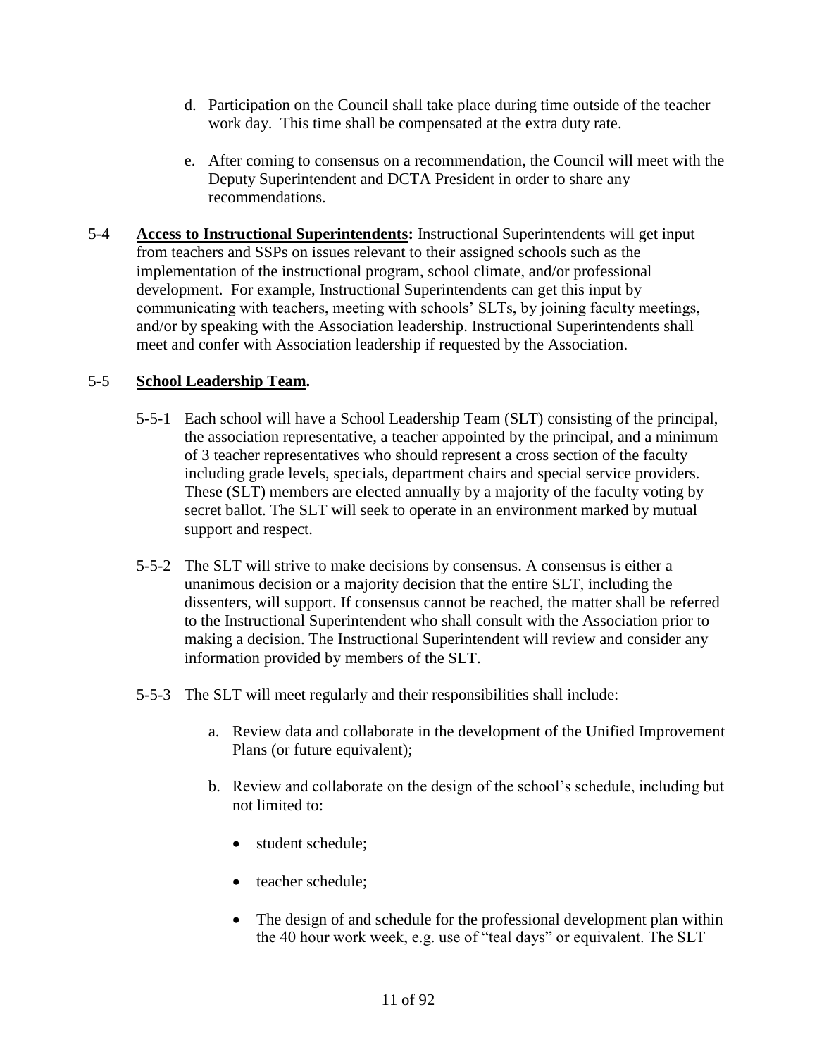d. Participation on the Council shall take place during time outside of the teacher work day. This time shall be compensated at the extra duty rate.

e. After coming to consensus on a recommendation, the Council will meet with the Deputy Superintendent and DCTA President in order to share any recommendations.

5-4 **Access to Instructional Superintendents:** Instructional Superintendents will get input from teachers and SSPs on issues relevant to their assigned schools such as the implementation of the instructional program, school climate, and/or professional development. For example, Instructional Superintendents can get this input by communicating with teachers, meeting with schools' SLTs, by joining faculty meetings, and/or by speaking with the Association leadership. Instructional Superintendents shall meet and confer with Association leadership if requested by the Association.

5-5 **School Leadership Team.**

5-5-1 Each school will have a School Leadership Team (SLT) consisting of the principal, the association representative, a teacher appointed by the principal, and a minimum of 3 teacher representatives who should represent a cross section of the faculty including grade levels, specials, department chairs and special service providers. These (SLT) members are elected annually by a majority of the faculty voting by secret ballot. The SLT will seek to operate in an environment marked by mutual support and respect.

5-5-2 The SLT will strive to make decisions by consensus. A consensus is either a unanimous decision or a majority decision that the entire SLT, including the dissenters, will support. If consensus cannot be reached, the matter shall be referred to the Instructional Superintendent who shall consult with the Association prior to making a decision. The Instructional Superintendent will review and consider any information provided by members of the SLT.

5-5-3 The SLT will meet regularly and their responsibilities shall include:

a. Review data and collaborate in the development of the Unified Improvement Plans (or future equivalent);

b. Review and collaborate on the design of the school's schedule, including but not limited to:

- student schedule;
- teacher schedule;
- The design of and schedule for the professional development plan within the 40 hour work week, e.g. use of "teal days" or equivalent. The SLT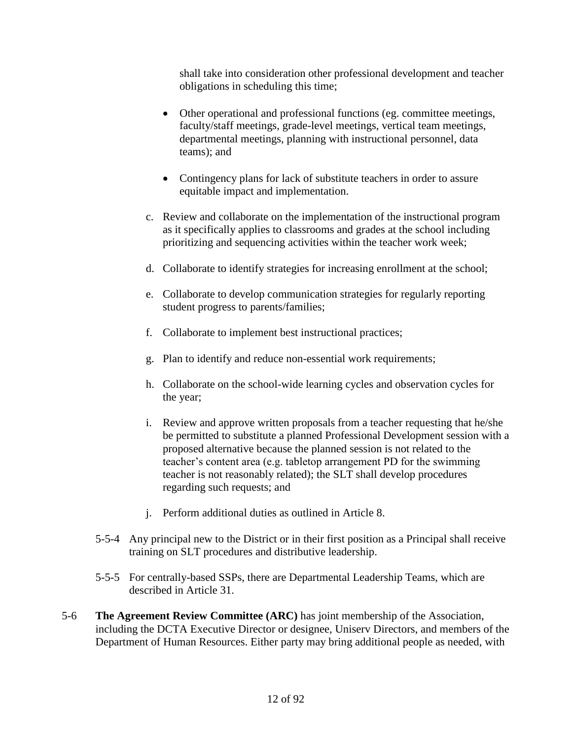shall take into consideration other professional development and teacher obligations in scheduling this time;

- Other operational and professional functions (eg. committee meetings, faculty/staff meetings, grade-level meetings, vertical team meetings, departmental meetings, planning with instructional personnel, data teams); and
- Contingency plans for lack of substitute teachers in order to assure equitable impact and implementation.

c. Review and collaborate on the implementation of the instructional program as it specifically applies to classrooms and grades at the school including prioritizing and sequencing activities within the teacher work week;

d. Collaborate to identify strategies for increasing enrollment at the school;

e. Collaborate to develop communication strategies for regularly reporting student progress to parents/families;

f. Collaborate to implement best instructional practices;

g. Plan to identify and reduce non-essential work requirements;

h. Collaborate on the school-wide learning cycles and observation cycles for the year;

i. Review and approve written proposals from a teacher requesting that he/she be permitted to substitute a planned Professional Development session with a proposed alternative because the planned session is not related to the teacher's content area (e.g. tabletop arrangement PD for the swimming teacher is not reasonably related); the SLT shall develop procedures regarding such requests; and

j. Perform additional duties as outlined in Article 8.

5-5-4 Any principal new to the District or in their first position as a Principal shall receive training on SLT procedures and distributive leadership.

5-5-5 For centrally-based SSPs, there are Departmental Leadership Teams, which are described in Article 31.

5-6 **The Agreement Review Committee (ARC)** has joint membership of the Association, including the DCTA Executive Director or designee, Uniserv Directors, and members of the Department of Human Resources. Either party may bring additional people as needed, with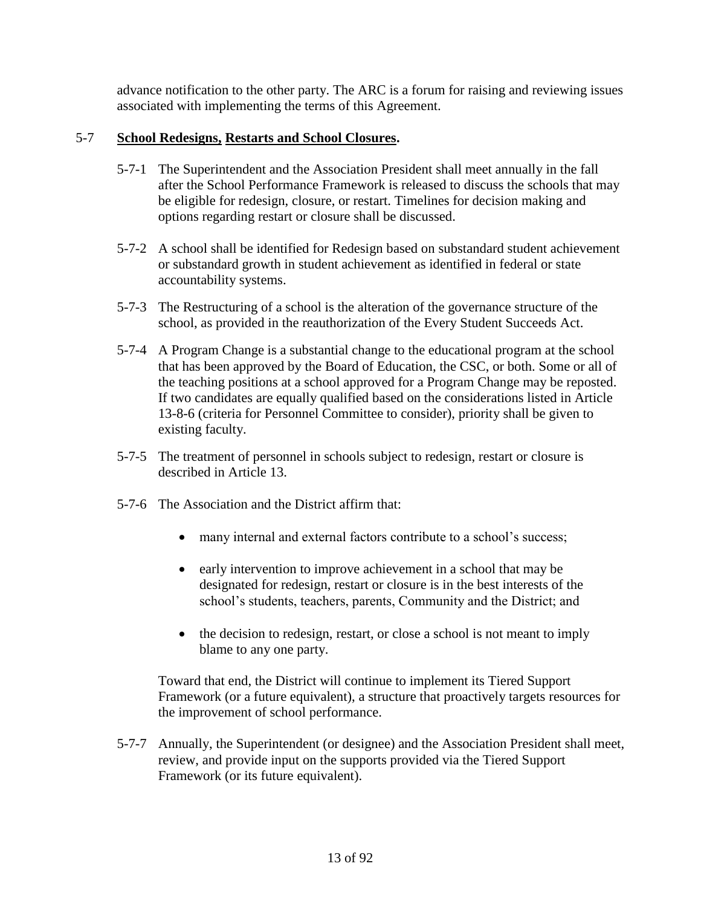advance notification to the other party. The ARC is a forum for raising and reviewing issues associated with implementing the terms of this Agreement.

5-7 **School Redesigns, Restarts and School Closures.**

5-7-1 The Superintendent and the Association President shall meet annually in the fall after the School Performance Framework is released to discuss the schools that may be eligible for redesign, closure, or restart. Timelines for decision making and options regarding restart or closure shall be discussed.

5-7-2 A school shall be identified for Redesign based on substandard student achievement or substandard growth in student achievement as identified in federal or state accountability systems.

5-7-3 The Restructuring of a school is the alteration of the governance structure of the school, as provided in the reauthorization of the Every Student Succeeds Act.

5-7-4 A Program Change is a substantial change to the educational program at the school that has been approved by the Board of Education, the CSC, or both. Some or all of the teaching positions at a school approved for a Program Change may be reposted. If two candidates are equally qualified based on the considerations listed in Article 13-8-6 (criteria for Personnel Committee to consider), priority shall be given to existing faculty.

5-7-5 The treatment of personnel in schools subject to redesign, restart or closure is described in Article 13.

5-7-6 The Association and the District affirm that:

- many internal and external factors contribute to a school's success;
- early intervention to improve achievement in a school that may be designated for redesign, restart or closure is in the best interests of the school's students, teachers, parents, Community and the District; and
- the decision to redesign, restart, or close a school is not meant to imply blame to any one party.

Toward that end, the District will continue to implement its Tiered Support Framework (or a future equivalent), a structure that proactively targets resources for the improvement of school performance.

5-7-7 Annually, the Superintendent (or designee) and the Association President shall meet, review, and provide input on the supports provided via the Tiered Support Framework (or its future equivalent).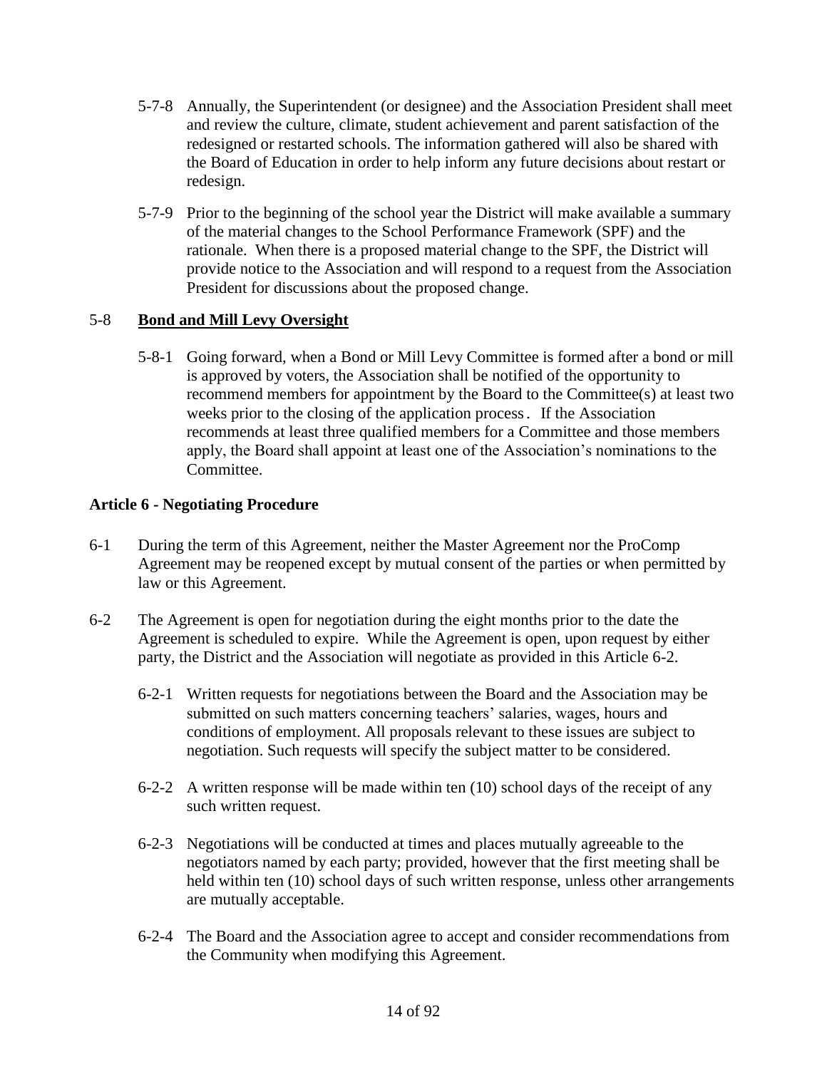5-7-8 Annually, the Superintendent (or designee) and the Association President shall meet and review the culture, climate, student achievement and parent satisfaction of the redesigned or restarted schools. The information gathered will also be shared with the Board of Education in order to help inform any future decisions about restart or redesign.

5-7-9 Prior to the beginning of the school year the District will make available a summary of the material changes to the School Performance Framework (SPF) and the rationale. When there is a proposed material change to the SPF, the District will provide notice to the Association and will respond to a request from the Association President for discussions about the proposed change.

5-8 **<u>Bond and Mill Levy Oversight</u>**

5-8-1 Going forward, when a Bond or Mill Levy Committee is formed after a bond or mill is approved by voters, the Association shall be notified of the opportunity to recommend members for appointment by the Board to the Committee(s) at least two weeks prior to the closing of the application process. If the Association recommends at least three qualified members for a Committee and those members apply, the Board shall appoint at least one of the Association's nominations to the Committee.

**Article 6 - Negotiating Procedure**

6-1 During the term of this Agreement, neither the Master Agreement nor the ProComp Agreement may be reopened except by mutual consent of the parties or when permitted by law or this Agreement.

6-2 The Agreement is open for negotiation during the eight months prior to the date the Agreement is scheduled to expire. While the Agreement is open, upon request by either party, the District and the Association will negotiate as provided in this Article 6-2.

6-2-1 Written requests for negotiations between the Board and the Association may be submitted on such matters concerning teachers' salaries, wages, hours and conditions of employment. All proposals relevant to these issues are subject to negotiation. Such requests will specify the subject matter to be considered.

6-2-2 A written response will be made within ten (10) school days of the receipt of any such written request.

6-2-3 Negotiations will be conducted at times and places mutually agreeable to the negotiators named by each party; provided, however that the first meeting shall be held within ten (10) school days of such written response, unless other arrangements are mutually acceptable.

6-2-4 The Board and the Association agree to accept and consider recommendations from the Community when modifying this Agreement.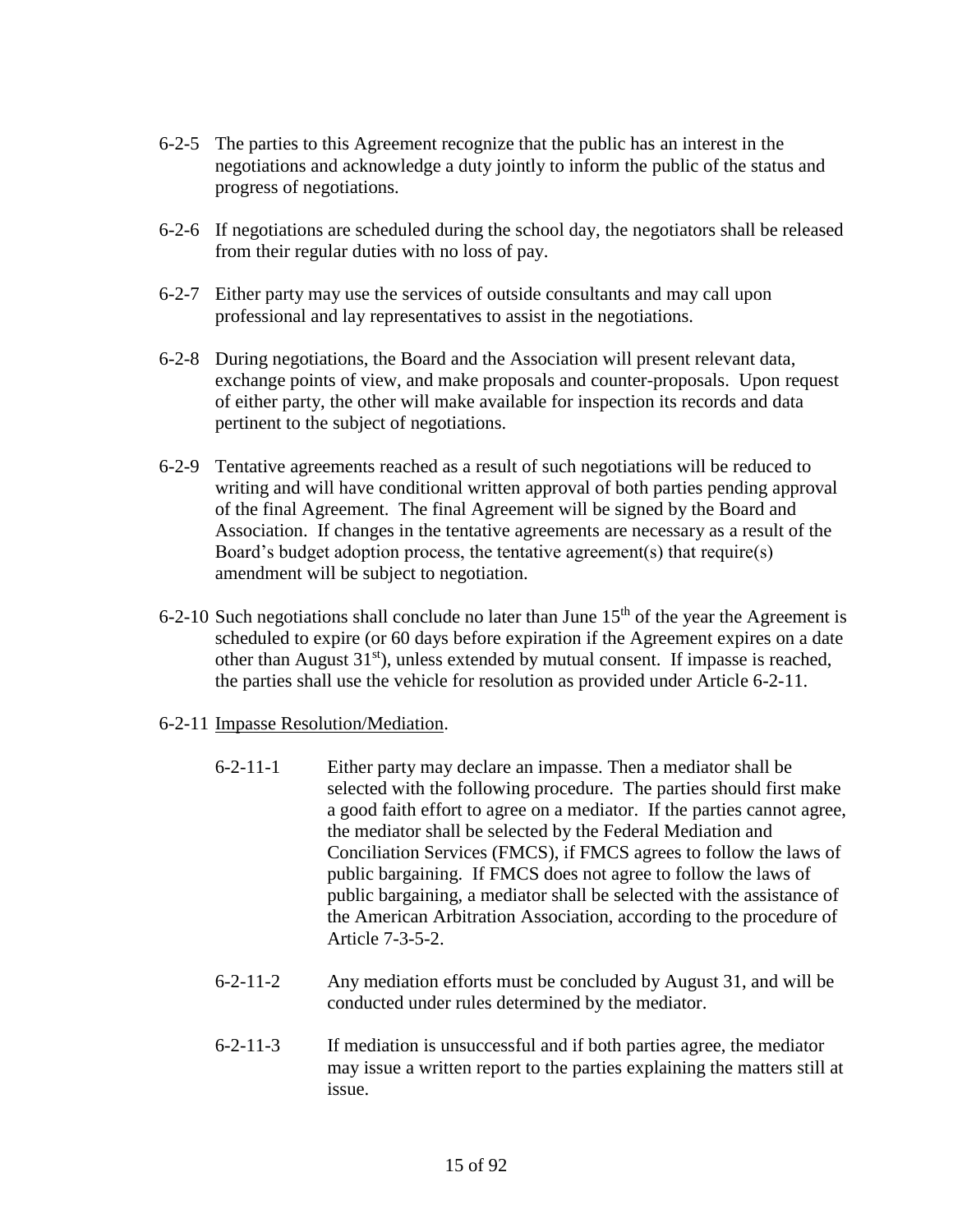6-2-5 The parties to this Agreement recognize that the public has an interest in the negotiations and acknowledge a duty jointly to inform the public of the status and progress of negotiations.

6-2-6 If negotiations are scheduled during the school day, the negotiators shall be released from their regular duties with no loss of pay.

6-2-7 Either party may use the services of outside consultants and may call upon professional and lay representatives to assist in the negotiations.

6-2-8 During negotiations, the Board and the Association will present relevant data, exchange points of view, and make proposals and counter-proposals. Upon request of either party, the other will make available for inspection its records and data pertinent to the subject of negotiations.

6-2-9 Tentative agreements reached as a result of such negotiations will be reduced to writing and will have conditional written approval of both parties pending approval of the final Agreement. The final Agreement will be signed by the Board and Association. If changes in the tentative agreements are necessary as a result of the Board's budget adoption process, the tentative agreement(s) that require(s) amendment will be subject to negotiation.

6-2-10 Such negotiations shall conclude no later than June 15th of the year the Agreement is scheduled to expire (or 60 days before expiration if the Agreement expires on a date other than August 31st), unless extended by mutual consent. If impasse is reached, the parties shall use the vehicle for resolution as provided under Article 6-2-11.

6-2-11 <u>Impasse Resolution/Mediation</u>.

6-2-11-1 Either party may declare an impasse. Then a mediator shall be selected with the following procedure. The parties should first make a good faith effort to agree on a mediator. If the parties cannot agree, the mediator shall be selected by the Federal Mediation and Conciliation Services (FMCS), if FMCS agrees to follow the laws of public bargaining. If FMCS does not agree to follow the laws of public bargaining, a mediator shall be selected with the assistance of the American Arbitration Association, according to the procedure of Article 7-3-5-2.

6-2-11-2 Any mediation efforts must be concluded by August 31, and will be conducted under rules determined by the mediator.

6-2-11-3 If mediation is unsuccessful and if both parties agree, the mediator may issue a written report to the parties explaining the matters still at issue.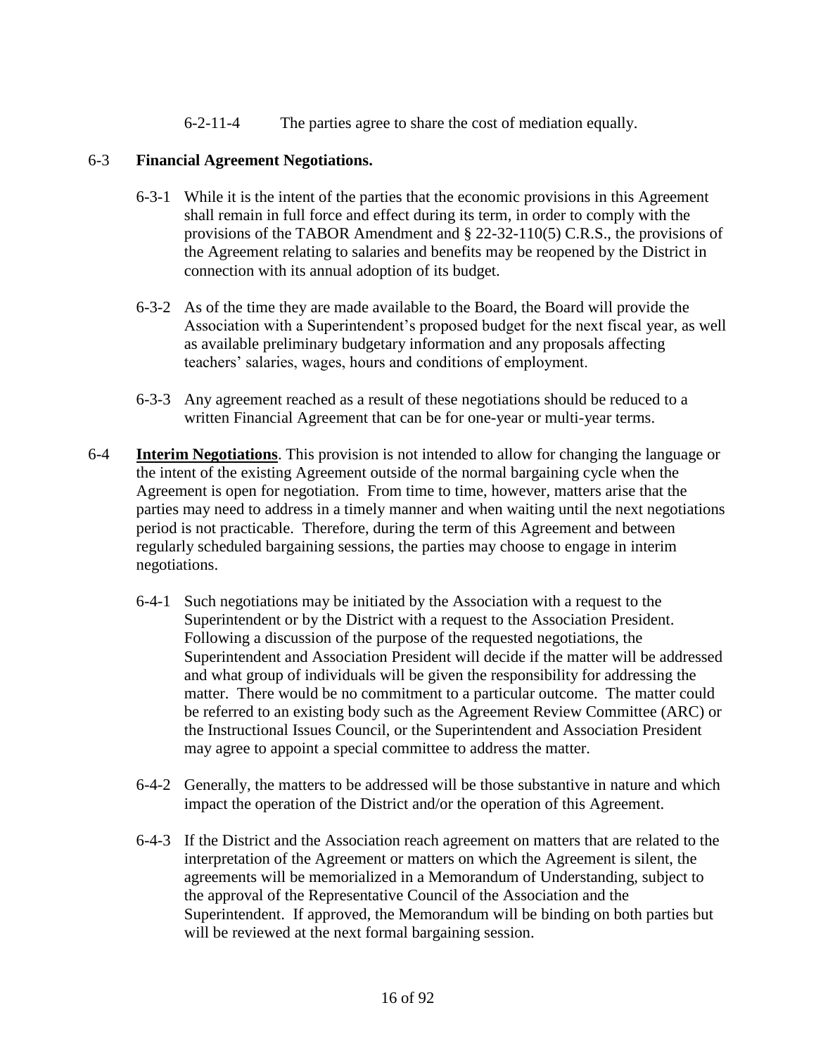6-2-11-4 The parties agree to share the cost of mediation equally.

6-3 **Financial Agreement Negotiations.**

6-3-1 While it is the intent of the parties that the economic provisions in this Agreement shall remain in full force and effect during its term, in order to comply with the provisions of the TABOR Amendment and § 22-32-110(5) C.R.S., the provisions of the Agreement relating to salaries and benefits may be reopened by the District in connection with its annual adoption of its budget.

6-3-2 As of the time they are made available to the Board, the Board will provide the Association with a Superintendent's proposed budget for the next fiscal year, as well as available preliminary budgetary information and any proposals affecting teachers' salaries, wages, hours and conditions of employment.

6-3-3 Any agreement reached as a result of these negotiations should be reduced to a written Financial Agreement that can be for one-year or multi-year terms.

6-4 **Interim Negotiations**. This provision is not intended to allow for changing the language or the intent of the existing Agreement outside of the normal bargaining cycle when the Agreement is open for negotiation. From time to time, however, matters arise that the parties may need to address in a timely manner and when waiting until the next negotiations period is not practicable. Therefore, during the term of this Agreement and between regularly scheduled bargaining sessions, the parties may choose to engage in interim negotiations.

6-4-1 Such negotiations may be initiated by the Association with a request to the Superintendent or by the District with a request to the Association President. Following a discussion of the purpose of the requested negotiations, the Superintendent and Association President will decide if the matter will be addressed and what group of individuals will be given the responsibility for addressing the matter. There would be no commitment to a particular outcome. The matter could be referred to an existing body such as the Agreement Review Committee (ARC) or the Instructional Issues Council, or the Superintendent and Association President may agree to appoint a special committee to address the matter.

6-4-2 Generally, the matters to be addressed will be those substantive in nature and which impact the operation of the District and/or the operation of this Agreement.

6-4-3 If the District and the Association reach agreement on matters that are related to the interpretation of the Agreement or matters on which the Agreement is silent, the agreements will be memorialized in a Memorandum of Understanding, subject to the approval of the Representative Council of the Association and the Superintendent. If approved, the Memorandum will be binding on both parties but will be reviewed at the next formal bargaining session.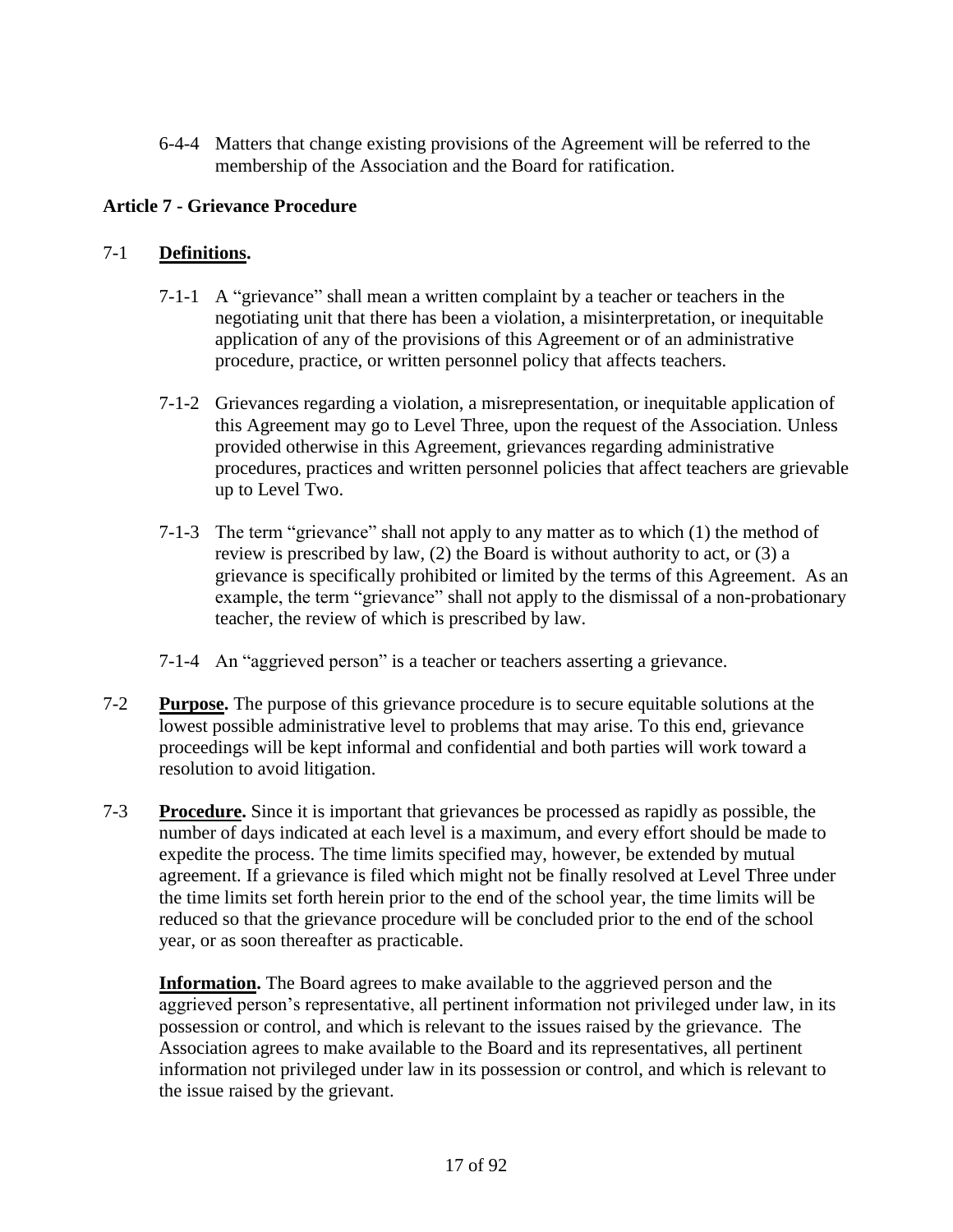6-4-4 Matters that change existing provisions of the Agreement will be referred to the membership of the Association and the Board for ratification.

## Article 7 - Grievance Procedure

7-1 **Definitions.**

7-1-1 A "grievance" shall mean a written complaint by a teacher or teachers in the negotiating unit that there has been a violation, a misinterpretation, or inequitable application of any of the provisions of this Agreement or of an administrative procedure, practice, or written personnel policy that affects teachers.

7-1-2 Grievances regarding a violation, a misrepresentation, or inequitable application of this Agreement may go to Level Three, upon the request of the Association. Unless provided otherwise in this Agreement, grievances regarding administrative procedures, practices and written personnel policies that affect teachers are grievable up to Level Two.

7-1-3 The term "grievance" shall not apply to any matter as to which (1) the method of review is prescribed by law, (2) the Board is without authority to act, or (3) a grievance is specifically prohibited or limited by the terms of this Agreement. As an example, the term "grievance" shall not apply to the dismissal of a non-probationary teacher, the review of which is prescribed by law.

7-1-4 An "aggrieved person" is a teacher or teachers asserting a grievance.

7-2 **Purpose.** The purpose of this grievance procedure is to secure equitable solutions at the lowest possible administrative level to problems that may arise. To this end, grievance proceedings will be kept informal and confidential and both parties will work toward a resolution to avoid litigation.

7-3 **Procedure.** Since it is important that grievances be processed as rapidly as possible, the number of days indicated at each level is a maximum, and every effort should be made to expedite the process. The time limits specified may, however, be extended by mutual agreement. If a grievance is filed which might not be finally resolved at Level Three under the time limits set forth herein prior to the end of the school year, the time limits will be reduced so that the grievance procedure will be concluded prior to the end of the school year, or as soon thereafter as practicable.

**Information.** The Board agrees to make available to the aggrieved person and the aggrieved person's representative, all pertinent information not privileged under law, in its possession or control, and which is relevant to the issues raised by the grievance. The Association agrees to make available to the Board and its representatives, all pertinent information not privileged under law in its possession or control, and which is relevant to the issue raised by the grievant.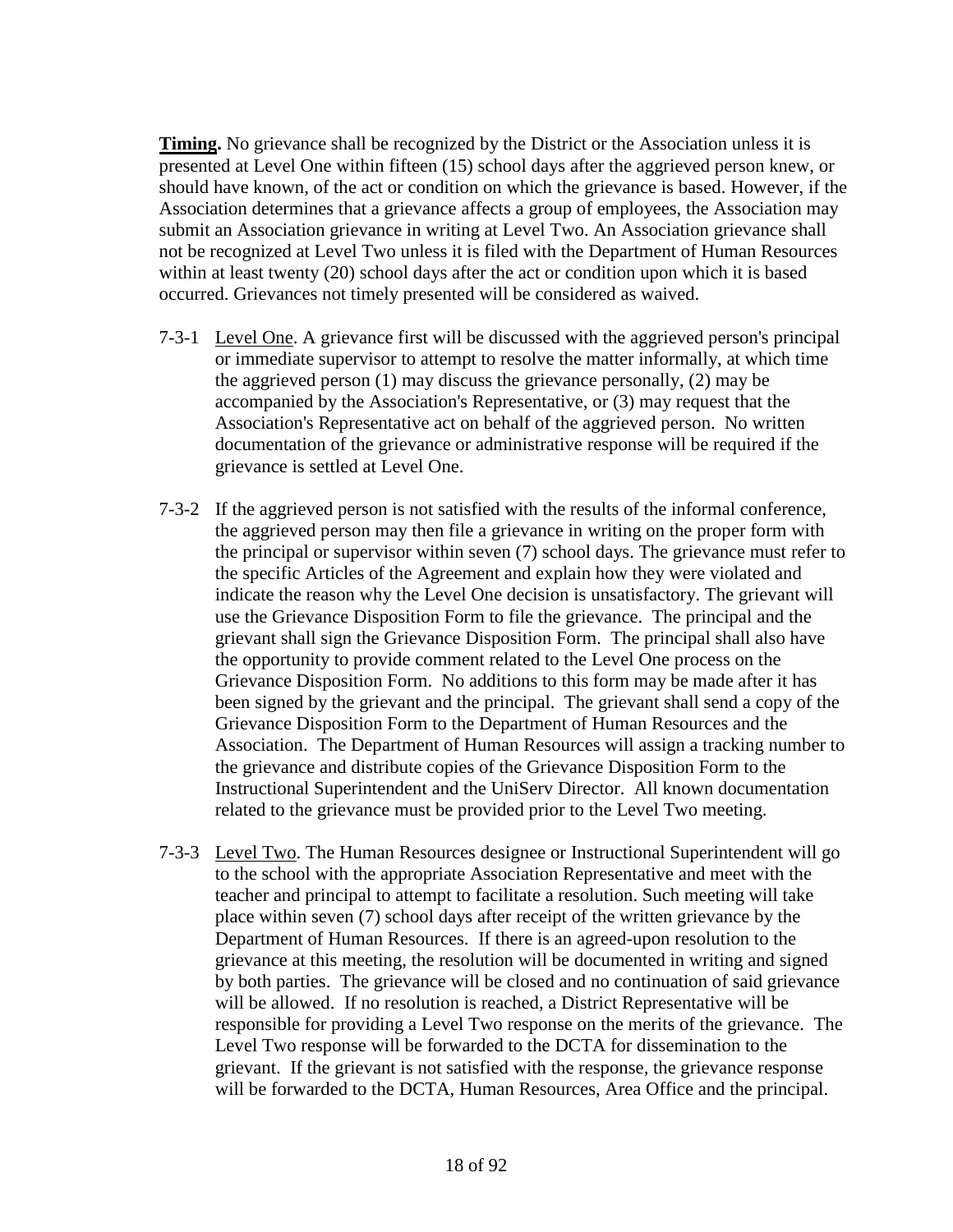**Timing.** No grievance shall be recognized by the District or the Association unless it is presented at Level One within fifteen (15) school days after the aggrieved person knew, or should have known, of the act or condition on which the grievance is based. However, if the Association determines that a grievance affects a group of employees, the Association may submit an Association grievance in writing at Level Two. An Association grievance shall not be recognized at Level Two unless it is filed with the Department of Human Resources within at least twenty (20) school days after the act or condition upon which it is based occurred. Grievances not timely presented will be considered as waived.

7-3-1 Level One. A grievance first will be discussed with the aggrieved person's principal or immediate supervisor to attempt to resolve the matter informally, at which time the aggrieved person (1) may discuss the grievance personally, (2) may be accompanied by the Association's Representative, or (3) may request that the Association's Representative act on behalf of the aggrieved person. No written documentation of the grievance or administrative response will be required if the grievance is settled at Level One.

7-3-2 If the aggrieved person is not satisfied with the results of the informal conference, the aggrieved person may then file a grievance in writing on the proper form with the principal or supervisor within seven (7) school days. The grievance must refer to the specific Articles of the Agreement and explain how they were violated and indicate the reason why the Level One decision is unsatisfactory. The grievant will use the Grievance Disposition Form to file the grievance. The principal and the grievant shall sign the Grievance Disposition Form. The principal shall also have the opportunity to provide comment related to the Level One process on the Grievance Disposition Form. No additions to this form may be made after it has been signed by the grievant and the principal. The grievant shall send a copy of the Grievance Disposition Form to the Department of Human Resources and the Association. The Department of Human Resources will assign a tracking number to the grievance and distribute copies of the Grievance Disposition Form to the Instructional Superintendent and the UniServ Director. All known documentation related to the grievance must be provided prior to the Level Two meeting.

7-3-3 Level Two. The Human Resources designee or Instructional Superintendent will go to the school with the appropriate Association Representative and meet with the teacher and principal to attempt to facilitate a resolution. Such meeting will take place within seven (7) school days after receipt of the written grievance by the Department of Human Resources. If there is an agreed-upon resolution to the grievance at this meeting, the resolution will be documented in writing and signed by both parties. The grievance will be closed and no continuation of said grievance will be allowed. If no resolution is reached, a District Representative will be responsible for providing a Level Two response on the merits of the grievance. The Level Two response will be forwarded to the DCTA for dissemination to the grievant. If the grievant is not satisfied with the response, the grievance response will be forwarded to the DCTA, Human Resources, Area Office and the principal.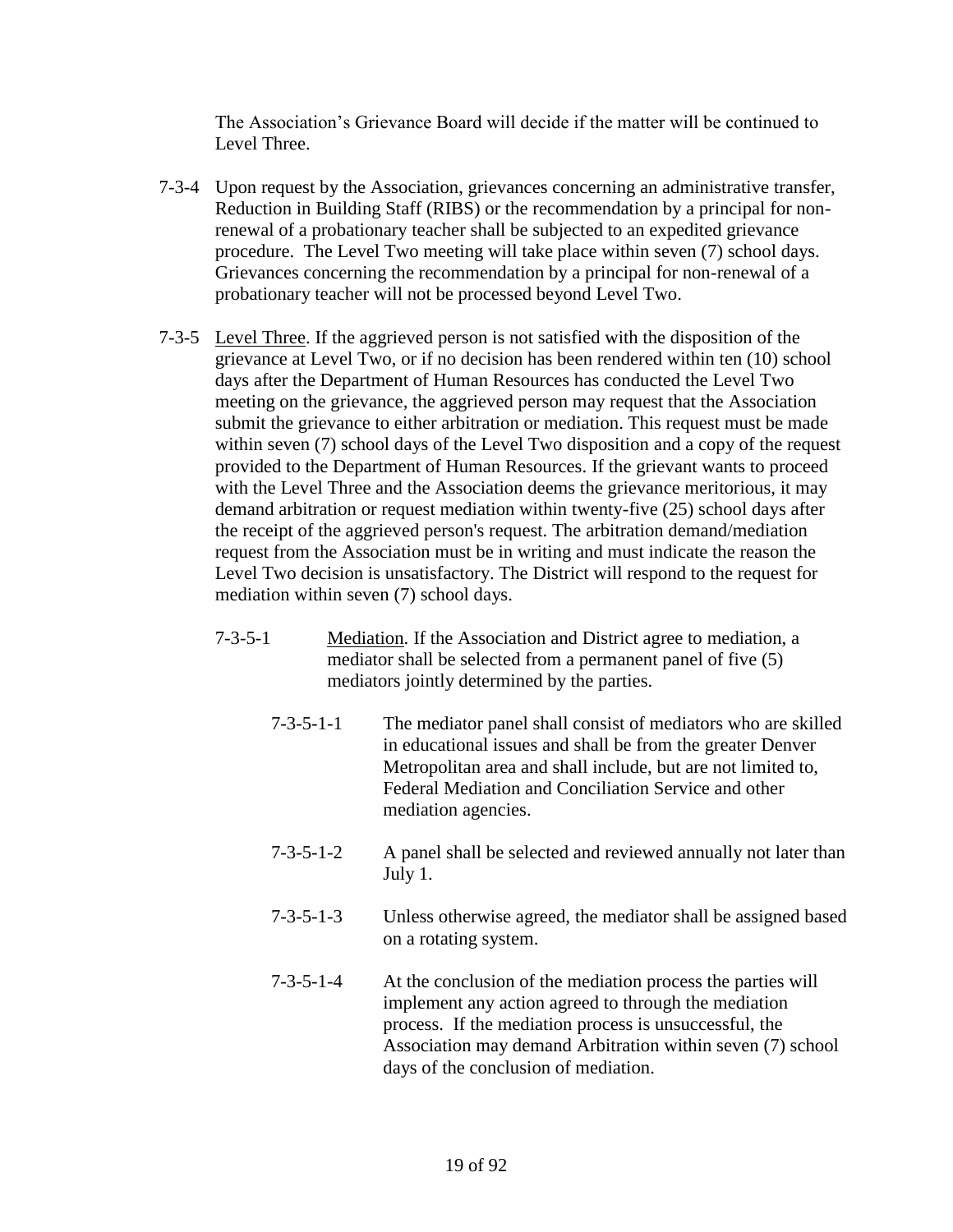The Association's Grievance Board will decide if the matter will be continued to Level Three.

7-3-4 Upon request by the Association, grievances concerning an administrative transfer, Reduction in Building Staff (RIBS) or the recommendation by a principal for non-renewal of a probationary teacher shall be subjected to an expedited grievance procedure. The Level Two meeting will take place within seven (7) school days. Grievances concerning the recommendation by a principal for non-renewal of a probationary teacher will not be processed beyond Level Two.

7-3-5 Level Three. If the aggrieved person is not satisfied with the disposition of the grievance at Level Two, or if no decision has been rendered within ten (10) school days after the Department of Human Resources has conducted the Level Two meeting on the grievance, the aggrieved person may request that the Association submit the grievance to either arbitration or mediation. This request must be made within seven (7) school days of the Level Two disposition and a copy of the request provided to the Department of Human Resources. If the grievant wants to proceed with the Level Three and the Association deems the grievance meritorious, it may demand arbitration or request mediation within twenty-five (25) school days after the receipt of the aggrieved person's request. The arbitration demand/mediation request from the Association must be in writing and must indicate the reason the Level Two decision is unsatisfactory. The District will respond to the request for mediation within seven (7) school days.

7-3-5-1 Mediation. If the Association and District agree to mediation, a mediator shall be selected from a permanent panel of five (5) mediators jointly determined by the parties.

7-3-5-1-1 The mediator panel shall consist of mediators who are skilled in educational issues and shall be from the greater Denver Metropolitan area and shall include, but are not limited to, Federal Mediation and Conciliation Service and other mediation agencies.

7-3-5-1-2 A panel shall be selected and reviewed annually not later than July 1.

7-3-5-1-3 Unless otherwise agreed, the mediator shall be assigned based on a rotating system.

7-3-5-1-4 At the conclusion of the mediation process the parties will implement any action agreed to through the mediation process. If the mediation process is unsuccessful, the Association may demand Arbitration within seven (7) school days of the conclusion of mediation.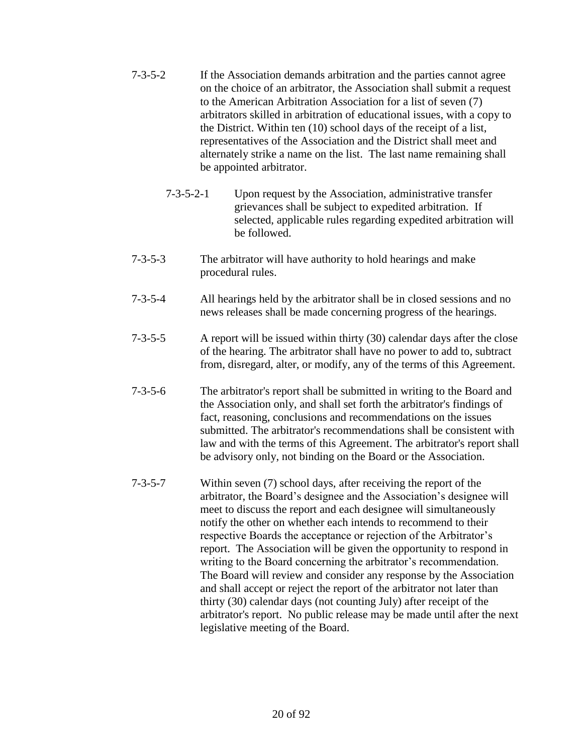7-3-5-2 If the Association demands arbitration and the parties cannot agree on the choice of an arbitrator, the Association shall submit a request to the American Arbitration Association for a list of seven (7) arbitrators skilled in arbitration of educational issues, with a copy to the District. Within ten (10) school days of the receipt of a list, representatives of the Association and the District shall meet and alternately strike a name on the list. The last name remaining shall be appointed arbitrator.

7-3-5-2-1 Upon request by the Association, administrative transfer grievances shall be subject to expedited arbitration. If selected, applicable rules regarding expedited arbitration will be followed.

7-3-5-3 The arbitrator will have authority to hold hearings and make procedural rules.

7-3-5-4 All hearings held by the arbitrator shall be in closed sessions and no news releases shall be made concerning progress of the hearings.

7-3-5-5 A report will be issued within thirty (30) calendar days after the close of the hearing. The arbitrator shall have no power to add to, subtract from, disregard, alter, or modify, any of the terms of this Agreement.

7-3-5-6 The arbitrator's report shall be submitted in writing to the Board and the Association only, and shall set forth the arbitrator's findings of fact, reasoning, conclusions and recommendations on the issues submitted. The arbitrator's recommendations shall be consistent with law and with the terms of this Agreement. The arbitrator's report shall be advisory only, not binding on the Board or the Association.

7-3-5-7 Within seven (7) school days, after receiving the report of the arbitrator, the Board's designee and the Association's designee will meet to discuss the report and each designee will simultaneously notify the other on whether each intends to recommend to their respective Boards the acceptance or rejection of the Arbitrator's report. The Association will be given the opportunity to respond in writing to the Board concerning the arbitrator's recommendation. The Board will review and consider any response by the Association and shall accept or reject the report of the arbitrator not later than thirty (30) calendar days (not counting July) after receipt of the arbitrator's report. No public release may be made until after the next legislative meeting of the Board.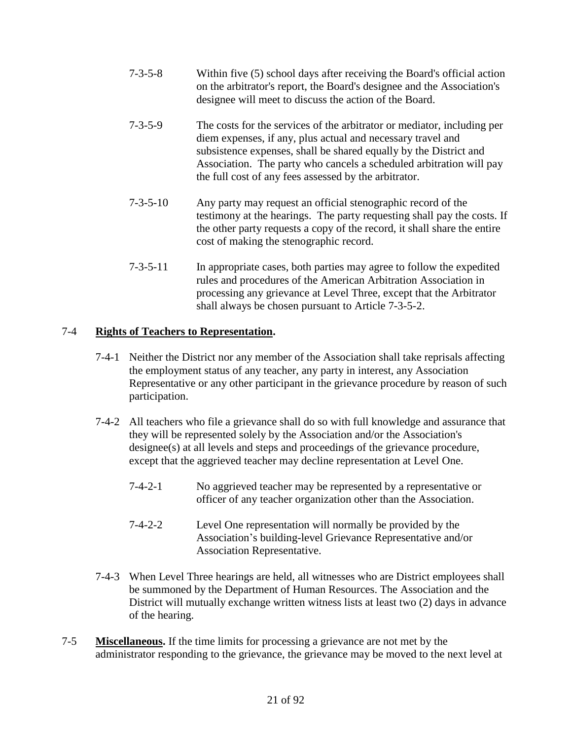7-3-5-8 Within five (5) school days after receiving the Board's official action on the arbitrator's report, the Board's designee and the Association's designee will meet to discuss the action of the Board.

7-3-5-9 The costs for the services of the arbitrator or mediator, including per diem expenses, if any, plus actual and necessary travel and subsistence expenses, shall be shared equally by the District and Association. The party who cancels a scheduled arbitration will pay the full cost of any fees assessed by the arbitrator.

7-3-5-10 Any party may request an official stenographic record of the testimony at the hearings. The party requesting shall pay the costs. If the other party requests a copy of the record, it shall share the entire cost of making the stenographic record.

7-3-5-11 In appropriate cases, both parties may agree to follow the expedited rules and procedures of the American Arbitration Association in processing any grievance at Level Three, except that the Arbitrator shall always be chosen pursuant to Article 7-3-5-2.

7-4 **Rights of Teachers to Representation.**

7-4-1 Neither the District nor any member of the Association shall take reprisals affecting the employment status of any teacher, any party in interest, any Association Representative or any other participant in the grievance procedure by reason of such participation.

7-4-2 All teachers who file a grievance shall do so with full knowledge and assurance that they will be represented solely by the Association and/or the Association's designee(s) at all levels and steps and proceedings of the grievance procedure, except that the aggrieved teacher may decline representation at Level One.

7-4-2-1 No aggrieved teacher may be represented by a representative or officer of any teacher organization other than the Association.

7-4-2-2 Level One representation will normally be provided by the Association's building-level Grievance Representative and/or Association Representative.

7-4-3 When Level Three hearings are held, all witnesses who are District employees shall be summoned by the Department of Human Resources. The Association and the District will mutually exchange written witness lists at least two (2) days in advance of the hearing.

7-5 **Miscellaneous.** If the time limits for processing a grievance are not met by the administrator responding to the grievance, the grievance may be moved to the next level at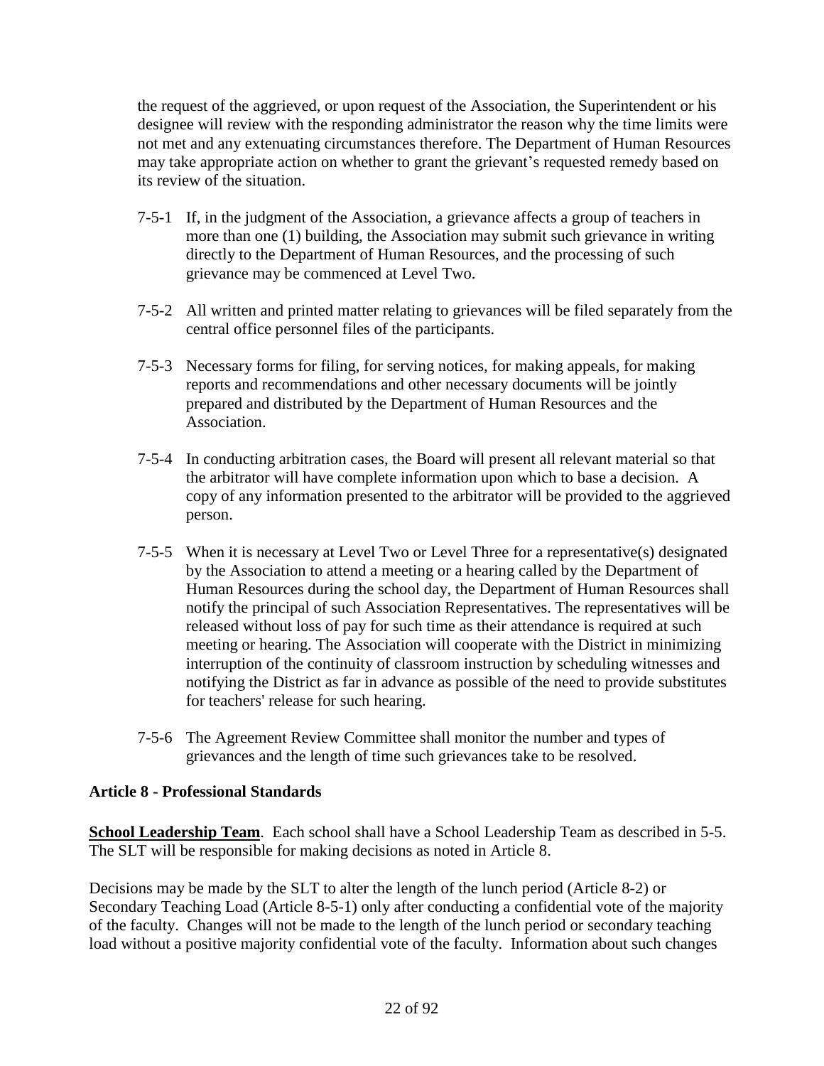the request of the aggrieved, or upon request of the Association, the Superintendent or his designee will review with the responding administrator the reason why the time limits were not met and any extenuating circumstances therefore. The Department of Human Resources may take appropriate action on whether to grant the grievant's requested remedy based on its review of the situation.

7-5-1 If, in the judgment of the Association, a grievance affects a group of teachers in more than one (1) building, the Association may submit such grievance in writing directly to the Department of Human Resources, and the processing of such grievance may be commenced at Level Two.

7-5-2 All written and printed matter relating to grievances will be filed separately from the central office personnel files of the participants.

7-5-3 Necessary forms for filing, for serving notices, for making appeals, for making reports and recommendations and other necessary documents will be jointly prepared and distributed by the Department of Human Resources and the Association.

7-5-4 In conducting arbitration cases, the Board will present all relevant material so that the arbitrator will have complete information upon which to base a decision. A copy of any information presented to the arbitrator will be provided to the aggrieved person.

7-5-5 When it is necessary at Level Two or Level Three for a representative(s) designated by the Association to attend a meeting or a hearing called by the Department of Human Resources during the school day, the Department of Human Resources shall notify the principal of such Association Representatives. The representatives will be released without loss of pay for such time as their attendance is required at such meeting or hearing. The Association will cooperate with the District in minimizing interruption of the continuity of classroom instruction by scheduling witnesses and notifying the District as far in advance as possible of the need to provide substitutes for teachers' release for such hearing.

7-5-6 The Agreement Review Committee shall monitor the number and types of grievances and the length of time such grievances take to be resolved.

## Article 8 - Professional Standards

**School Leadership Team**. Each school shall have a School Leadership Team as described in 5-5. The SLT will be responsible for making decisions as noted in Article 8.

Decisions may be made by the SLT to alter the length of the lunch period (Article 8-2) or Secondary Teaching Load (Article 8-5-1) only after conducting a confidential vote of the majority of the faculty. Changes will not be made to the length of the lunch period or secondary teaching load without a positive majority confidential vote of the faculty. Information about such changes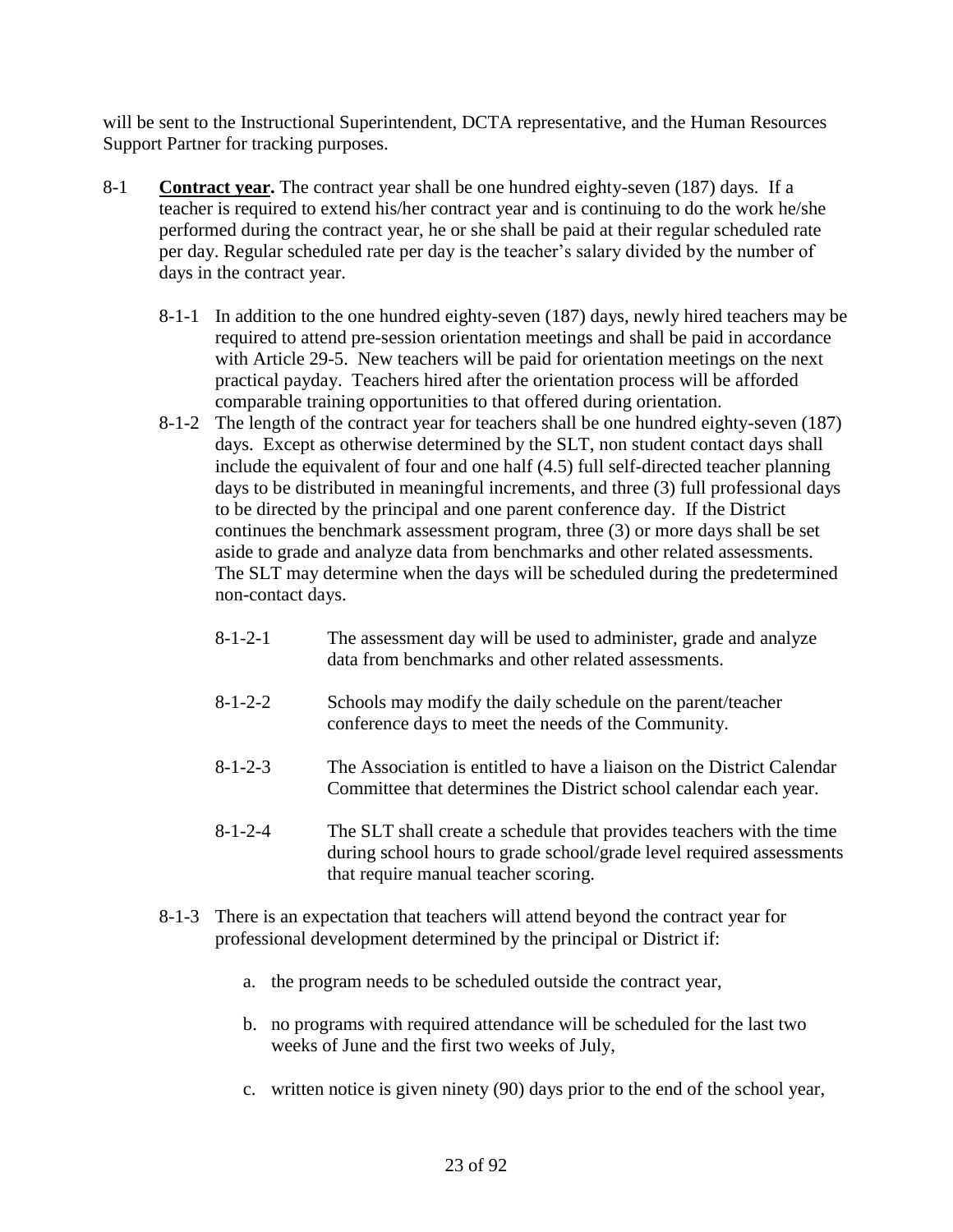will be sent to the Instructional Superintendent, DCTA representative, and the Human Resources Support Partner for tracking purposes.

8-1 **Contract year.** The contract year shall be one hundred eighty-seven (187) days. If a teacher is required to extend his/her contract year and is continuing to do the work he/she performed during the contract year, he or she shall be paid at their regular scheduled rate per day. Regular scheduled rate per day is the teacher's salary divided by the number of days in the contract year.

8-1-1 In addition to the one hundred eighty-seven (187) days, newly hired teachers may be required to attend pre-session orientation meetings and shall be paid in accordance with Article 29-5. New teachers will be paid for orientation meetings on the next practical payday. Teachers hired after the orientation process will be afforded comparable training opportunities to that offered during orientation.

8-1-2 The length of the contract year for teachers shall be one hundred eighty-seven (187) days. Except as otherwise determined by the SLT, non student contact days shall include the equivalent of four and one half (4.5) full self-directed teacher planning days to be distributed in meaningful increments, and three (3) full professional days to be directed by the principal and one parent conference day. If the District continues the benchmark assessment program, three (3) or more days shall be set aside to grade and analyze data from benchmarks and other related assessments. The SLT may determine when the days will be scheduled during the predetermined non-contact days.

8-1-2-1 The assessment day will be used to administer, grade and analyze data from benchmarks and other related assessments.

8-1-2-2 Schools may modify the daily schedule on the parent/teacher conference days to meet the needs of the Community.

8-1-2-3 The Association is entitled to have a liaison on the District Calendar Committee that determines the District school calendar each year.

8-1-2-4 The SLT shall create a schedule that provides teachers with the time during school hours to grade school/grade level required assessments that require manual teacher scoring.

8-1-3 There is an expectation that teachers will attend beyond the contract year for professional development determined by the principal or District if:

a. the program needs to be scheduled outside the contract year,

b. no programs with required attendance will be scheduled for the last two weeks of June and the first two weeks of July,

c. written notice is given ninety (90) days prior to the end of the school year,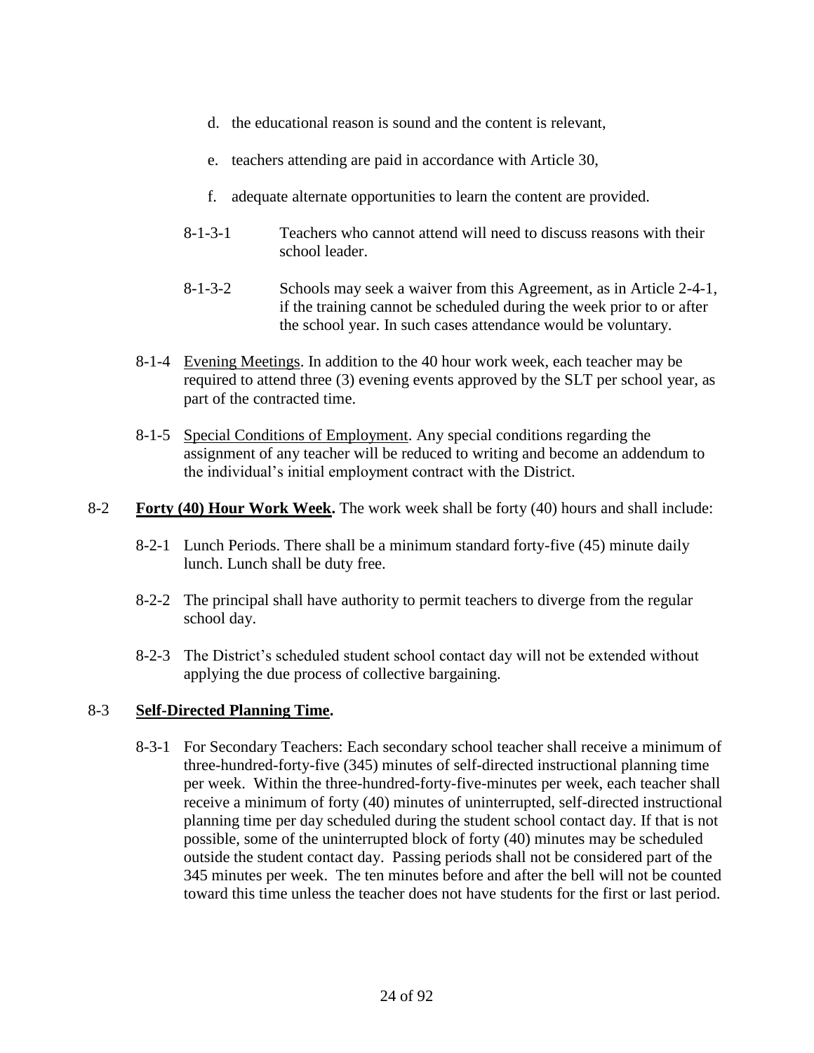d. the educational reason is sound and the content is relevant,

e. teachers attending are paid in accordance with Article 30,

f. adequate alternate opportunities to learn the content are provided.

8-1-3-1 Teachers who cannot attend will need to discuss reasons with their school leader.

8-1-3-2 Schools may seek a waiver from this Agreement, as in Article 2-4-1, if the training cannot be scheduled during the week prior to or after the school year. In such cases attendance would be voluntary.

8-1-4 Evening Meetings. In addition to the 40 hour work week, each teacher may be required to attend three (3) evening events approved by the SLT per school year, as part of the contracted time.

8-1-5 Special Conditions of Employment. Any special conditions regarding the assignment of any teacher will be reduced to writing and become an addendum to the individual's initial employment contract with the District.

8-2 **Forty (40) Hour Work Week.** The work week shall be forty (40) hours and shall include:

8-2-1 Lunch Periods. There shall be a minimum standard forty-five (45) minute daily lunch. Lunch shall be duty free.

8-2-2 The principal shall have authority to permit teachers to diverge from the regular school day.

8-2-3 The District's scheduled student school contact day will not be extended without applying the due process of collective bargaining.

8-3 **Self-Directed Planning Time.**

8-3-1 For Secondary Teachers: Each secondary school teacher shall receive a minimum of three-hundred-forty-five (345) minutes of self-directed instructional planning time per week. Within the three-hundred-forty-five-minutes per week, each teacher shall receive a minimum of forty (40) minutes of uninterrupted, self-directed instructional planning time per day scheduled during the student school contact day. If that is not possible, some of the uninterrupted block of forty (40) minutes may be scheduled outside the student contact day. Passing periods shall not be considered part of the 345 minutes per week. The ten minutes before and after the bell will not be counted toward this time unless the teacher does not have students for the first or last period.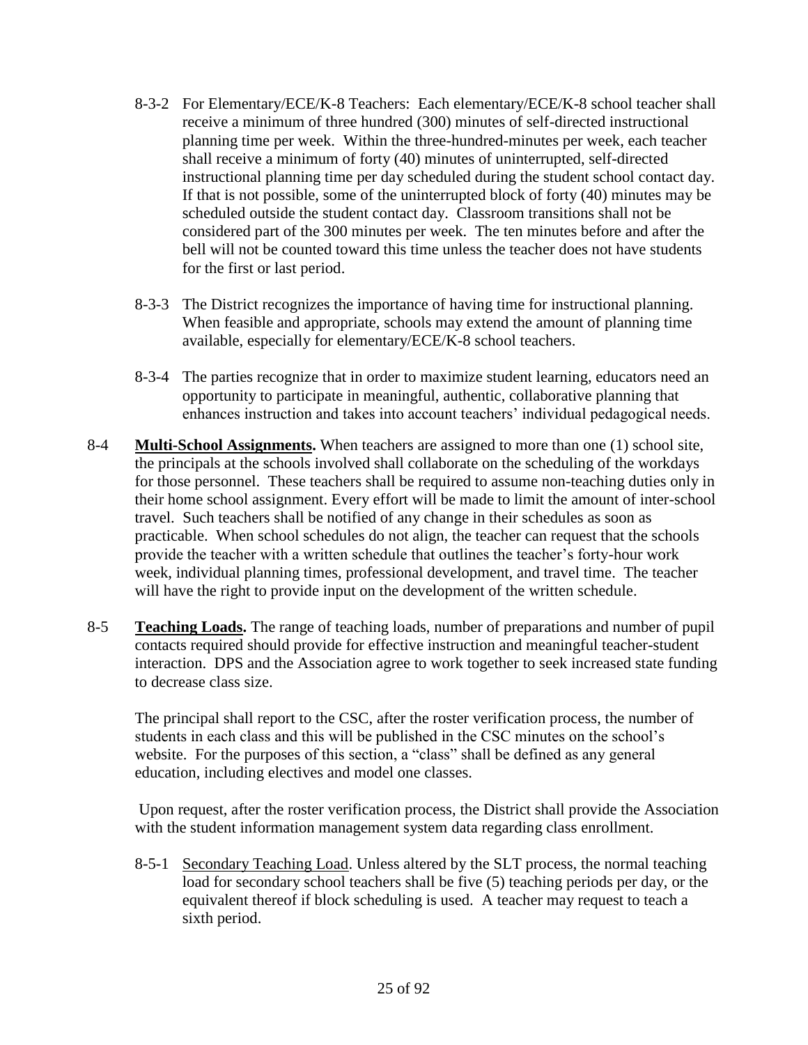8-3-2 For Elementary/ECE/K-8 Teachers: Each elementary/ECE/K-8 school teacher shall receive a minimum of three hundred (300) minutes of self-directed instructional planning time per week. Within the three-hundred-minutes per week, each teacher shall receive a minimum of forty (40) minutes of uninterrupted, self-directed instructional planning time per day scheduled during the student school contact day. If that is not possible, some of the uninterrupted block of forty (40) minutes may be scheduled outside the student contact day. Classroom transitions shall not be considered part of the 300 minutes per week. The ten minutes before and after the bell will not be counted toward this time unless the teacher does not have students for the first or last period.

8-3-3 The District recognizes the importance of having time for instructional planning. When feasible and appropriate, schools may extend the amount of planning time available, especially for elementary/ECE/K-8 school teachers.

8-3-4 The parties recognize that in order to maximize student learning, educators need an opportunity to participate in meaningful, authentic, collaborative planning that enhances instruction and takes into account teachers' individual pedagogical needs.

8-4 **Multi-School Assignments.** When teachers are assigned to more than one (1) school site, the principals at the schools involved shall collaborate on the scheduling of the workdays for those personnel. These teachers shall be required to assume non-teaching duties only in their home school assignment. Every effort will be made to limit the amount of inter-school travel. Such teachers shall be notified of any change in their schedules as soon as practicable. When school schedules do not align, the teacher can request that the schools provide the teacher with a written schedule that outlines the teacher's forty-hour work week, individual planning times, professional development, and travel time. The teacher will have the right to provide input on the development of the written schedule.

8-5 **Teaching Loads.** The range of teaching loads, number of preparations and number of pupil contacts required should provide for effective instruction and meaningful teacher-student interaction. DPS and the Association agree to work together to seek increased state funding to decrease class size.

The principal shall report to the CSC, after the roster verification process, the number of students in each class and this will be published in the CSC minutes on the school's website. For the purposes of this section, a "class" shall be defined as any general education, including electives and model one classes.

Upon request, after the roster verification process, the District shall provide the Association with the student information management system data regarding class enrollment.

8-5-1 Secondary Teaching Load. Unless altered by the SLT process, the normal teaching load for secondary school teachers shall be five (5) teaching periods per day, or the equivalent thereof if block scheduling is used. A teacher may request to teach a sixth period.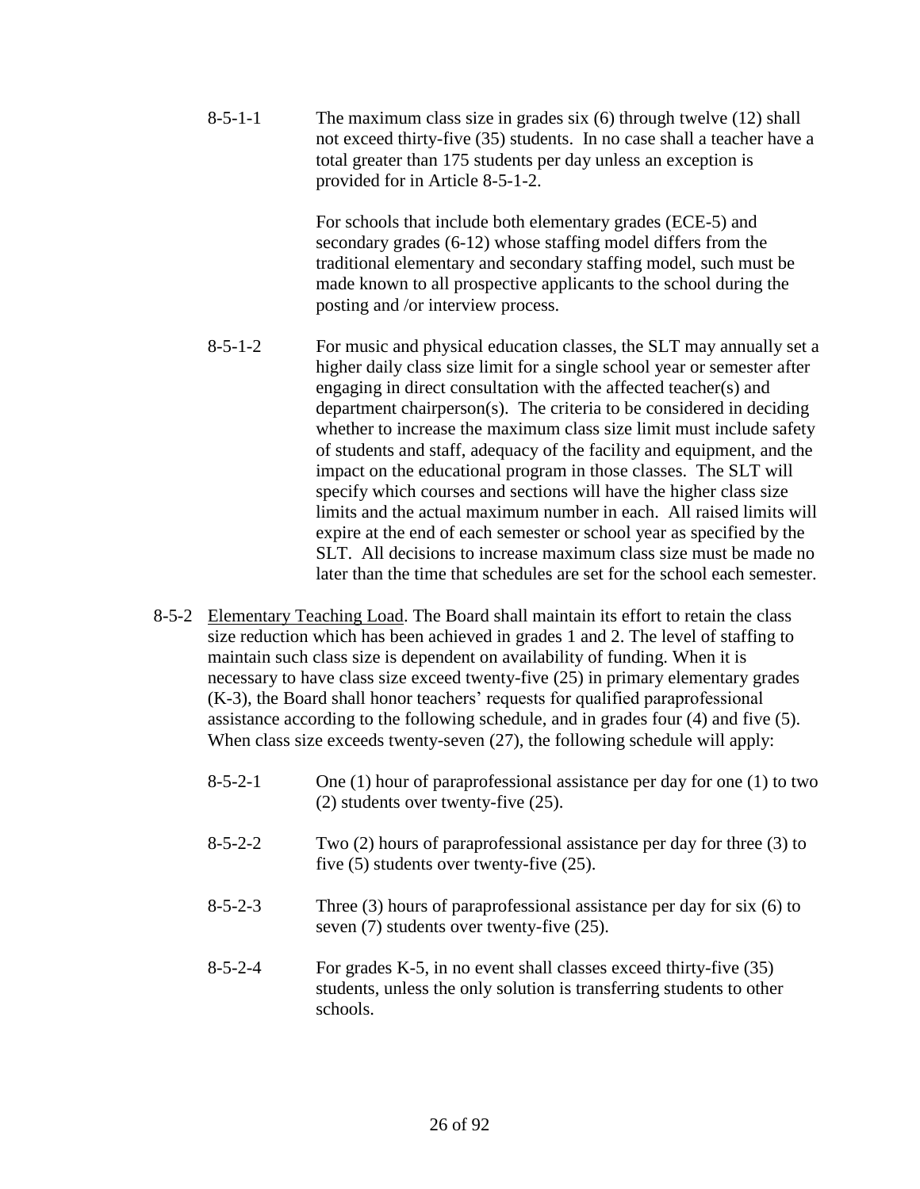8-5-1-1 The maximum class size in grades six (6) through twelve (12) shall not exceed thirty-five (35) students. In no case shall a teacher have a total greater than 175 students per day unless an exception is provided for in Article 8-5-1-2.

For schools that include both elementary grades (ECE-5) and secondary grades (6-12) whose staffing model differs from the traditional elementary and secondary staffing model, such must be made known to all prospective applicants to the school during the posting and /or interview process.

8-5-1-2 For music and physical education classes, the SLT may annually set a higher daily class size limit for a single school year or semester after engaging in direct consultation with the affected teacher(s) and department chairperson(s). The criteria to be considered in deciding whether to increase the maximum class size limit must include safety of students and staff, adequacy of the facility and equipment, and the impact on the educational program in those classes. The SLT will specify which courses and sections will have the higher class size limits and the actual maximum number in each. All raised limits will expire at the end of each semester or school year as specified by the SLT. All decisions to increase maximum class size must be made no later than the time that schedules are set for the school each semester.

8-5-2 Elementary Teaching Load. The Board shall maintain its effort to retain the class size reduction which has been achieved in grades 1 and 2. The level of staffing to maintain such class size is dependent on availability of funding. When it is necessary to have class size exceed twenty-five (25) in primary elementary grades (K-3), the Board shall honor teachers' requests for qualified paraprofessional assistance according to the following schedule, and in grades four (4) and five (5). When class size exceeds twenty-seven (27), the following schedule will apply:

8-5-2-1 One (1) hour of paraprofessional assistance per day for one (1) to two (2) students over twenty-five (25).

8-5-2-2 Two (2) hours of paraprofessional assistance per day for three (3) to five (5) students over twenty-five (25).

8-5-2-3 Three (3) hours of paraprofessional assistance per day for six (6) to seven (7) students over twenty-five (25).

8-5-2-4 For grades K-5, in no event shall classes exceed thirty-five (35) students, unless the only solution is transferring students to other schools.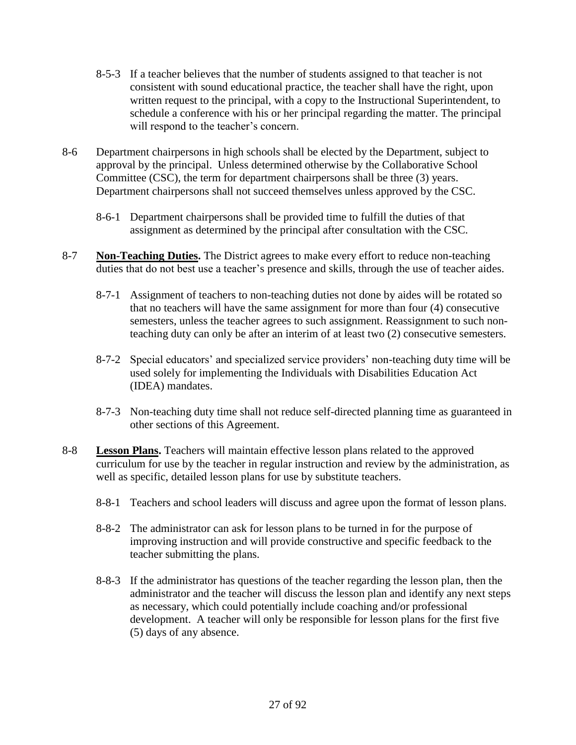8-5-3 If a teacher believes that the number of students assigned to that teacher is not consistent with sound educational practice, the teacher shall have the right, upon written request to the principal, with a copy to the Instructional Superintendent, to schedule a conference with his or her principal regarding the matter. The principal will respond to the teacher's concern.

8-6 Department chairpersons in high schools shall be elected by the Department, subject to approval by the principal. Unless determined otherwise by the Collaborative School Committee (CSC), the term for department chairpersons shall be three (3) years. Department chairpersons shall not succeed themselves unless approved by the CSC.

8-6-1 Department chairpersons shall be provided time to fulfill the duties of that assignment as determined by the principal after consultation with the CSC.

8-7 **Non-Teaching Duties.** The District agrees to make every effort to reduce non-teaching duties that do not best use a teacher's presence and skills, through the use of teacher aides.

8-7-1 Assignment of teachers to non-teaching duties not done by aides will be rotated so that no teachers will have the same assignment for more than four (4) consecutive semesters, unless the teacher agrees to such assignment. Reassignment to such non-teaching duty can only be after an interim of at least two (2) consecutive semesters.

8-7-2 Special educators' and specialized service providers' non-teaching duty time will be used solely for implementing the Individuals with Disabilities Education Act (IDEA) mandates.

8-7-3 Non-teaching duty time shall not reduce self-directed planning time as guaranteed in other sections of this Agreement.

8-8 **Lesson Plans.** Teachers will maintain effective lesson plans related to the approved curriculum for use by the teacher in regular instruction and review by the administration, as well as specific, detailed lesson plans for use by substitute teachers.

8-8-1 Teachers and school leaders will discuss and agree upon the format of lesson plans.

8-8-2 The administrator can ask for lesson plans to be turned in for the purpose of improving instruction and will provide constructive and specific feedback to the teacher submitting the plans.

8-8-3 If the administrator has questions of the teacher regarding the lesson plan, then the administrator and the teacher will discuss the lesson plan and identify any next steps as necessary, which could potentially include coaching and/or professional development. A teacher will only be responsible for lesson plans for the first five (5) days of any absence.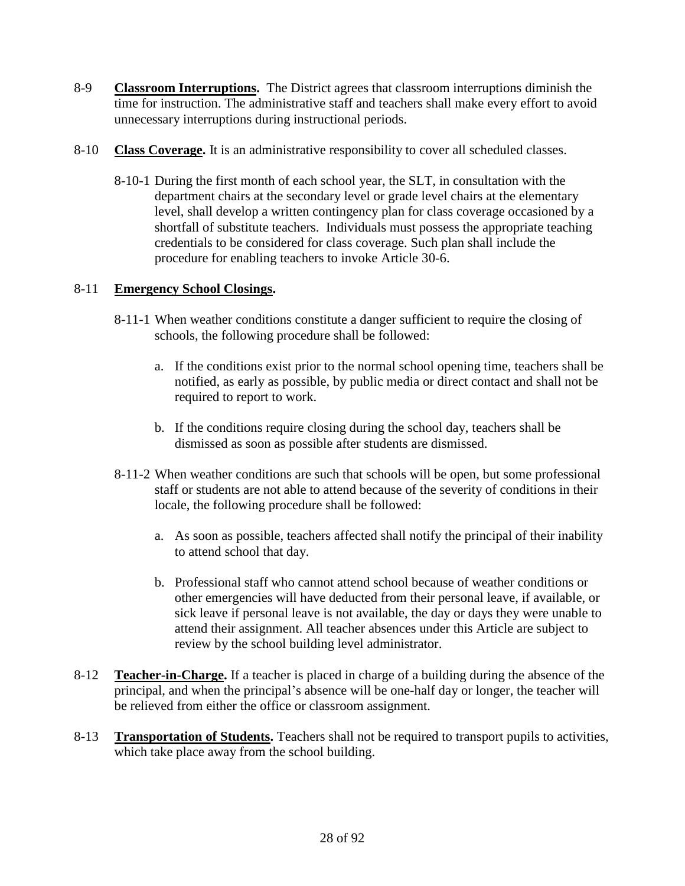8-9 **Classroom Interruptions.** The District agrees that classroom interruptions diminish the time for instruction. The administrative staff and teachers shall make every effort to avoid unnecessary interruptions during instructional periods.

8-10 **Class Coverage.** It is an administrative responsibility to cover all scheduled classes.

8-10-1 During the first month of each school year, the SLT, in consultation with the department chairs at the secondary level or grade level chairs at the elementary level, shall develop a written contingency plan for class coverage occasioned by a shortfall of substitute teachers. Individuals must possess the appropriate teaching credentials to be considered for class coverage. Such plan shall include the procedure for enabling teachers to invoke Article 30-6.

8-11 **Emergency School Closings.**

8-11-1 When weather conditions constitute a danger sufficient to require the closing of schools, the following procedure shall be followed:

a. If the conditions exist prior to the normal school opening time, teachers shall be notified, as early as possible, by public media or direct contact and shall not be required to report to work.

b. If the conditions require closing during the school day, teachers shall be dismissed as soon as possible after students are dismissed.

8-11-2 When weather conditions are such that schools will be open, but some professional staff or students are not able to attend because of the severity of conditions in their locale, the following procedure shall be followed:

a. As soon as possible, teachers affected shall notify the principal of their inability to attend school that day.

b. Professional staff who cannot attend school because of weather conditions or other emergencies will have deducted from their personal leave, if available, or sick leave if personal leave is not available, the day or days they were unable to attend their assignment. All teacher absences under this Article are subject to review by the school building level administrator.

8-12 **Teacher-in-Charge.** If a teacher is placed in charge of a building during the absence of the principal, and when the principal's absence will be one-half day or longer, the teacher will be relieved from either the office or classroom assignment.

8-13 **Transportation of Students.** Teachers shall not be required to transport pupils to activities, which take place away from the school building.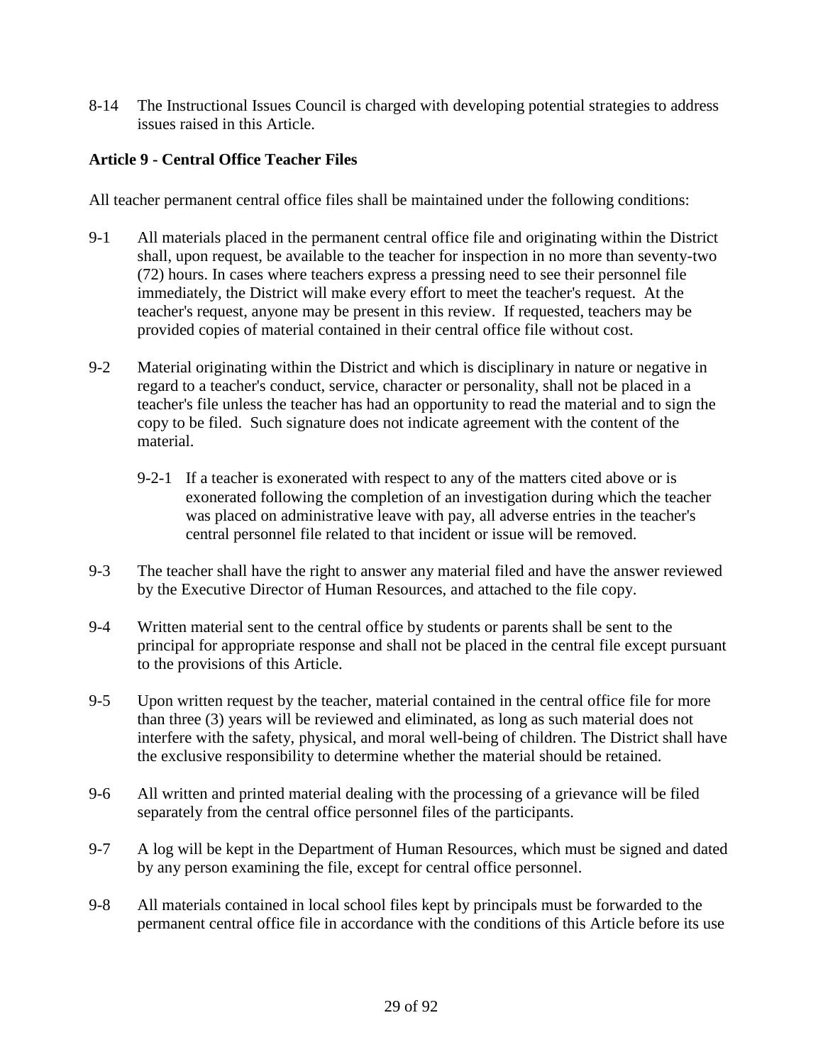8-14 The Instructional Issues Council is charged with developing potential strategies to address issues raised in this Article.

## Article 9 - Central Office Teacher Files

All teacher permanent central office files shall be maintained under the following conditions:

9-1 All materials placed in the permanent central office file and originating within the District shall, upon request, be available to the teacher for inspection in no more than seventy-two (72) hours. In cases where teachers express a pressing need to see their personnel file immediately, the District will make every effort to meet the teacher's request. At the teacher's request, anyone may be present in this review. If requested, teachers may be provided copies of material contained in their central office file without cost.

9-2 Material originating within the District and which is disciplinary in nature or negative in regard to a teacher's conduct, service, character or personality, shall not be placed in a teacher's file unless the teacher has had an opportunity to read the material and to sign the copy to be filed. Such signature does not indicate agreement with the content of the material.

> 9-2-1 If a teacher is exonerated with respect to any of the matters cited above or is exonerated following the completion of an investigation during which the teacher was placed on administrative leave with pay, all adverse entries in the teacher's central personnel file related to that incident or issue will be removed.

9-3 The teacher shall have the right to answer any material filed and have the answer reviewed by the Executive Director of Human Resources, and attached to the file copy.

9-4 Written material sent to the central office by students or parents shall be sent to the principal for appropriate response and shall not be placed in the central file except pursuant to the provisions of this Article.

9-5 Upon written request by the teacher, material contained in the central office file for more than three (3) years will be reviewed and eliminated, as long as such material does not interfere with the safety, physical, and moral well-being of children. The District shall have the exclusive responsibility to determine whether the material should be retained.

9-6 All written and printed material dealing with the processing of a grievance will be filed separately from the central office personnel files of the participants.

9-7 A log will be kept in the Department of Human Resources, which must be signed and dated by any person examining the file, except for central office personnel.

9-8 All materials contained in local school files kept by principals must be forwarded to the permanent central office file in accordance with the conditions of this Article before its use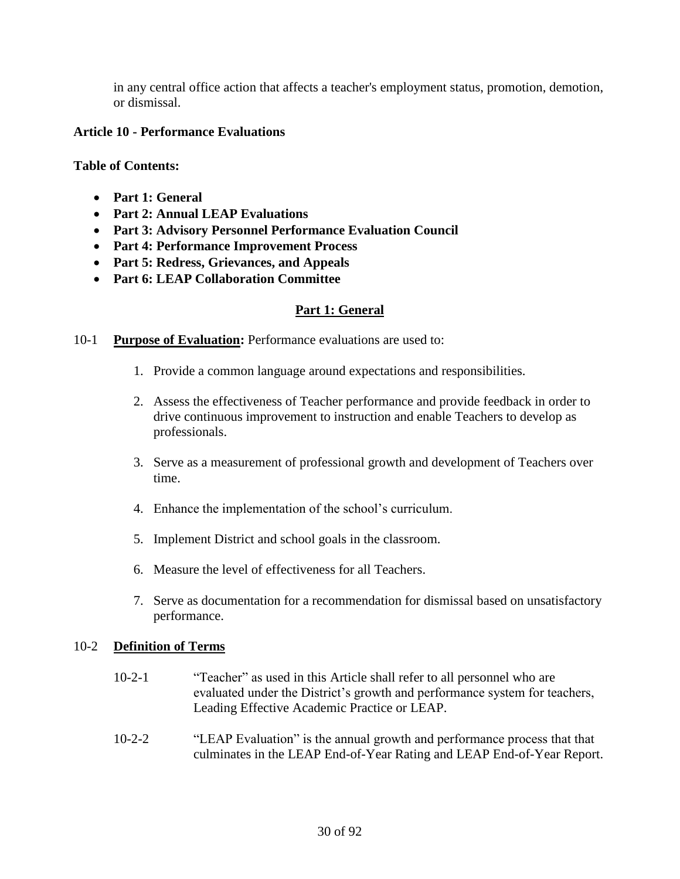in any central office action that affects a teacher's employment status, promotion, demotion, or dismissal.

**Article 10 - Performance Evaluations**

**Table of Contents:**

- **Part 1: General**
- **Part 2: Annual LEAP Evaluations**
- **Part 3: Advisory Personnel Performance Evaluation Council**
- **Part 4: Performance Improvement Process**
- **Part 5: Redress, Grievances, and Appeals**
- **Part 6: LEAP Collaboration Committee**

## Part 1: General

10-1 **Purpose of Evaluation:** Performance evaluations are used to:

1. Provide a common language around expectations and responsibilities.
2. Assess the effectiveness of Teacher performance and provide feedback in order to drive continuous improvement to instruction and enable Teachers to develop as professionals.
3. Serve as a measurement of professional growth and development of Teachers over time.
4. Enhance the implementation of the school's curriculum.
5. Implement District and school goals in the classroom.
6. Measure the level of effectiveness for all Teachers.
7. Serve as documentation for a recommendation for dismissal based on unsatisfactory performance.

10-2 **Definition of Terms**

10-2-1 "Teacher" as used in this Article shall refer to all personnel who are evaluated under the District's growth and performance system for teachers, Leading Effective Academic Practice or LEAP.

10-2-2 "LEAP Evaluation" is the annual growth and performance process that that culminates in the LEAP End-of-Year Rating and LEAP End-of-Year Report.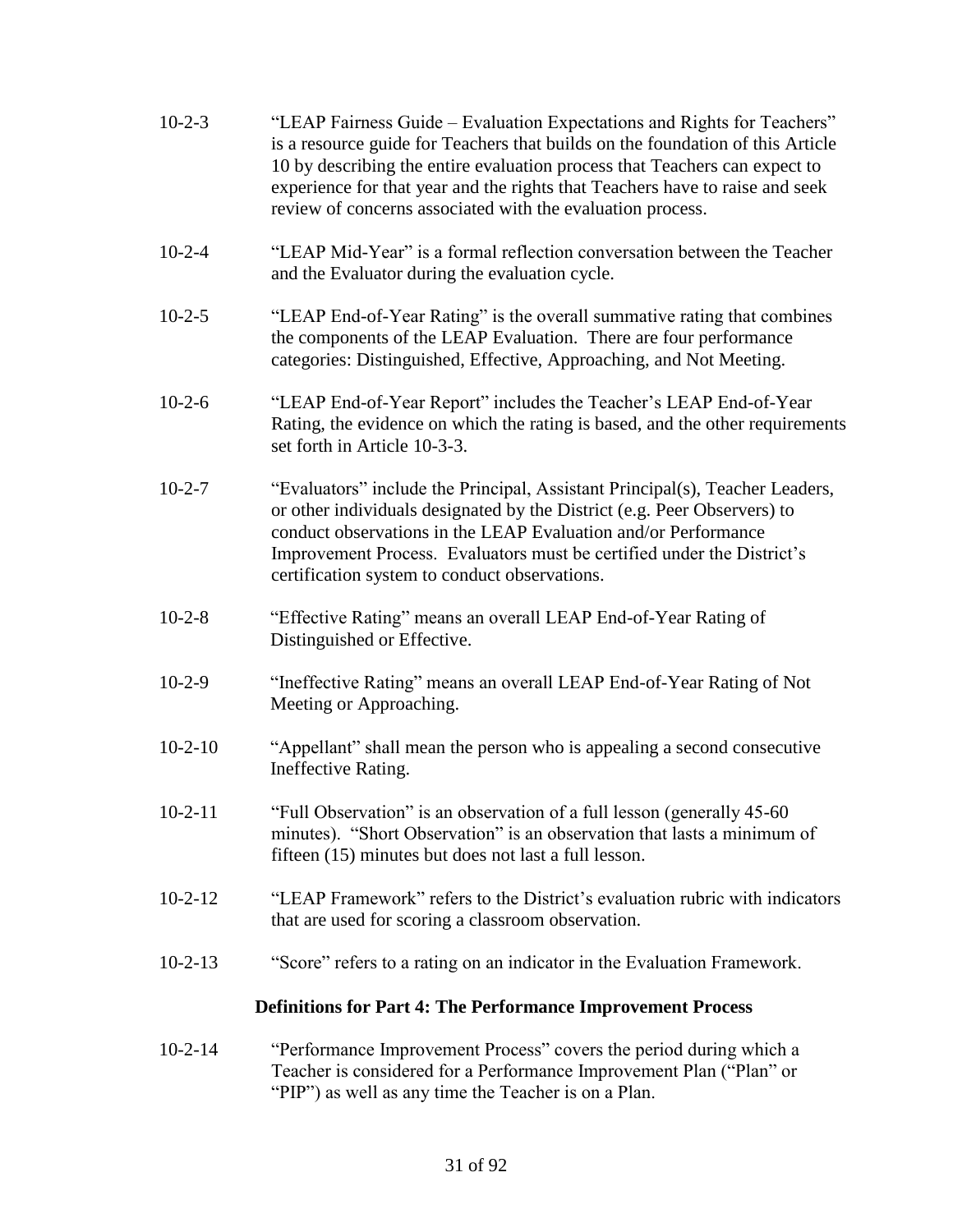10-2-3 "LEAP Fairness Guide – Evaluation Expectations and Rights for Teachers" is a resource guide for Teachers that builds on the foundation of this Article 10 by describing the entire evaluation process that Teachers can expect to experience for that year and the rights that Teachers have to raise and seek review of concerns associated with the evaluation process.

10-2-4 "LEAP Mid-Year" is a formal reflection conversation between the Teacher and the Evaluator during the evaluation cycle.

10-2-5 "LEAP End-of-Year Rating" is the overall summative rating that combines the components of the LEAP Evaluation. There are four performance categories: Distinguished, Effective, Approaching, and Not Meeting.

10-2-6 "LEAP End-of-Year Report" includes the Teacher's LEAP End-of-Year Rating, the evidence on which the rating is based, and the other requirements set forth in Article 10-3-3.

10-2-7 "Evaluators" include the Principal, Assistant Principal(s), Teacher Leaders, or other individuals designated by the District (e.g. Peer Observers) to conduct observations in the LEAP Evaluation and/or Performance Improvement Process. Evaluators must be certified under the District's certification system to conduct observations.

10-2-8 "Effective Rating" means an overall LEAP End-of-Year Rating of Distinguished or Effective.

10-2-9 "Ineffective Rating" means an overall LEAP End-of-Year Rating of Not Meeting or Approaching.

10-2-10 "Appellant" shall mean the person who is appealing a second consecutive Ineffective Rating.

10-2-11 "Full Observation" is an observation of a full lesson (generally 45-60 minutes). "Short Observation" is an observation that lasts a minimum of fifteen (15) minutes but does not last a full lesson.

10-2-12 "LEAP Framework" refers to the District's evaluation rubric with indicators that are used for scoring a classroom observation.

10-2-13 "Score" refers to a rating on an indicator in the Evaluation Framework.

**Definitions for Part 4: The Performance Improvement Process**

10-2-14 "Performance Improvement Process" covers the period during which a Teacher is considered for a Performance Improvement Plan ("Plan" or "PIP") as well as any time the Teacher is on a Plan.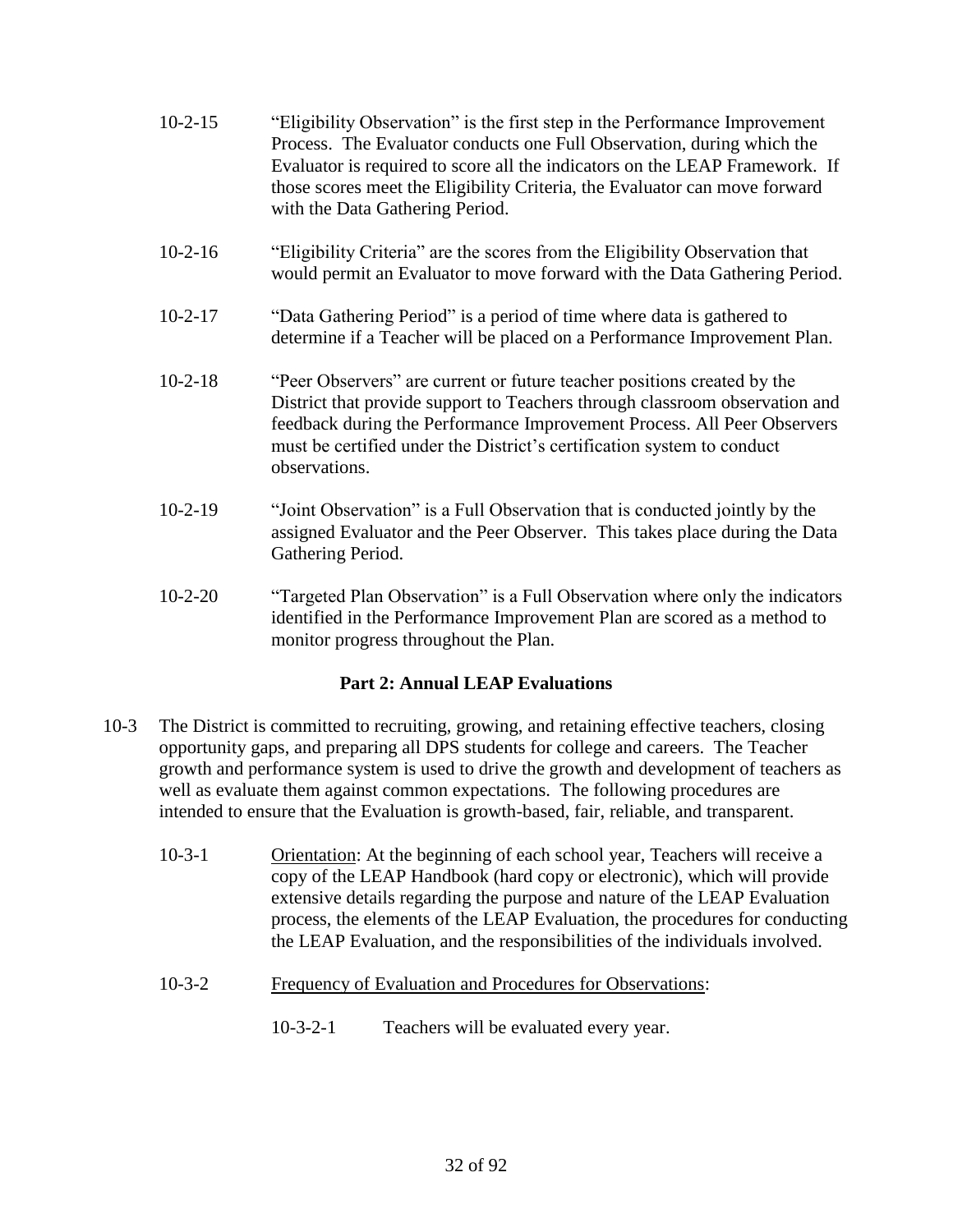10-2-15 "Eligibility Observation" is the first step in the Performance Improvement Process. The Evaluator conducts one Full Observation, during which the Evaluator is required to score all the indicators on the LEAP Framework. If those scores meet the Eligibility Criteria, the Evaluator can move forward with the Data Gathering Period.

10-2-16 "Eligibility Criteria" are the scores from the Eligibility Observation that would permit an Evaluator to move forward with the Data Gathering Period.

10-2-17 "Data Gathering Period" is a period of time where data is gathered to determine if a Teacher will be placed on a Performance Improvement Plan.

10-2-18 "Peer Observers" are current or future teacher positions created by the District that provide support to Teachers through classroom observation and feedback during the Performance Improvement Process. All Peer Observers must be certified under the District's certification system to conduct observations.

10-2-19 "Joint Observation" is a Full Observation that is conducted jointly by the assigned Evaluator and the Peer Observer. This takes place during the Data Gathering Period.

10-2-20 "Targeted Plan Observation" is a Full Observation where only the indicators identified in the Performance Improvement Plan are scored as a method to monitor progress throughout the Plan.

## Part 2: Annual LEAP Evaluations

10-3 The District is committed to recruiting, growing, and retaining effective teachers, closing opportunity gaps, and preparing all DPS students for college and careers. The Teacher growth and performance system is used to drive the growth and development of teachers as well as evaluate them against common expectations. The following procedures are intended to ensure that the Evaluation is growth-based, fair, reliable, and transparent.

10-3-1 Orientation: At the beginning of each school year, Teachers will receive a copy of the LEAP Handbook (hard copy or electronic), which will provide extensive details regarding the purpose and nature of the LEAP Evaluation process, the elements of the LEAP Evaluation, the procedures for conducting the LEAP Evaluation, and the responsibilities of the individuals involved.

10-3-2 Frequency of Evaluation and Procedures for Observations:

10-3-2-1 Teachers will be evaluated every year.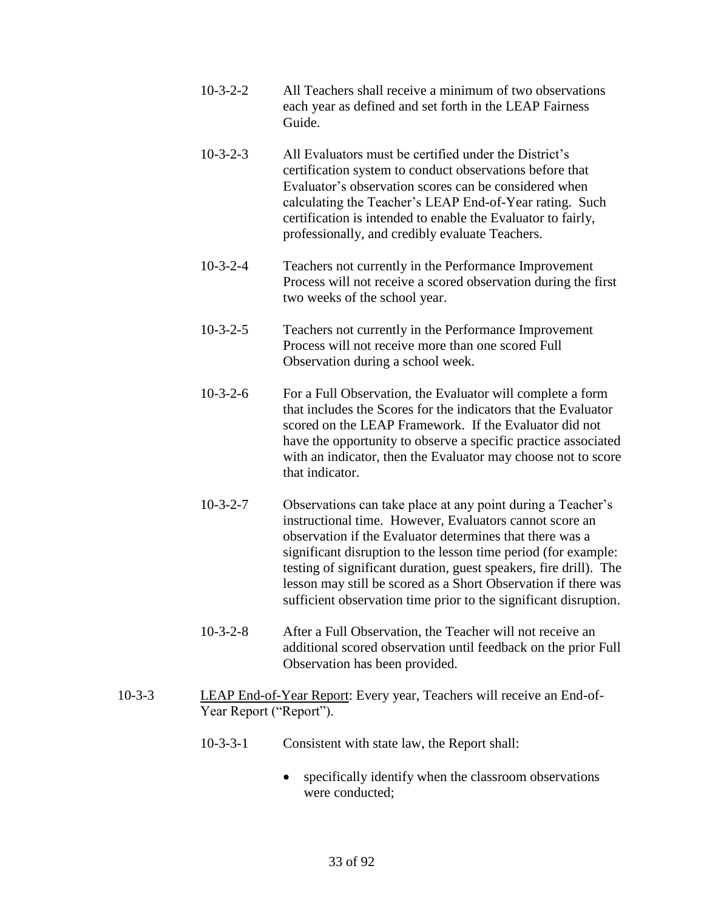10-3-2-2 All Teachers shall receive a minimum of two observations each year as defined and set forth in the LEAP Fairness Guide.

10-3-2-3 All Evaluators must be certified under the District's certification system to conduct observations before that Evaluator's observation scores can be considered when calculating the Teacher's LEAP End-of-Year rating. Such certification is intended to enable the Evaluator to fairly, professionally, and credibly evaluate Teachers.

10-3-2-4 Teachers not currently in the Performance Improvement Process will not receive a scored observation during the first two weeks of the school year.

10-3-2-5 Teachers not currently in the Performance Improvement Process will not receive more than one scored Full Observation during a school week.

10-3-2-6 For a Full Observation, the Evaluator will complete a form that includes the Scores for the indicators that the Evaluator scored on the LEAP Framework. If the Evaluator did not have the opportunity to observe a specific practice associated with an indicator, then the Evaluator may choose not to score that indicator.

10-3-2-7 Observations can take place at any point during a Teacher's instructional time. However, Evaluators cannot score an observation if the Evaluator determines that there was a significant disruption to the lesson time period (for example: testing of significant duration, guest speakers, fire drill). The lesson may still be scored as a Short Observation if there was sufficient observation time prior to the significant disruption.

10-3-2-8 After a Full Observation, the Teacher will not receive an additional scored observation until feedback on the prior Full Observation has been provided.

10-3-3 <u>LEAP End-of-Year Report</u>: Every year, Teachers will receive an End-of-Year Report ("Report").

10-3-3-1 Consistent with state law, the Report shall:

- specifically identify when the classroom observations were conducted;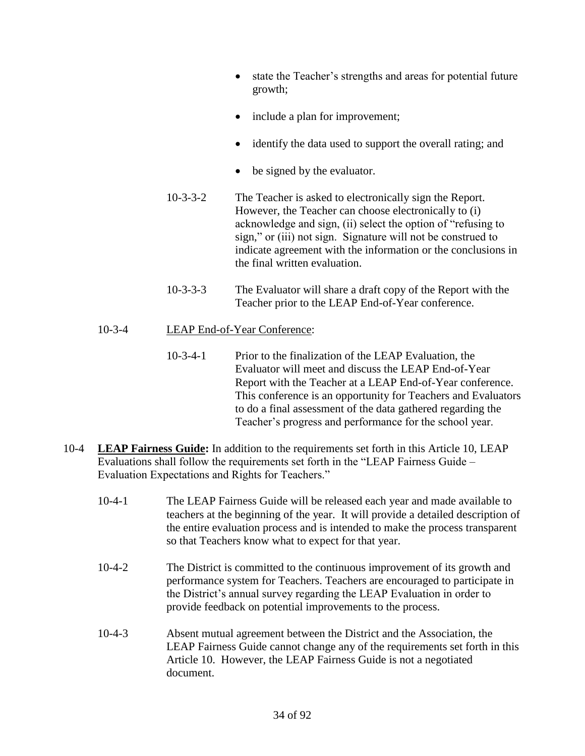- state the Teacher's strengths and areas for potential future growth;
- include a plan for improvement;
- identify the data used to support the overall rating; and
- be signed by the evaluator.

10-3-3-2 The Teacher is asked to electronically sign the Report. However, the Teacher can choose electronically to (i) acknowledge and sign, (ii) select the option of "refusing to sign," or (iii) not sign. Signature will not be construed to indicate agreement with the information or the conclusions in the final written evaluation.

10-3-3-3 The Evaluator will share a draft copy of the Report with the Teacher prior to the LEAP End-of-Year conference.

10-3-4 <u>LEAP End-of-Year Conference</u>:

10-3-4-1 Prior to the finalization of the LEAP Evaluation, the Evaluator will meet and discuss the LEAP End-of-Year Report with the Teacher at a LEAP End-of-Year conference. This conference is an opportunity for Teachers and Evaluators to do a final assessment of the data gathered regarding the Teacher's progress and performance for the school year.

10-4 **<u>LEAP Fairness Guide</u>:** In addition to the requirements set forth in this Article 10, LEAP Evaluations shall follow the requirements set forth in the "LEAP Fairness Guide – Evaluation Expectations and Rights for Teachers."

10-4-1 The LEAP Fairness Guide will be released each year and made available to teachers at the beginning of the year. It will provide a detailed description of the entire evaluation process and is intended to make the process transparent so that Teachers know what to expect for that year.

10-4-2 The District is committed to the continuous improvement of its growth and performance system for Teachers. Teachers are encouraged to participate in the District's annual survey regarding the LEAP Evaluation in order to provide feedback on potential improvements to the process.

10-4-3 Absent mutual agreement between the District and the Association, the LEAP Fairness Guide cannot change any of the requirements set forth in this Article 10. However, the LEAP Fairness Guide is not a negotiated document.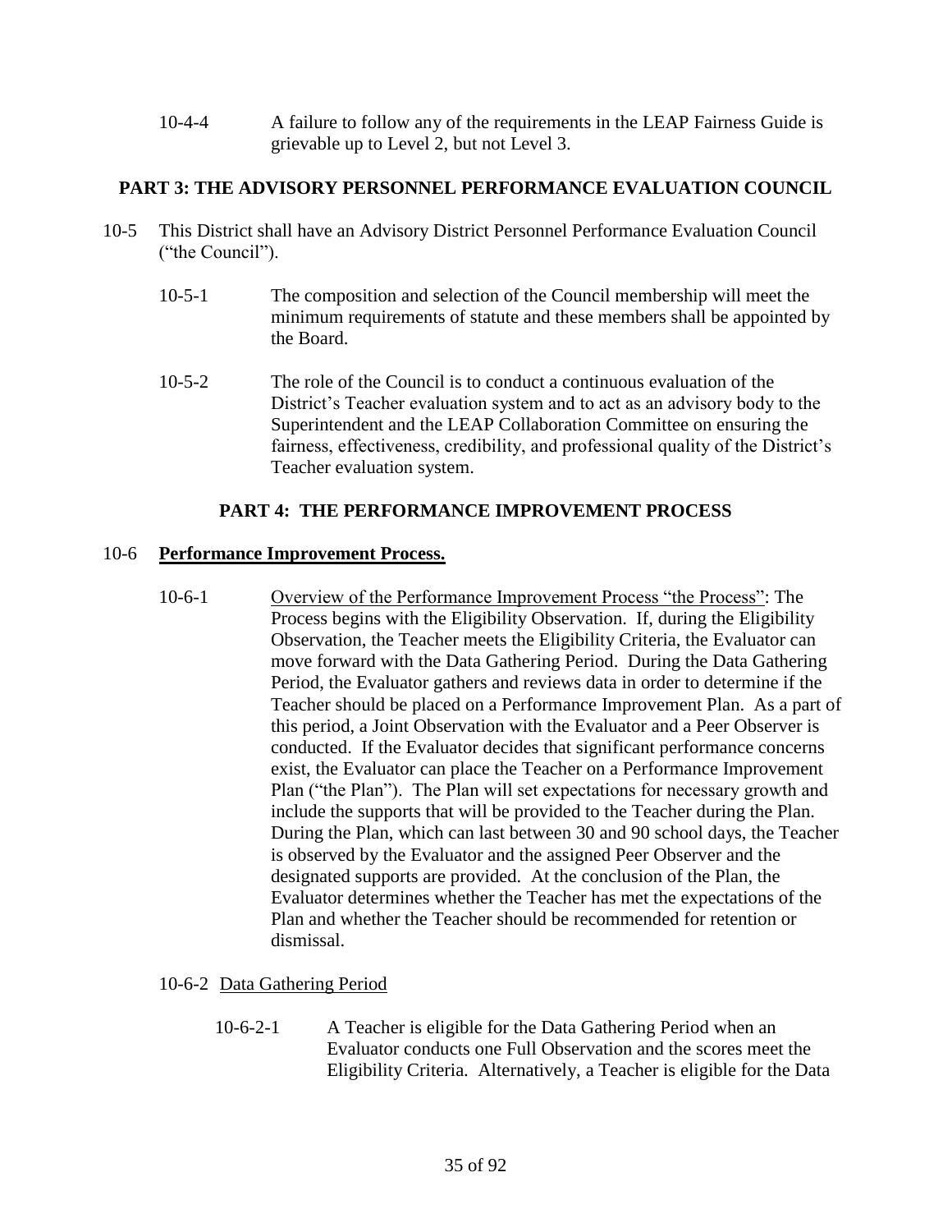10-4-4 A failure to follow any of the requirements in the LEAP Fairness Guide is grievable up to Level 2, but not Level 3.

## PART 3: THE ADVISORY PERSONNEL PERFORMANCE EVALUATION COUNCIL

10-5 This District shall have an Advisory District Personnel Performance Evaluation Council ("the Council").

10-5-1 The composition and selection of the Council membership will meet the minimum requirements of statute and these members shall be appointed by the Board.

10-5-2 The role of the Council is to conduct a continuous evaluation of the District's Teacher evaluation system and to act as an advisory body to the Superintendent and the LEAP Collaboration Committee on ensuring the fairness, effectiveness, credibility, and professional quality of the District's Teacher evaluation system.

## PART 4: THE PERFORMANCE IMPROVEMENT PROCESS

10-6 **Performance Improvement Process.**

10-6-1 Overview of the Performance Improvement Process "the Process": The Process begins with the Eligibility Observation. If, during the Eligibility Observation, the Teacher meets the Eligibility Criteria, the Evaluator can move forward with the Data Gathering Period. During the Data Gathering Period, the Evaluator gathers and reviews data in order to determine if the Teacher should be placed on a Performance Improvement Plan. As a part of this period, a Joint Observation with the Evaluator and a Peer Observer is conducted. If the Evaluator decides that significant performance concerns exist, the Evaluator can place the Teacher on a Performance Improvement Plan ("the Plan"). The Plan will set expectations for necessary growth and include the supports that will be provided to the Teacher during the Plan. During the Plan, which can last between 30 and 90 school days, the Teacher is observed by the Evaluator and the assigned Peer Observer and the designated supports are provided. At the conclusion of the Plan, the Evaluator determines whether the Teacher has met the expectations of the Plan and whether the Teacher should be recommended for retention or dismissal.

10-6-2 Data Gathering Period

10-6-2-1 A Teacher is eligible for the Data Gathering Period when an Evaluator conducts one Full Observation and the scores meet the Eligibility Criteria. Alternatively, a Teacher is eligible for the Data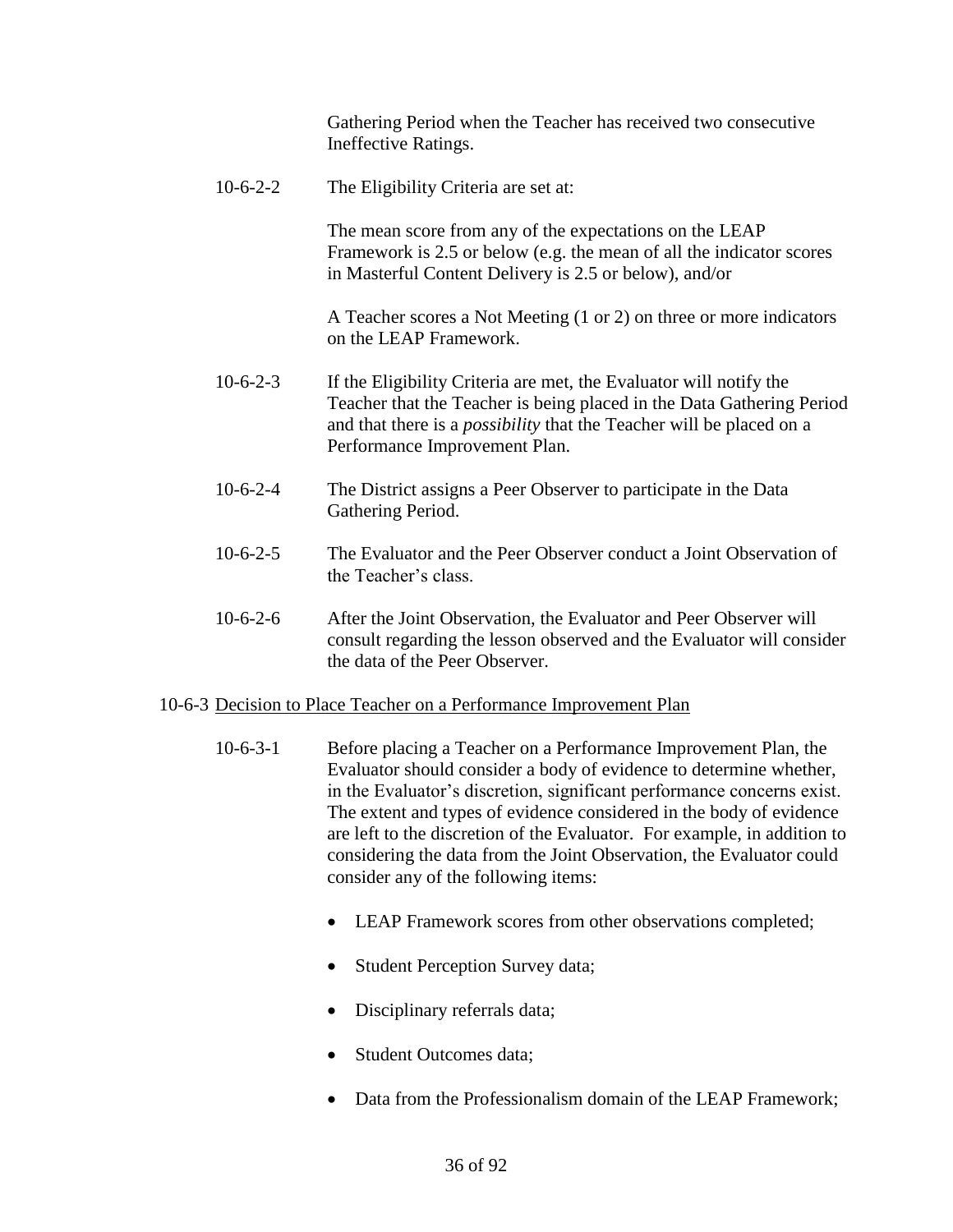Gathering Period when the Teacher has received two consecutive Ineffective Ratings.

10-6-2-2 The Eligibility Criteria are set at:

The mean score from any of the expectations on the LEAP Framework is 2.5 or below (e.g. the mean of all the indicator scores in Masterful Content Delivery is 2.5 or below), and/or

A Teacher scores a Not Meeting (1 or 2) on three or more indicators on the LEAP Framework.

10-6-2-3 If the Eligibility Criteria are met, the Evaluator will notify the Teacher that the Teacher is being placed in the Data Gathering Period and that there is a *possibility* that the Teacher will be placed on a Performance Improvement Plan.

10-6-2-4 The District assigns a Peer Observer to participate in the Data Gathering Period.

10-6-2-5 The Evaluator and the Peer Observer conduct a Joint Observation of the Teacher's class.

10-6-2-6 After the Joint Observation, the Evaluator and Peer Observer will consult regarding the lesson observed and the Evaluator will consider the data of the Peer Observer.

10-6-3 <u>Decision to Place Teacher on a Performance Improvement Plan</u>

10-6-3-1 Before placing a Teacher on a Performance Improvement Plan, the Evaluator should consider a body of evidence to determine whether, in the Evaluator's discretion, significant performance concerns exist. The extent and types of evidence considered in the body of evidence are left to the discretion of the Evaluator. For example, in addition to considering the data from the Joint Observation, the Evaluator could consider any of the following items:

- LEAP Framework scores from other observations completed;
- Student Perception Survey data;
- Disciplinary referrals data;
- Student Outcomes data;
- Data from the Professionalism domain of the LEAP Framework;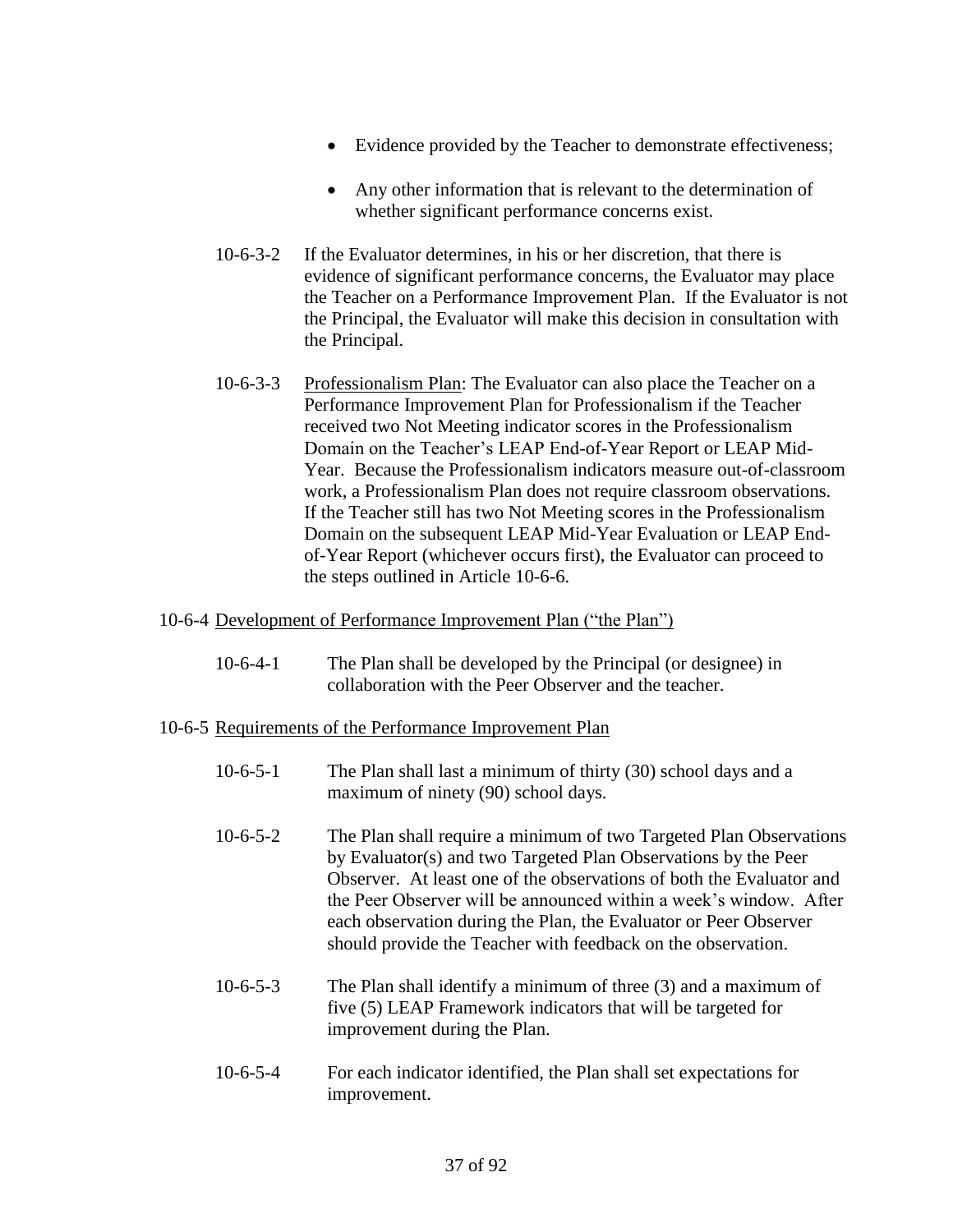- Evidence provided by the Teacher to demonstrate effectiveness;
- Any other information that is relevant to the determination of whether significant performance concerns exist.

10-6-3-2 If the Evaluator determines, in his or her discretion, that there is evidence of significant performance concerns, the Evaluator may place the Teacher on a Performance Improvement Plan. If the Evaluator is not the Principal, the Evaluator will make this decision in consultation with the Principal.

10-6-3-3 Professionalism Plan: The Evaluator can also place the Teacher on a Performance Improvement Plan for Professionalism if the Teacher received two Not Meeting indicator scores in the Professionalism Domain on the Teacher's LEAP End-of-Year Report or LEAP Mid-Year. Because the Professionalism indicators measure out-of-classroom work, a Professionalism Plan does not require classroom observations. If the Teacher still has two Not Meeting scores in the Professionalism Domain on the subsequent LEAP Mid-Year Evaluation or LEAP End-of-Year Report (whichever occurs first), the Evaluator can proceed to the steps outlined in Article 10-6-6.

10-6-4 Development of Performance Improvement Plan ("the Plan")

10-6-4-1 The Plan shall be developed by the Principal (or designee) in collaboration with the Peer Observer and the teacher.

10-6-5 Requirements of the Performance Improvement Plan

10-6-5-1 The Plan shall last a minimum of thirty (30) school days and a maximum of ninety (90) school days.

10-6-5-2 The Plan shall require a minimum of two Targeted Plan Observations by Evaluator(s) and two Targeted Plan Observations by the Peer Observer. At least one of the observations of both the Evaluator and the Peer Observer will be announced within a week's window. After each observation during the Plan, the Evaluator or Peer Observer should provide the Teacher with feedback on the observation.

10-6-5-3 The Plan shall identify a minimum of three (3) and a maximum of five (5) LEAP Framework indicators that will be targeted for improvement during the Plan.

10-6-5-4 For each indicator identified, the Plan shall set expectations for improvement.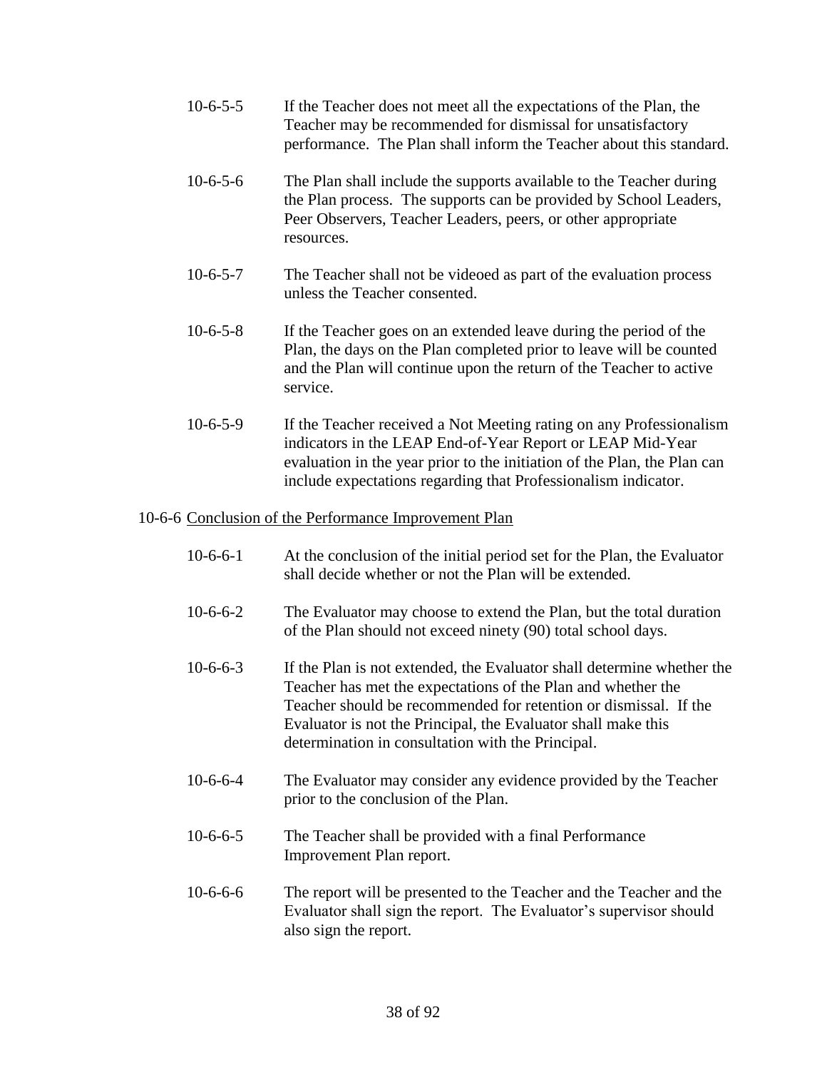10-6-5-5 If the Teacher does not meet all the expectations of the Plan, the Teacher may be recommended for dismissal for unsatisfactory performance. The Plan shall inform the Teacher about this standard.

10-6-5-6 The Plan shall include the supports available to the Teacher during the Plan process. The supports can be provided by School Leaders, Peer Observers, Teacher Leaders, peers, or other appropriate resources.

10-6-5-7 The Teacher shall not be videoed as part of the evaluation process unless the Teacher consented.

10-6-5-8 If the Teacher goes on an extended leave during the period of the Plan, the days on the Plan completed prior to leave will be counted and the Plan will continue upon the return of the Teacher to active service.

10-6-5-9 If the Teacher received a Not Meeting rating on any Professionalism indicators in the LEAP End-of-Year Report or LEAP Mid-Year evaluation in the year prior to the initiation of the Plan, the Plan can include expectations regarding that Professionalism indicator.

10-6-6 Conclusion of the Performance Improvement Plan

10-6-6-1 At the conclusion of the initial period set for the Plan, the Evaluator shall decide whether or not the Plan will be extended.

10-6-6-2 The Evaluator may choose to extend the Plan, but the total duration of the Plan should not exceed ninety (90) total school days.

10-6-6-3 If the Plan is not extended, the Evaluator shall determine whether the Teacher has met the expectations of the Plan and whether the Teacher should be recommended for retention or dismissal. If the Evaluator is not the Principal, the Evaluator shall make this determination in consultation with the Principal.

10-6-6-4 The Evaluator may consider any evidence provided by the Teacher prior to the conclusion of the Plan.

10-6-6-5 The Teacher shall be provided with a final Performance Improvement Plan report.

10-6-6-6 The report will be presented to the Teacher and the Teacher and the Evaluator shall sign the report. The Evaluator's supervisor should also sign the report.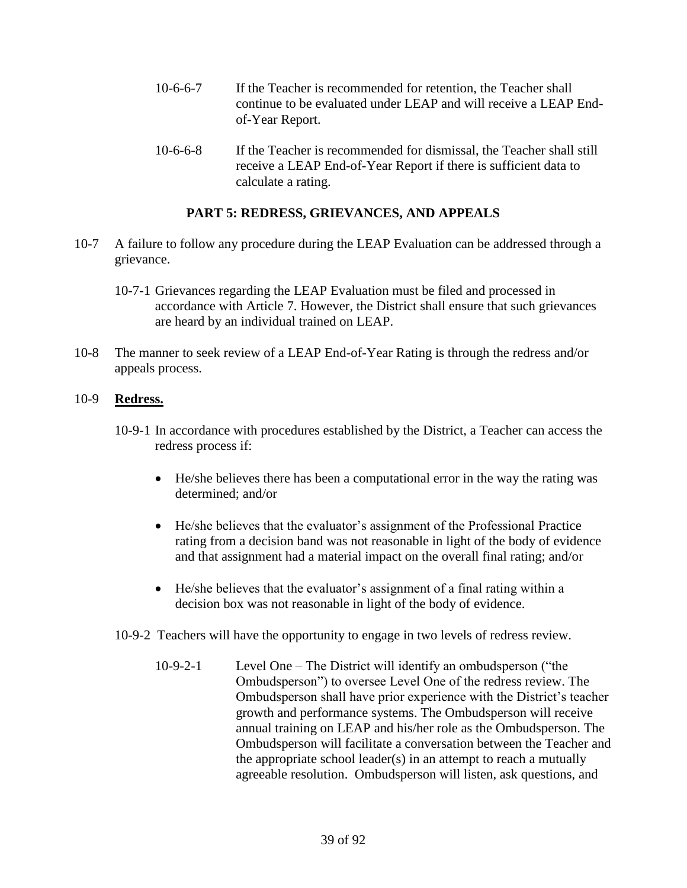10-6-6-7 If the Teacher is recommended for retention, the Teacher shall continue to be evaluated under LEAP and will receive a LEAP End-of-Year Report.

10-6-6-8 If the Teacher is recommended for dismissal, the Teacher shall still receive a LEAP End-of-Year Report if there is sufficient data to calculate a rating.

## PART 5: REDRESS, GRIEVANCES, AND APPEALS

10-7 A failure to follow any procedure during the LEAP Evaluation can be addressed through a grievance.

10-7-1 Grievances regarding the LEAP Evaluation must be filed and processed in accordance with Article 7. However, the District shall ensure that such grievances are heard by an individual trained on LEAP.

10-8 The manner to seek review of a LEAP End-of-Year Rating is through the redress and/or appeals process.

10-9 **Redress.**

10-9-1 In accordance with procedures established by the District, a Teacher can access the redress process if:

- He/she believes there has been a computational error in the way the rating was determined; and/or
- He/she believes that the evaluator's assignment of the Professional Practice rating from a decision band was not reasonable in light of the body of evidence and that assignment had a material impact on the overall final rating; and/or
- He/she believes that the evaluator's assignment of a final rating within a decision box was not reasonable in light of the body of evidence.

10-9-2 Teachers will have the opportunity to engage in two levels of redress review.

10-9-2-1 Level One – The District will identify an ombudsperson ("the Ombudsperson") to oversee Level One of the redress review. The Ombudsperson shall have prior experience with the District's teacher growth and performance systems. The Ombudsperson will receive annual training on LEAP and his/her role as the Ombudsperson. The Ombudsperson will facilitate a conversation between the Teacher and the appropriate school leader(s) in an attempt to reach a mutually agreeable resolution. Ombudsperson will listen, ask questions, and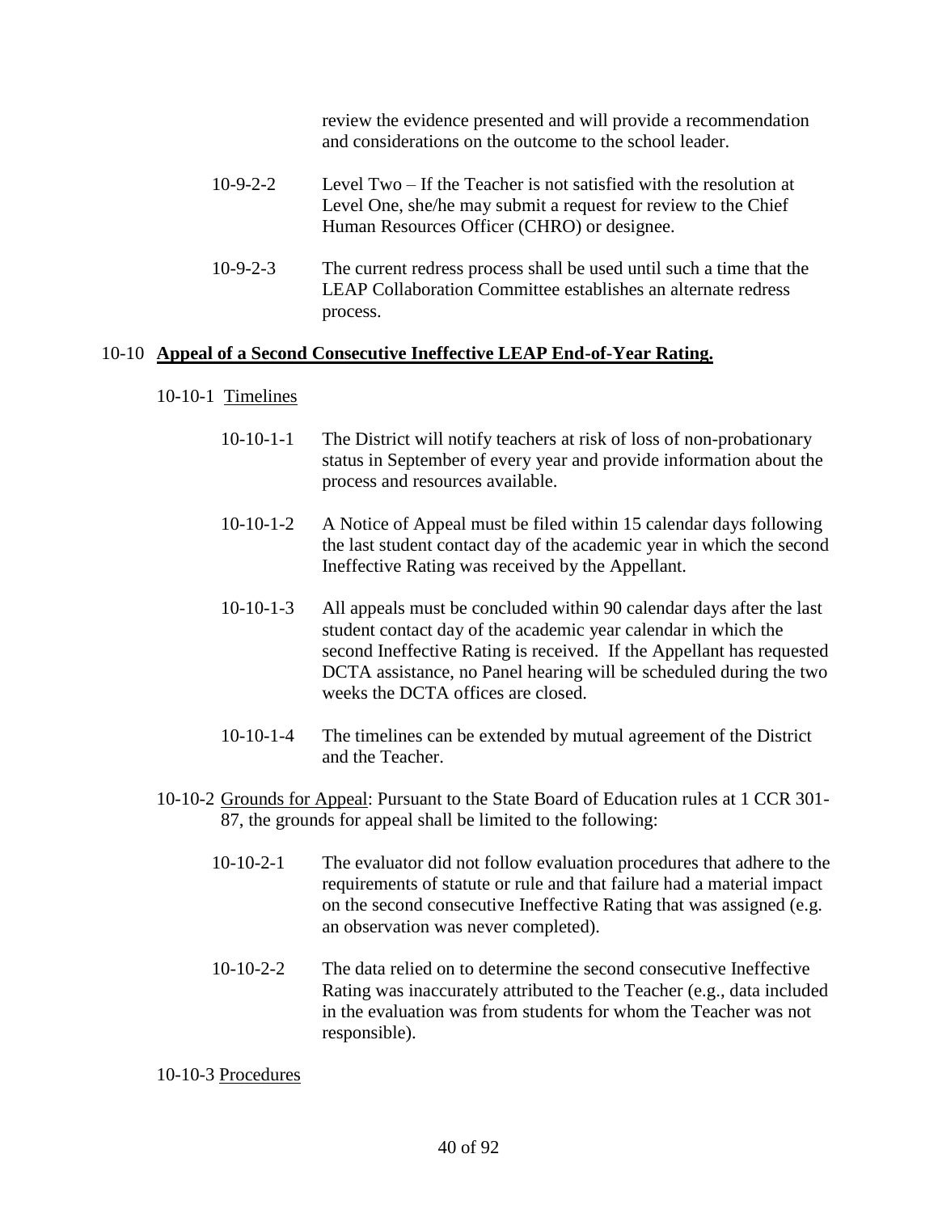review the evidence presented and will provide a recommendation and considerations on the outcome to the school leader.

10-9-2-2 Level Two – If the Teacher is not satisfied with the resolution at Level One, she/he may submit a request for review to the Chief Human Resources Officer (CHRO) or designee.

10-9-2-3 The current redress process shall be used until such a time that the LEAP Collaboration Committee establishes an alternate redress process.

## 10-10 **Appeal of a Second Consecutive Ineffective LEAP End-of-Year Rating.**

10-10-1 Timelines

10-10-1-1 The District will notify teachers at risk of loss of non-probationary status in September of every year and provide information about the process and resources available.

10-10-1-2 A Notice of Appeal must be filed within 15 calendar days following the last student contact day of the academic year in which the second Ineffective Rating was received by the Appellant.

10-10-1-3 All appeals must be concluded within 90 calendar days after the last student contact day of the academic year calendar in which the second Ineffective Rating is received. If the Appellant has requested DCTA assistance, no Panel hearing will be scheduled during the two weeks the DCTA offices are closed.

10-10-1-4 The timelines can be extended by mutual agreement of the District and the Teacher.

10-10-2 Grounds for Appeal: Pursuant to the State Board of Education rules at 1 CCR 301-87, the grounds for appeal shall be limited to the following:

10-10-2-1 The evaluator did not follow evaluation procedures that adhere to the requirements of statute or rule and that failure had a material impact on the second consecutive Ineffective Rating that was assigned (e.g. an observation was never completed).

10-10-2-2 The data relied on to determine the second consecutive Ineffective Rating was inaccurately attributed to the Teacher (e.g., data included in the evaluation was from students for whom the Teacher was not responsible).

10-10-3 Procedures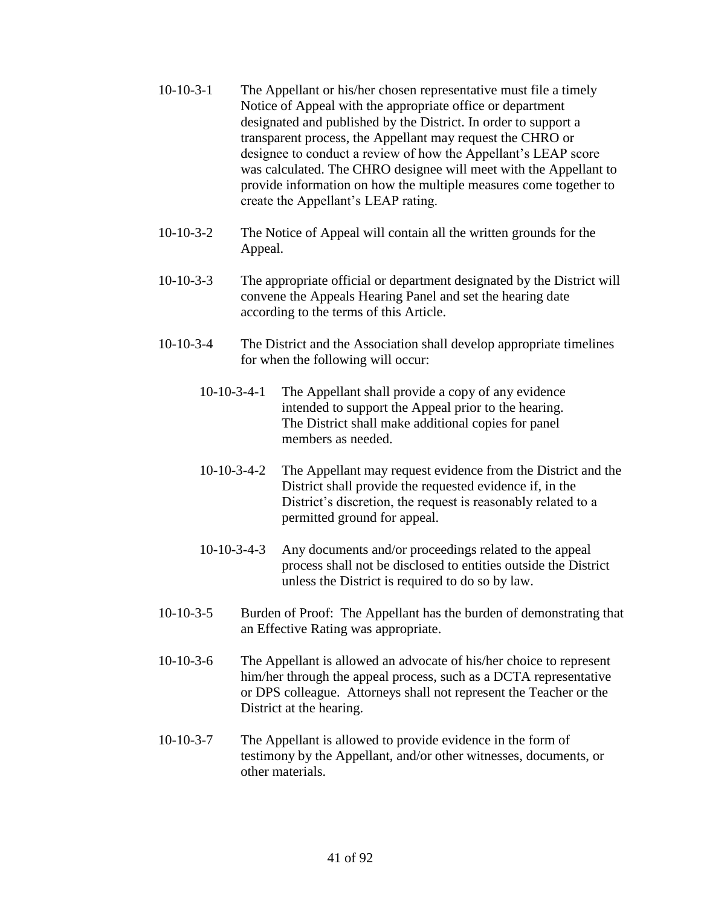10-10-3-1 The Appellant or his/her chosen representative must file a timely Notice of Appeal with the appropriate office or department designated and published by the District. In order to support a transparent process, the Appellant may request the CHRO or designee to conduct a review of how the Appellant's LEAP score was calculated. The CHRO designee will meet with the Appellant to provide information on how the multiple measures come together to create the Appellant's LEAP rating.

10-10-3-2 The Notice of Appeal will contain all the written grounds for the Appeal.

10-10-3-3 The appropriate official or department designated by the District will convene the Appeals Hearing Panel and set the hearing date according to the terms of this Article.

10-10-3-4 The District and the Association shall develop appropriate timelines for when the following will occur:

> 10-10-3-4-1 The Appellant shall provide a copy of any evidence intended to support the Appeal prior to the hearing. The District shall make additional copies for panel members as needed.
>
> 10-10-3-4-2 The Appellant may request evidence from the District and the District shall provide the requested evidence if, in the District's discretion, the request is reasonably related to a permitted ground for appeal.
>
> 10-10-3-4-3 Any documents and/or proceedings related to the appeal process shall not be disclosed to entities outside the District unless the District is required to do so by law.

10-10-3-5 Burden of Proof: The Appellant has the burden of demonstrating that an Effective Rating was appropriate.

10-10-3-6 The Appellant is allowed an advocate of his/her choice to represent him/her through the appeal process, such as a DCTA representative or DPS colleague. Attorneys shall not represent the Teacher or the District at the hearing.

10-10-3-7 The Appellant is allowed to provide evidence in the form of testimony by the Appellant, and/or other witnesses, documents, or other materials.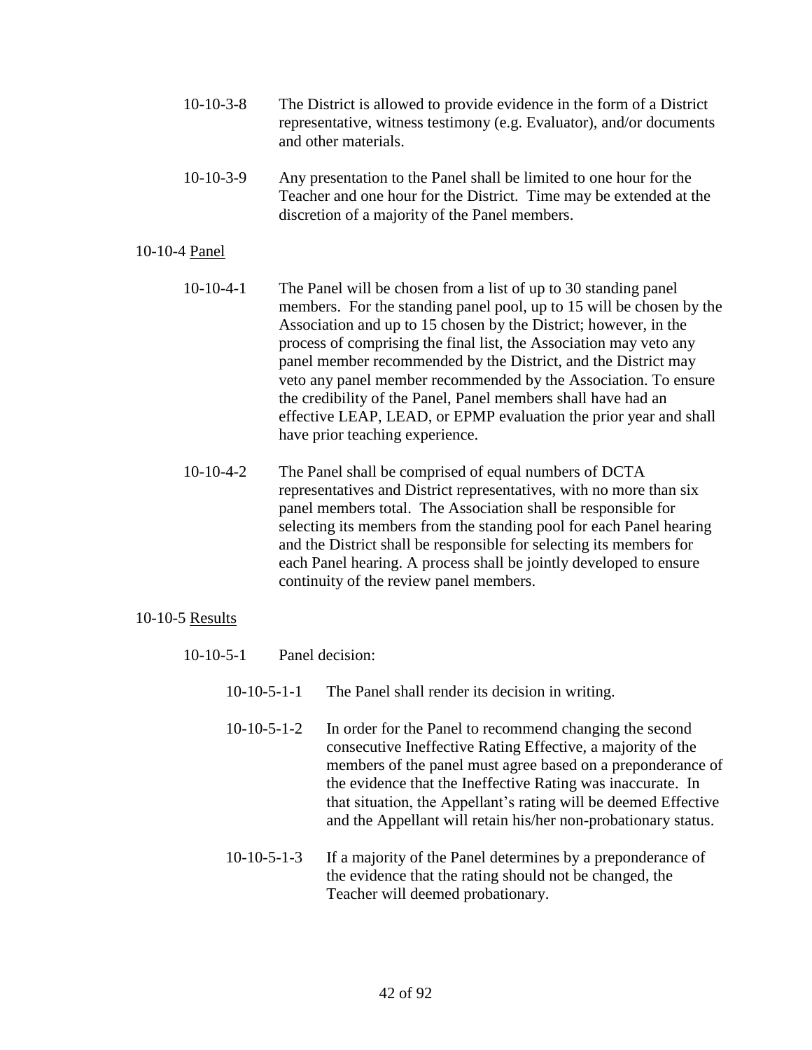10-10-3-8 The District is allowed to provide evidence in the form of a District representative, witness testimony (e.g. Evaluator), and/or documents and other materials.

10-10-3-9 Any presentation to the Panel shall be limited to one hour for the Teacher and one hour for the District. Time may be extended at the discretion of a majority of the Panel members.

10-10-4 <u>Panel</u>

10-10-4-1 The Panel will be chosen from a list of up to 30 standing panel members. For the standing panel pool, up to 15 will be chosen by the Association and up to 15 chosen by the District; however, in the process of comprising the final list, the Association may veto any panel member recommended by the District, and the District may veto any panel member recommended by the Association. To ensure the credibility of the Panel, Panel members shall have had an effective LEAP, LEAD, or EPMP evaluation the prior year and shall have prior teaching experience.

10-10-4-2 The Panel shall be comprised of equal numbers of DCTA representatives and District representatives, with no more than six panel members total. The Association shall be responsible for selecting its members from the standing pool for each Panel hearing and the District shall be responsible for selecting its members for each Panel hearing. A process shall be jointly developed to ensure continuity of the review panel members.

10-10-5 <u>Results</u>

10-10-5-1 Panel decision:

10-10-5-1-1 The Panel shall render its decision in writing.

10-10-5-1-2 In order for the Panel to recommend changing the second consecutive Ineffective Rating Effective, a majority of the members of the panel must agree based on a preponderance of the evidence that the Ineffective Rating was inaccurate. In that situation, the Appellant's rating will be deemed Effective and the Appellant will retain his/her non-probationary status.

10-10-5-1-3 If a majority of the Panel determines by a preponderance of the evidence that the rating should not be changed, the Teacher will deemed probationary.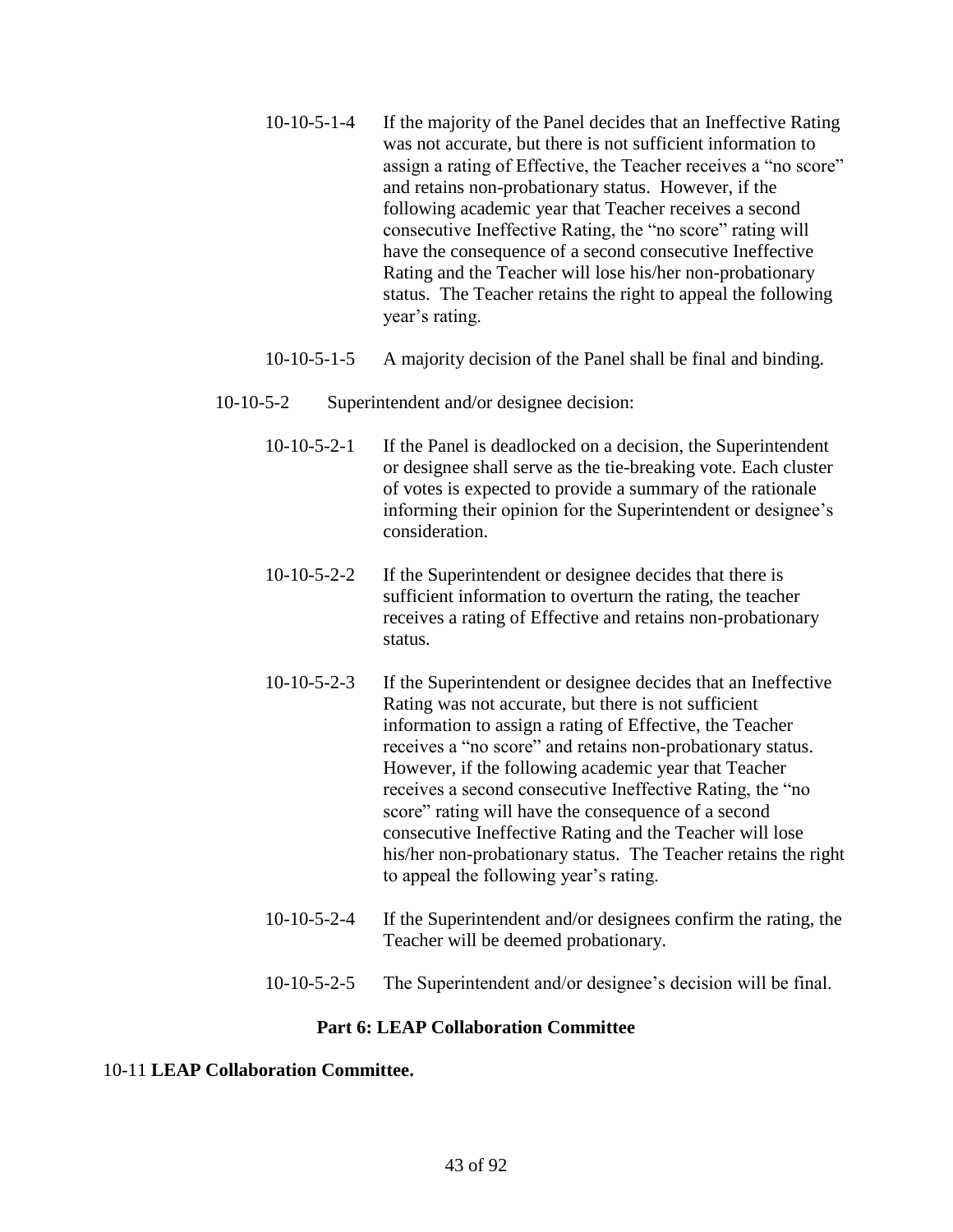10-10-5-1-4 If the majority of the Panel decides that an Ineffective Rating was not accurate, but there is not sufficient information to assign a rating of Effective, the Teacher receives a "no score" and retains non-probationary status. However, if the following academic year that Teacher receives a second consecutive Ineffective Rating, the "no score" rating will have the consequence of a second consecutive Ineffective Rating and the Teacher will lose his/her non-probationary status. The Teacher retains the right to appeal the following year's rating.

10-10-5-1-5 A majority decision of the Panel shall be final and binding.

10-10-5-2 Superintendent and/or designee decision:

10-10-5-2-1 If the Panel is deadlocked on a decision, the Superintendent or designee shall serve as the tie-breaking vote. Each cluster of votes is expected to provide a summary of the rationale informing their opinion for the Superintendent or designee's consideration.

10-10-5-2-2 If the Superintendent or designee decides that there is sufficient information to overturn the rating, the teacher receives a rating of Effective and retains non-probationary status.

10-10-5-2-3 If the Superintendent or designee decides that an Ineffective Rating was not accurate, but there is not sufficient information to assign a rating of Effective, the Teacher receives a "no score" and retains non-probationary status. However, if the following academic year that Teacher receives a second consecutive Ineffective Rating, the "no score" rating will have the consequence of a second consecutive Ineffective Rating and the Teacher will lose his/her non-probationary status. The Teacher retains the right to appeal the following year's rating.

10-10-5-2-4 If the Superintendent and/or designees confirm the rating, the Teacher will be deemed probationary.

10-10-5-2-5 The Superintendent and/or designee's decision will be final.

## Part 6: LEAP Collaboration Committee

10-11 **LEAP Collaboration Committee.**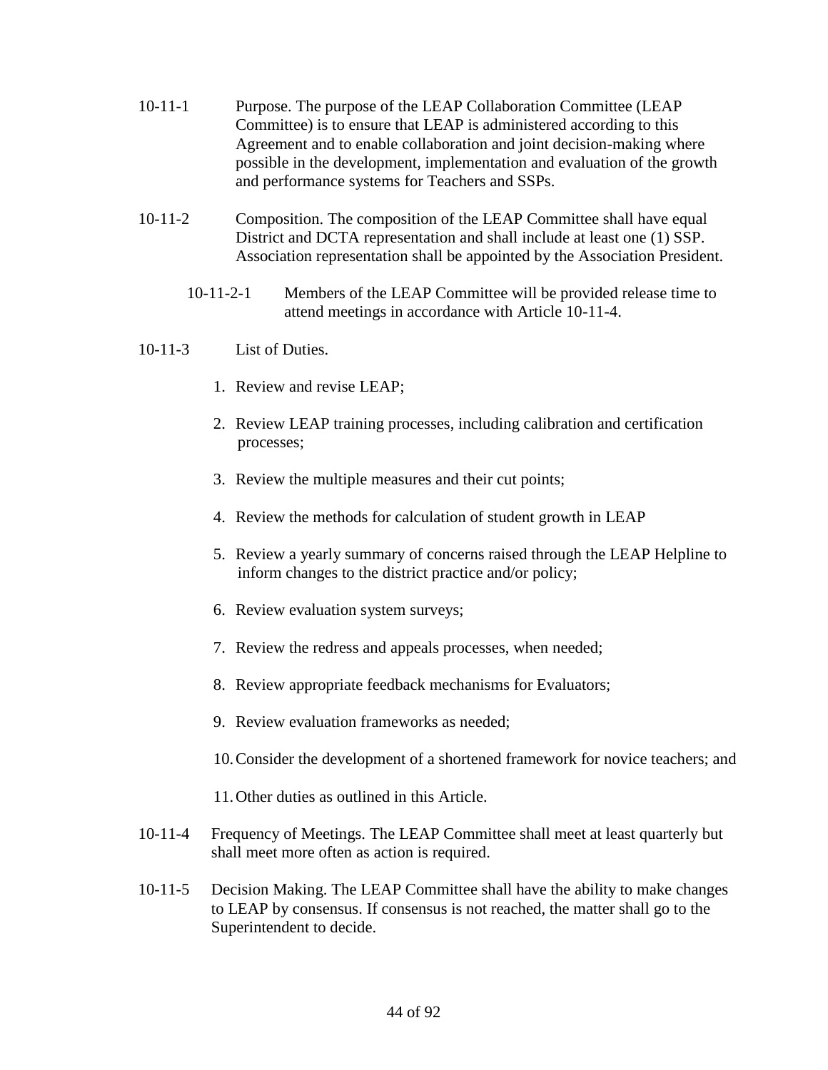10-11-1 Purpose. The purpose of the LEAP Collaboration Committee (LEAP Committee) is to ensure that LEAP is administered according to this Agreement and to enable collaboration and joint decision-making where possible in the development, implementation and evaluation of the growth and performance systems for Teachers and SSPs.

10-11-2 Composition. The composition of the LEAP Committee shall have equal District and DCTA representation and shall include at least one (1) SSP. Association representation shall be appointed by the Association President.

10-11-2-1 Members of the LEAP Committee will be provided release time to attend meetings in accordance with Article 10-11-4.

10-11-3 List of Duties.

1. Review and revise LEAP;
2. Review LEAP training processes, including calibration and certification processes;
3. Review the multiple measures and their cut points;
4. Review the methods for calculation of student growth in LEAP
5. Review a yearly summary of concerns raised through the LEAP Helpline to inform changes to the district practice and/or policy;
6. Review evaluation system surveys;
7. Review the redress and appeals processes, when needed;
8. Review appropriate feedback mechanisms for Evaluators;
9. Review evaluation frameworks as needed;
10. Consider the development of a shortened framework for novice teachers; and
11. Other duties as outlined in this Article.

10-11-4 Frequency of Meetings. The LEAP Committee shall meet at least quarterly but shall meet more often as action is required.

10-11-5 Decision Making. The LEAP Committee shall have the ability to make changes to LEAP by consensus. If consensus is not reached, the matter shall go to the Superintendent to decide.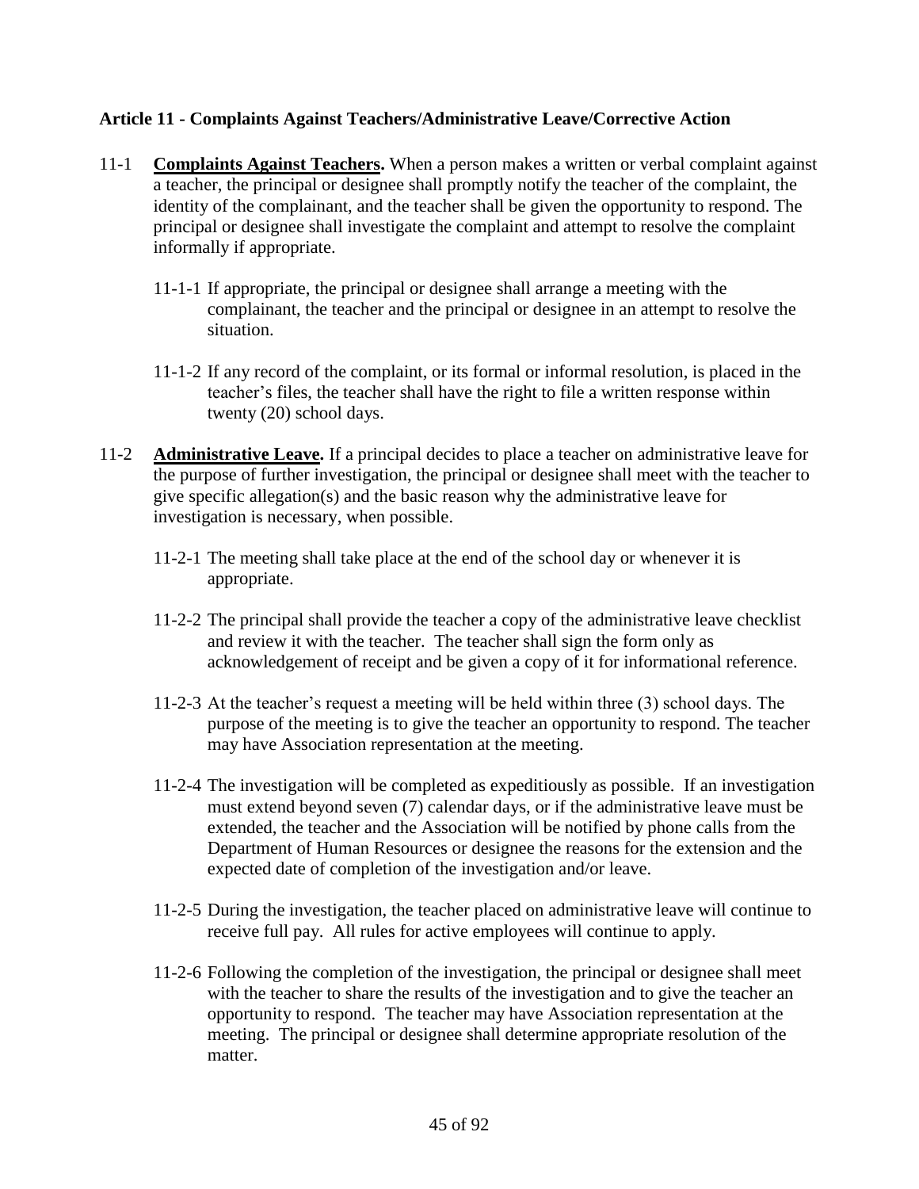### Article 11 - Complaints Against Teachers/Administrative Leave/Corrective Action

11-1 **Complaints Against Teachers.** When a person makes a written or verbal complaint against a teacher, the principal or designee shall promptly notify the teacher of the complaint, the identity of the complainant, and the teacher shall be given the opportunity to respond. The principal or designee shall investigate the complaint and attempt to resolve the complaint informally if appropriate.

> 11-1-1 If appropriate, the principal or designee shall arrange a meeting with the complainant, the teacher and the principal or designee in an attempt to resolve the situation.
>
> 11-1-2 If any record of the complaint, or its formal or informal resolution, is placed in the teacher's files, the teacher shall have the right to file a written response within twenty (20) school days.

11-2 **Administrative Leave.** If a principal decides to place a teacher on administrative leave for the purpose of further investigation, the principal or designee shall meet with the teacher to give specific allegation(s) and the basic reason why the administrative leave for investigation is necessary, when possible.

> 11-2-1 The meeting shall take place at the end of the school day or whenever it is appropriate.
>
> 11-2-2 The principal shall provide the teacher a copy of the administrative leave checklist and review it with the teacher. The teacher shall sign the form only as acknowledgement of receipt and be given a copy of it for informational reference.
>
> 11-2-3 At the teacher's request a meeting will be held within three (3) school days. The purpose of the meeting is to give the teacher an opportunity to respond. The teacher may have Association representation at the meeting.
>
> 11-2-4 The investigation will be completed as expeditiously as possible. If an investigation must extend beyond seven (7) calendar days, or if the administrative leave must be extended, the teacher and the Association will be notified by phone calls from the Department of Human Resources or designee the reasons for the extension and the expected date of completion of the investigation and/or leave.
>
> 11-2-5 During the investigation, the teacher placed on administrative leave will continue to receive full pay. All rules for active employees will continue to apply.
>
> 11-2-6 Following the completion of the investigation, the principal or designee shall meet with the teacher to share the results of the investigation and to give the teacher an opportunity to respond. The teacher may have Association representation at the meeting. The principal or designee shall determine appropriate resolution of the matter.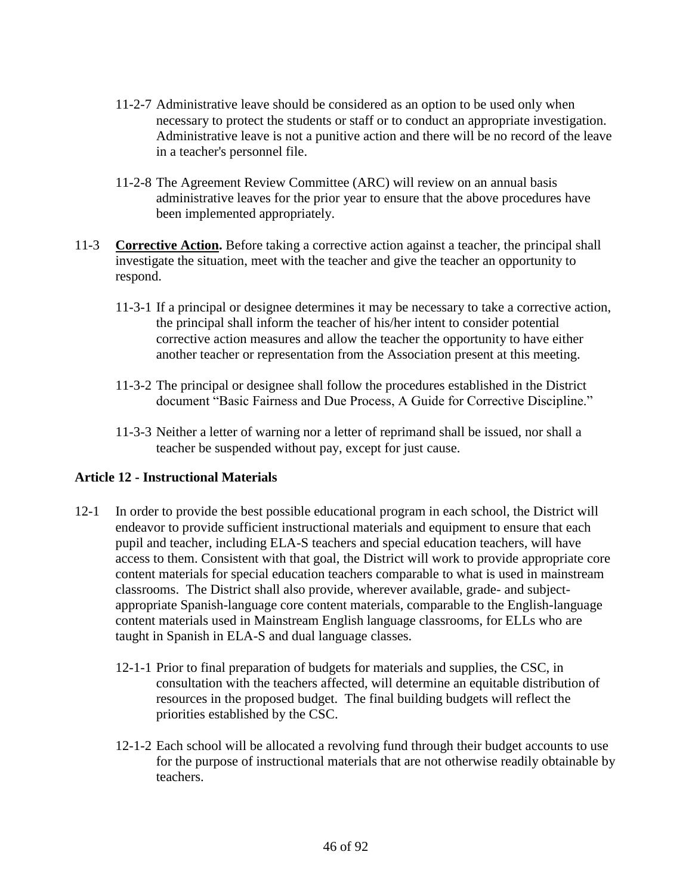11-2-7 Administrative leave should be considered as an option to be used only when necessary to protect the students or staff or to conduct an appropriate investigation. Administrative leave is not a punitive action and there will be no record of the leave in a teacher's personnel file.

11-2-8 The Agreement Review Committee (ARC) will review on an annual basis administrative leaves for the prior year to ensure that the above procedures have been implemented appropriately.

11-3 **Corrective Action.** Before taking a corrective action against a teacher, the principal shall investigate the situation, meet with the teacher and give the teacher an opportunity to respond.

11-3-1 If a principal or designee determines it may be necessary to take a corrective action, the principal shall inform the teacher of his/her intent to consider potential corrective action measures and allow the teacher the opportunity to have either another teacher or representation from the Association present at this meeting.

11-3-2 The principal or designee shall follow the procedures established in the District document "Basic Fairness and Due Process, A Guide for Corrective Discipline."

11-3-3 Neither a letter of warning nor a letter of reprimand shall be issued, nor shall a teacher be suspended without pay, except for just cause.

### Article 12 - Instructional Materials

12-1 In order to provide the best possible educational program in each school, the District will endeavor to provide sufficient instructional materials and equipment to ensure that each pupil and teacher, including ELA-S teachers and special education teachers, will have access to them. Consistent with that goal, the District will work to provide appropriate core content materials for special education teachers comparable to what is used in mainstream classrooms. The District shall also provide, wherever available, grade- and subject-appropriate Spanish-language core content materials, comparable to the English-language content materials used in Mainstream English language classrooms, for ELLs who are taught in Spanish in ELA-S and dual language classes.

12-1-1 Prior to final preparation of budgets for materials and supplies, the CSC, in consultation with the teachers affected, will determine an equitable distribution of resources in the proposed budget. The final building budgets will reflect the priorities established by the CSC.

12-1-2 Each school will be allocated a revolving fund through their budget accounts to use for the purpose of instructional materials that are not otherwise readily obtainable by teachers.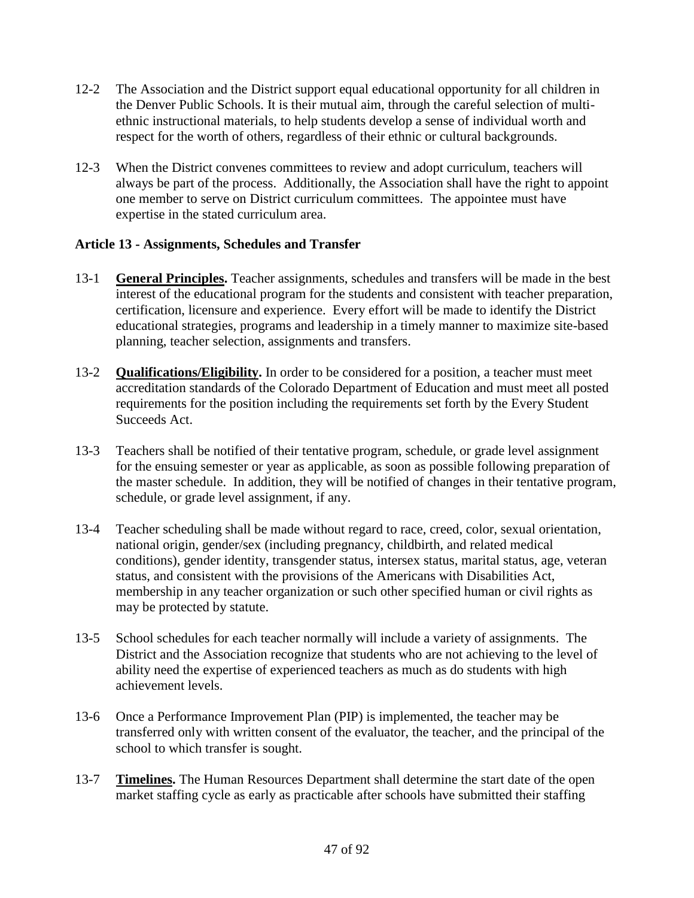12-2 The Association and the District support equal educational opportunity for all children in the Denver Public Schools. It is their mutual aim, through the careful selection of multi-ethnic instructional materials, to help students develop a sense of individual worth and respect for the worth of others, regardless of their ethnic or cultural backgrounds.

12-3 When the District convenes committees to review and adopt curriculum, teachers will always be part of the process. Additionally, the Association shall have the right to appoint one member to serve on District curriculum committees. The appointee must have expertise in the stated curriculum area.

## Article 13 - Assignments, Schedules and Transfer

13-1 **General Principles.** Teacher assignments, schedules and transfers will be made in the best interest of the educational program for the students and consistent with teacher preparation, certification, licensure and experience. Every effort will be made to identify the District educational strategies, programs and leadership in a timely manner to maximize site-based planning, teacher selection, assignments and transfers.

13-2 **Qualifications/Eligibility.** In order to be considered for a position, a teacher must meet accreditation standards of the Colorado Department of Education and must meet all posted requirements for the position including the requirements set forth by the Every Student Succeeds Act.

13-3 Teachers shall be notified of their tentative program, schedule, or grade level assignment for the ensuing semester or year as applicable, as soon as possible following preparation of the master schedule. In addition, they will be notified of changes in their tentative program, schedule, or grade level assignment, if any.

13-4 Teacher scheduling shall be made without regard to race, creed, color, sexual orientation, national origin, gender/sex (including pregnancy, childbirth, and related medical conditions), gender identity, transgender status, intersex status, marital status, age, veteran status, and consistent with the provisions of the Americans with Disabilities Act, membership in any teacher organization or such other specified human or civil rights as may be protected by statute.

13-5 School schedules for each teacher normally will include a variety of assignments. The District and the Association recognize that students who are not achieving to the level of ability need the expertise of experienced teachers as much as do students with high achievement levels.

13-6 Once a Performance Improvement Plan (PIP) is implemented, the teacher may be transferred only with written consent of the evaluator, the teacher, and the principal of the school to which transfer is sought.

13-7 **Timelines.** The Human Resources Department shall determine the start date of the open market staffing cycle as early as practicable after schools have submitted their staffing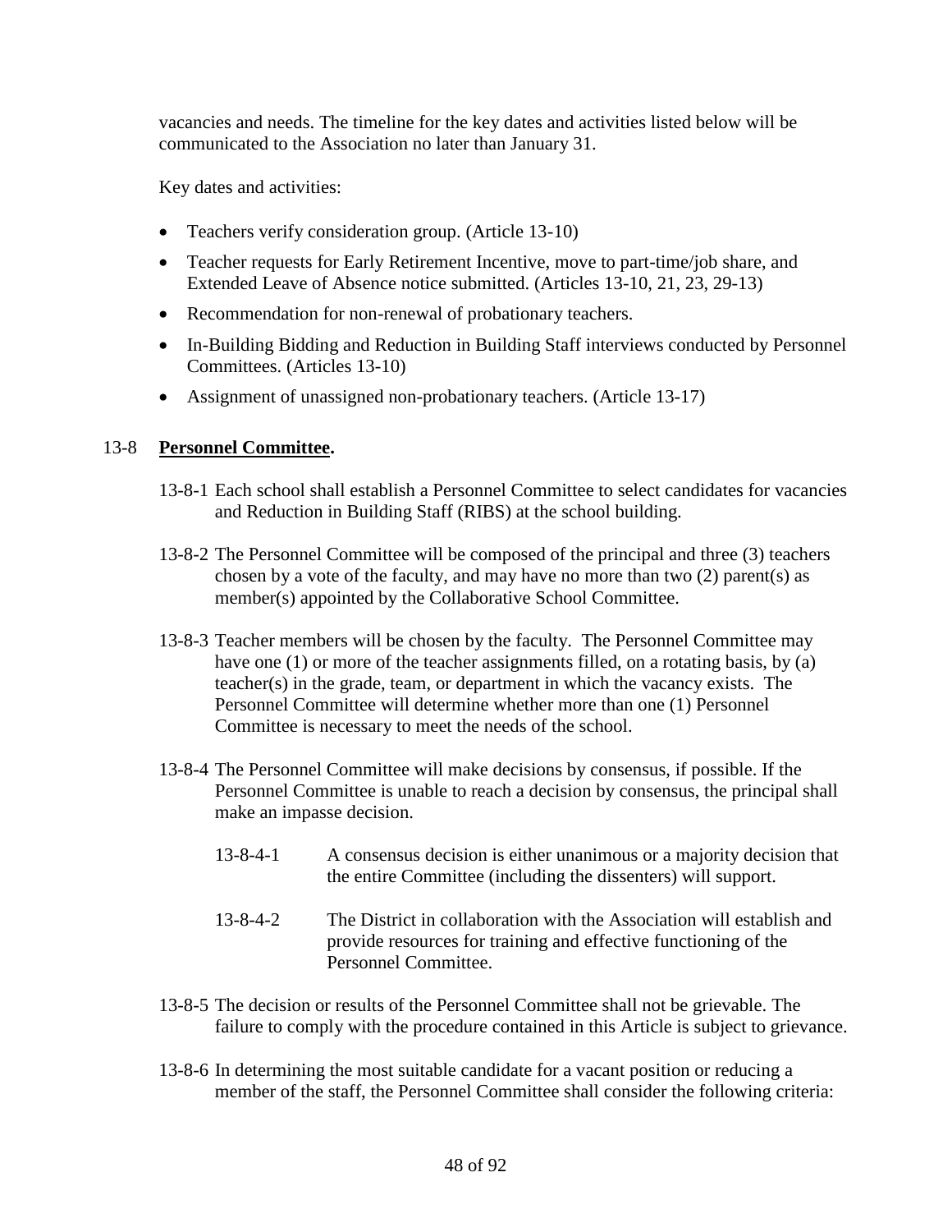vacancies and needs. The timeline for the key dates and activities listed below will be communicated to the Association no later than January 31.

Key dates and activities:

- Teachers verify consideration group. (Article 13-10)
- Teacher requests for Early Retirement Incentive, move to part-time/job share, and Extended Leave of Absence notice submitted. (Articles 13-10, 21, 23, 29-13)
- Recommendation for non-renewal of probationary teachers.
- In-Building Bidding and Reduction in Building Staff interviews conducted by Personnel Committees. (Articles 13-10)
- Assignment of unassigned non-probationary teachers. (Article 13-17)

13-8 **Personnel Committee.**

13-8-1 Each school shall establish a Personnel Committee to select candidates for vacancies and Reduction in Building Staff (RIBS) at the school building.

13-8-2 The Personnel Committee will be composed of the principal and three (3) teachers chosen by a vote of the faculty, and may have no more than two (2) parent(s) as member(s) appointed by the Collaborative School Committee.

13-8-3 Teacher members will be chosen by the faculty. The Personnel Committee may have one (1) or more of the teacher assignments filled, on a rotating basis, by (a) teacher(s) in the grade, team, or department in which the vacancy exists. The Personnel Committee will determine whether more than one (1) Personnel Committee is necessary to meet the needs of the school.

13-8-4 The Personnel Committee will make decisions by consensus, if possible. If the Personnel Committee is unable to reach a decision by consensus, the principal shall make an impasse decision.

13-8-4-1 A consensus decision is either unanimous or a majority decision that the entire Committee (including the dissenters) will support.

13-8-4-2 The District in collaboration with the Association will establish and provide resources for training and effective functioning of the Personnel Committee.

13-8-5 The decision or results of the Personnel Committee shall not be grievable. The failure to comply with the procedure contained in this Article is subject to grievance.

13-8-6 In determining the most suitable candidate for a vacant position or reducing a member of the staff, the Personnel Committee shall consider the following criteria: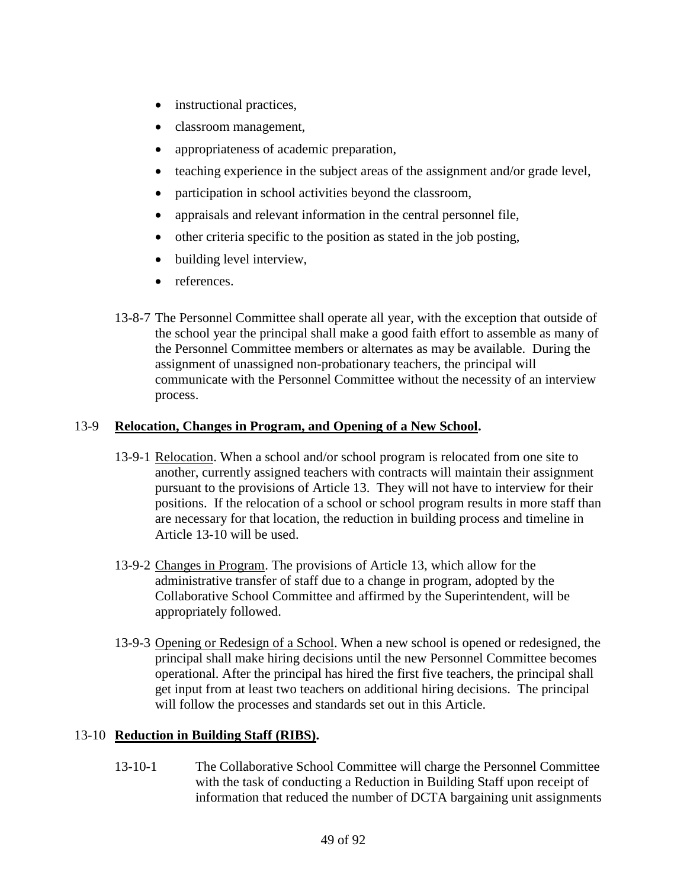- instructional practices,
- classroom management,
- appropriateness of academic preparation,
- teaching experience in the subject areas of the assignment and/or grade level,
- participation in school activities beyond the classroom,
- appraisals and relevant information in the central personnel file,
- other criteria specific to the position as stated in the job posting,
- building level interview,
- references.

13-8-7 The Personnel Committee shall operate all year, with the exception that outside of the school year the principal shall make a good faith effort to assemble as many of the Personnel Committee members or alternates as may be available. During the assignment of unassigned non-probationary teachers, the principal will communicate with the Personnel Committee without the necessity of an interview process.

## 13-9 **Relocation, Changes in Program, and Opening of a New School.**

13-9-1 Relocation. When a school and/or school program is relocated from one site to another, currently assigned teachers with contracts will maintain their assignment pursuant to the provisions of Article 13. They will not have to interview for their positions. If the relocation of a school or school program results in more staff than are necessary for that location, the reduction in building process and timeline in Article 13-10 will be used.

13-9-2 Changes in Program. The provisions of Article 13, which allow for the administrative transfer of staff due to a change in program, adopted by the Collaborative School Committee and affirmed by the Superintendent, will be appropriately followed.

13-9-3 Opening or Redesign of a School. When a new school is opened or redesigned, the principal shall make hiring decisions until the new Personnel Committee becomes operational. After the principal has hired the first five teachers, the principal shall get input from at least two teachers on additional hiring decisions. The principal will follow the processes and standards set out in this Article.

## 13-10 **Reduction in Building Staff (RIBS).**

13-10-1 The Collaborative School Committee will charge the Personnel Committee with the task of conducting a Reduction in Building Staff upon receipt of information that reduced the number of DCTA bargaining unit assignments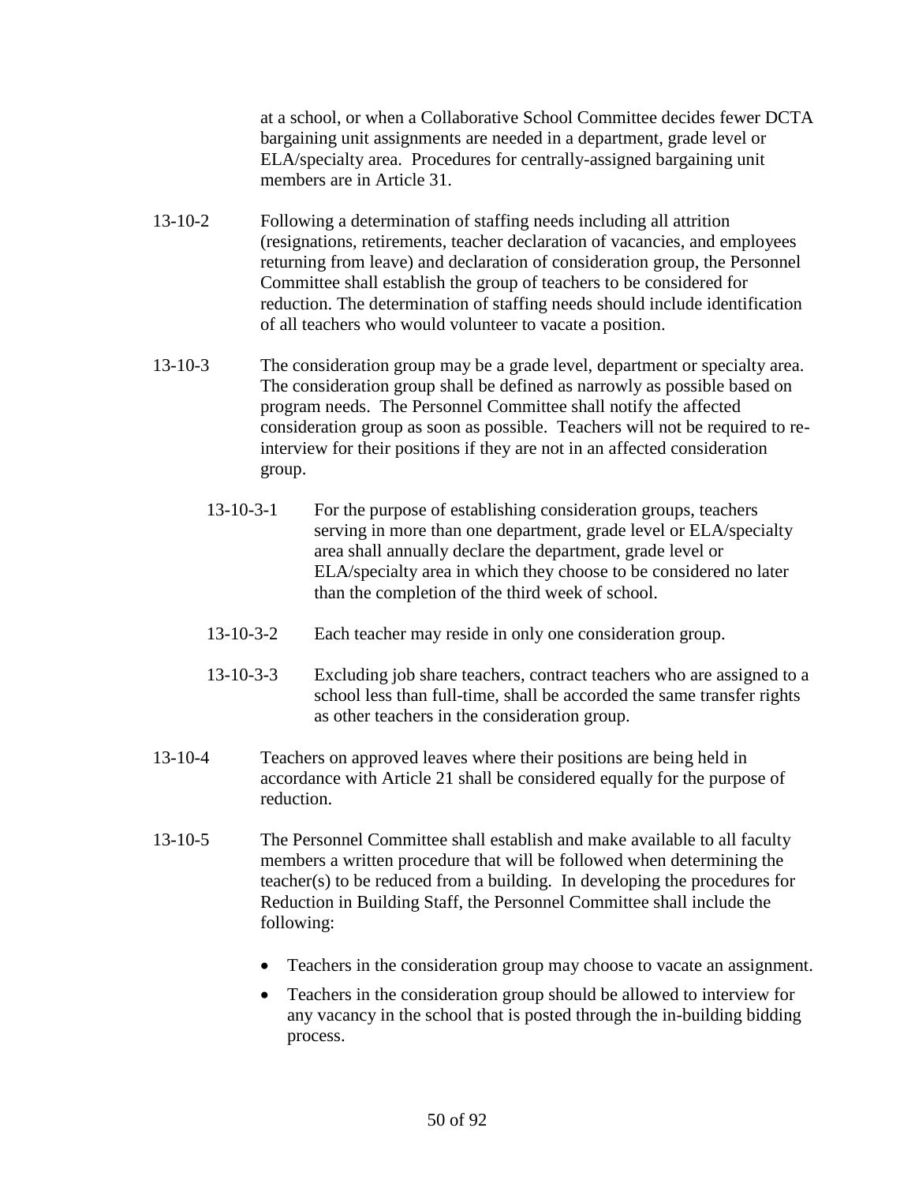at a school, or when a Collaborative School Committee decides fewer DCTA bargaining unit assignments are needed in a department, grade level or ELA/specialty area. Procedures for centrally-assigned bargaining unit members are in Article 31.

13-10-2 Following a determination of staffing needs including all attrition (resignations, retirements, teacher declaration of vacancies, and employees returning from leave) and declaration of consideration group, the Personnel Committee shall establish the group of teachers to be considered for reduction. The determination of staffing needs should include identification of all teachers who would volunteer to vacate a position.

13-10-3 The consideration group may be a grade level, department or specialty area. The consideration group shall be defined as narrowly as possible based on program needs. The Personnel Committee shall notify the affected consideration group as soon as possible. Teachers will not be required to re-interview for their positions if they are not in an affected consideration group.

13-10-3-1 For the purpose of establishing consideration groups, teachers serving in more than one department, grade level or ELA/specialty area shall annually declare the department, grade level or ELA/specialty area in which they choose to be considered no later than the completion of the third week of school.

13-10-3-2 Each teacher may reside in only one consideration group.

13-10-3-3 Excluding job share teachers, contract teachers who are assigned to a school less than full-time, shall be accorded the same transfer rights as other teachers in the consideration group.

13-10-4 Teachers on approved leaves where their positions are being held in accordance with Article 21 shall be considered equally for the purpose of reduction.

13-10-5 The Personnel Committee shall establish and make available to all faculty members a written procedure that will be followed when determining the teacher(s) to be reduced from a building. In developing the procedures for Reduction in Building Staff, the Personnel Committee shall include the following:

- Teachers in the consideration group may choose to vacate an assignment.
- Teachers in the consideration group should be allowed to interview for any vacancy in the school that is posted through the in-building bidding process.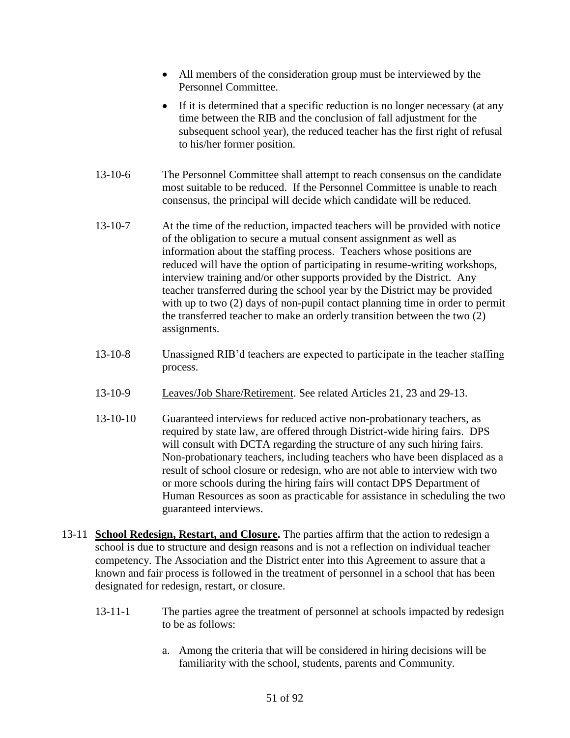- All members of the consideration group must be interviewed by the Personnel Committee.
- If it is determined that a specific reduction is no longer necessary (at any time between the RIB and the conclusion of fall adjustment for the subsequent school year), the reduced teacher has the first right of refusal to his/her former position.

13-10-6 The Personnel Committee shall attempt to reach consensus on the candidate most suitable to be reduced. If the Personnel Committee is unable to reach consensus, the principal will decide which candidate will be reduced.

13-10-7 At the time of the reduction, impacted teachers will be provided with notice of the obligation to secure a mutual consent assignment as well as information about the staffing process. Teachers whose positions are reduced will have the option of participating in resume-writing workshops, interview training and/or other supports provided by the District. Any teacher transferred during the school year by the District may be provided with up to two (2) days of non-pupil contact planning time in order to permit the transferred teacher to make an orderly transition between the two (2) assignments.

13-10-8 Unassigned RIB'd teachers are expected to participate in the teacher staffing process.

13-10-9 <u>Leaves/Job Share/Retirement</u>. See related Articles 21, 23 and 29-13.

13-10-10 Guaranteed interviews for reduced active non-probationary teachers, as required by state law, are offered through District-wide hiring fairs. DPS will consult with DCTA regarding the structure of any such hiring fairs. Non-probationary teachers, including teachers who have been displaced as a result of school closure or redesign, who are not able to interview with two or more schools during the hiring fairs will contact DPS Department of Human Resources as soon as practicable for assistance in scheduling the two guaranteed interviews.

13-11 **<u>School Redesign, Restart, and Closure</u>.** The parties affirm that the action to redesign a school is due to structure and design reasons and is not a reflection on individual teacher competency. The Association and the District enter into this Agreement to assure that a known and fair process is followed in the treatment of personnel in a school that has been designated for redesign, restart, or closure.

13-11-1 The parties agree the treatment of personnel at schools impacted by redesign to be as follows:

a. Among the criteria that will be considered in hiring decisions will be familiarity with the school, students, parents and Community.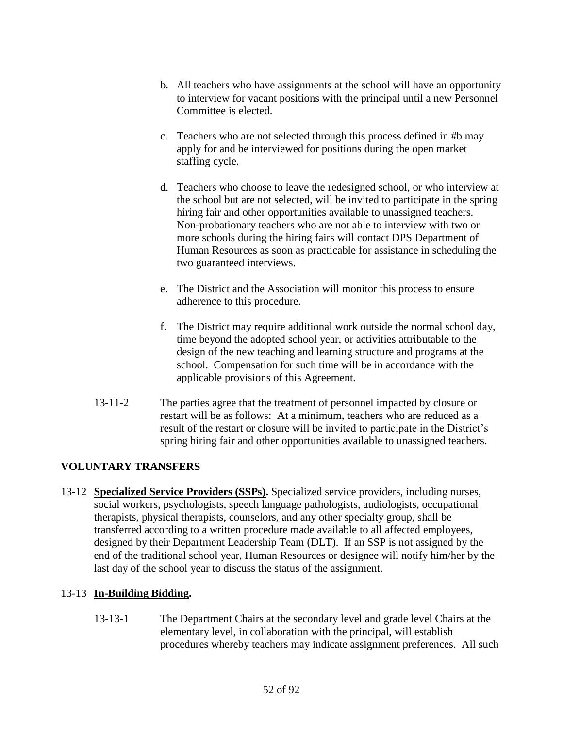b. All teachers who have assignments at the school will have an opportunity to interview for vacant positions with the principal until a new Personnel Committee is elected.

c. Teachers who are not selected through this process defined in #b may apply for and be interviewed for positions during the open market staffing cycle.

d. Teachers who choose to leave the redesigned school, or who interview at the school but are not selected, will be invited to participate in the spring hiring fair and other opportunities available to unassigned teachers. Non-probationary teachers who are not able to interview with two or more schools during the hiring fairs will contact DPS Department of Human Resources as soon as practicable for assistance in scheduling the two guaranteed interviews.

e. The District and the Association will monitor this process to ensure adherence to this procedure.

f. The District may require additional work outside the normal school day, time beyond the adopted school year, or activities attributable to the design of the new teaching and learning structure and programs at the school. Compensation for such time will be in accordance with the applicable provisions of this Agreement.

13-11-2 The parties agree that the treatment of personnel impacted by closure or restart will be as follows: At a minimum, teachers who are reduced as a result of the restart or closure will be invited to participate in the District's spring hiring fair and other opportunities available to unassigned teachers.

## VOLUNTARY TRANSFERS

13-12 **Specialized Service Providers (SSPs).** Specialized service providers, including nurses, social workers, psychologists, speech language pathologists, audiologists, occupational therapists, physical therapists, counselors, and any other specialty group, shall be transferred according to a written procedure made available to all affected employees, designed by their Department Leadership Team (DLT). If an SSP is not assigned by the end of the traditional school year, Human Resources or designee will notify him/her by the last day of the school year to discuss the status of the assignment.

13-13 **In-Building Bidding.**

13-13-1 The Department Chairs at the secondary level and grade level Chairs at the elementary level, in collaboration with the principal, will establish procedures whereby teachers may indicate assignment preferences. All such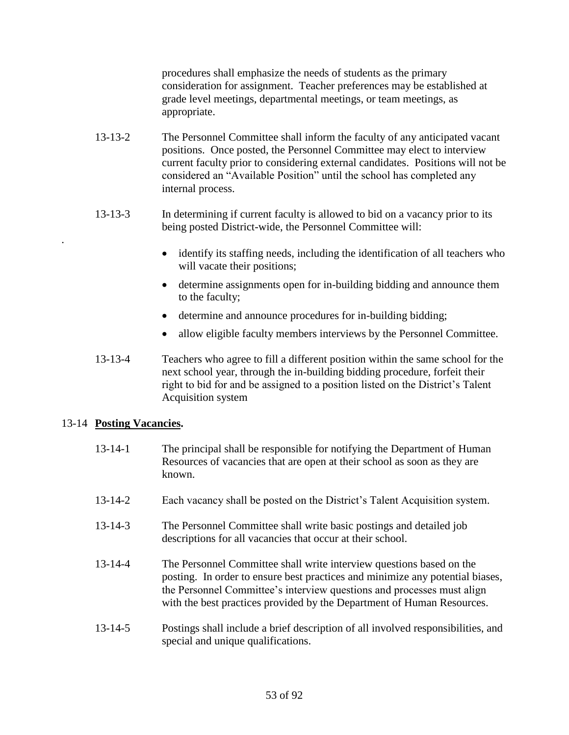procedures shall emphasize the needs of students as the primary consideration for assignment. Teacher preferences may be established at grade level meetings, departmental meetings, or team meetings, as appropriate.

13-13-2 The Personnel Committee shall inform the faculty of any anticipated vacant positions. Once posted, the Personnel Committee may elect to interview current faculty prior to considering external candidates. Positions will not be considered an "Available Position" until the school has completed any internal process.

13-13-3 In determining if current faculty is allowed to bid on a vacancy prior to its being posted District-wide, the Personnel Committee will:

.

- identify its staffing needs, including the identification of all teachers who will vacate their positions;
- determine assignments open for in-building bidding and announce them to the faculty;
- determine and announce procedures for in-building bidding;
- allow eligible faculty members interviews by the Personnel Committee.

13-13-4 Teachers who agree to fill a different position within the same school for the next school year, through the in-building bidding procedure, forfeit their right to bid for and be assigned to a position listed on the District's Talent Acquisition system

## 13-14 **Posting Vacancies.**

13-14-1 The principal shall be responsible for notifying the Department of Human Resources of vacancies that are open at their school as soon as they are known.

13-14-2 Each vacancy shall be posted on the District's Talent Acquisition system.

13-14-3 The Personnel Committee shall write basic postings and detailed job descriptions for all vacancies that occur at their school.

13-14-4 The Personnel Committee shall write interview questions based on the posting. In order to ensure best practices and minimize any potential biases, the Personnel Committee's interview questions and processes must align with the best practices provided by the Department of Human Resources.

13-14-5 Postings shall include a brief description of all involved responsibilities, and special and unique qualifications.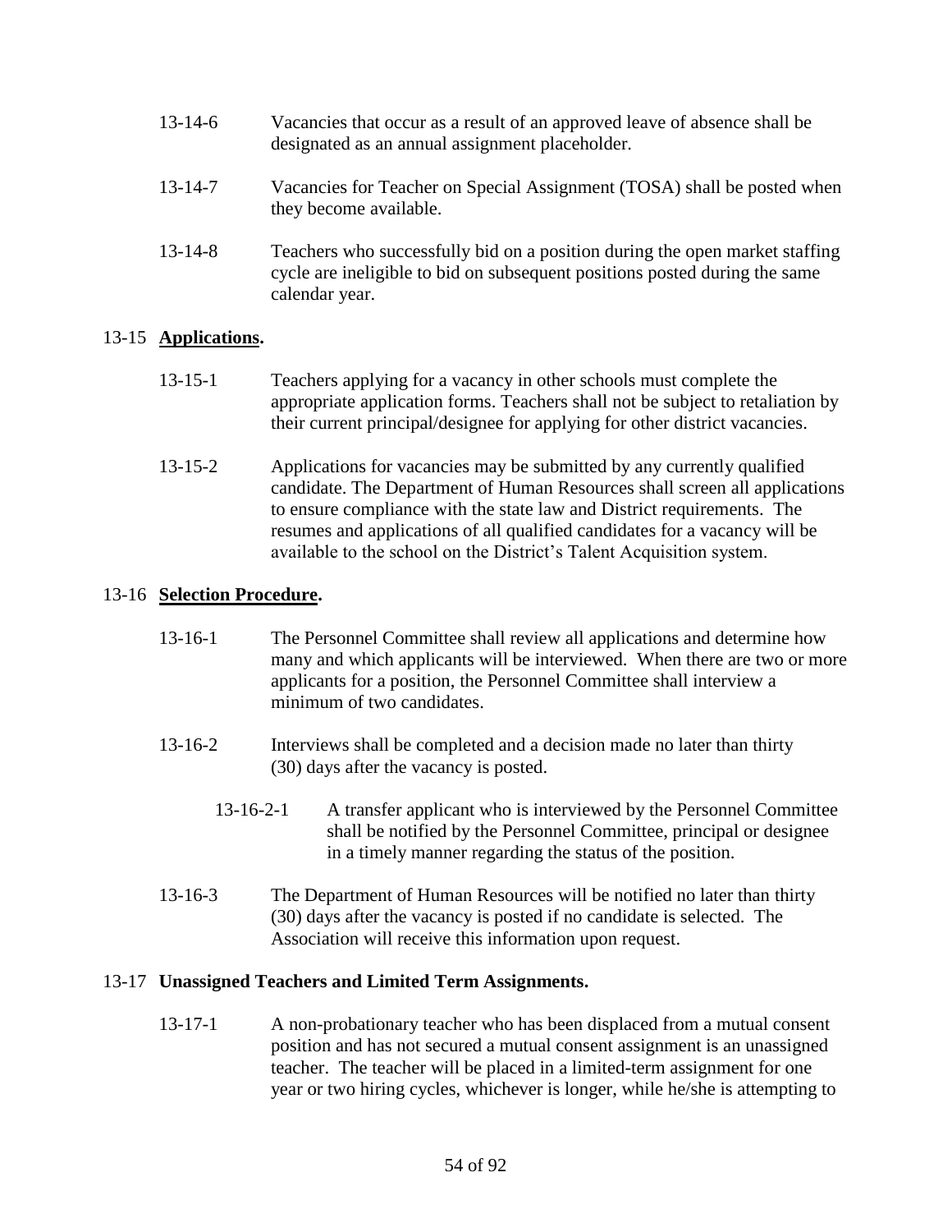13-14-6 Vacancies that occur as a result of an approved leave of absence shall be designated as an annual assignment placeholder.

13-14-7 Vacancies for Teacher on Special Assignment (TOSA) shall be posted when they become available.

13-14-8 Teachers who successfully bid on a position during the open market staffing cycle are ineligible to bid on subsequent positions posted during the same calendar year.

13-15 **Applications.**

13-15-1 Teachers applying for a vacancy in other schools must complete the appropriate application forms. Teachers shall not be subject to retaliation by their current principal/designee for applying for other district vacancies.

13-15-2 Applications for vacancies may be submitted by any currently qualified candidate. The Department of Human Resources shall screen all applications to ensure compliance with the state law and District requirements. The resumes and applications of all qualified candidates for a vacancy will be available to the school on the District's Talent Acquisition system.

13-16 **Selection Procedure.**

13-16-1 The Personnel Committee shall review all applications and determine how many and which applicants will be interviewed. When there are two or more applicants for a position, the Personnel Committee shall interview a minimum of two candidates.

13-16-2 Interviews shall be completed and a decision made no later than thirty (30) days after the vacancy is posted.

13-16-2-1 A transfer applicant who is interviewed by the Personnel Committee shall be notified by the Personnel Committee, principal or designee in a timely manner regarding the status of the position.

13-16-3 The Department of Human Resources will be notified no later than thirty (30) days after the vacancy is posted if no candidate is selected. The Association will receive this information upon request.

13-17 **Unassigned Teachers and Limited Term Assignments.**

13-17-1 A non-probationary teacher who has been displaced from a mutual consent position and has not secured a mutual consent assignment is an unassigned teacher. The teacher will be placed in a limited-term assignment for one year or two hiring cycles, whichever is longer, while he/she is attempting to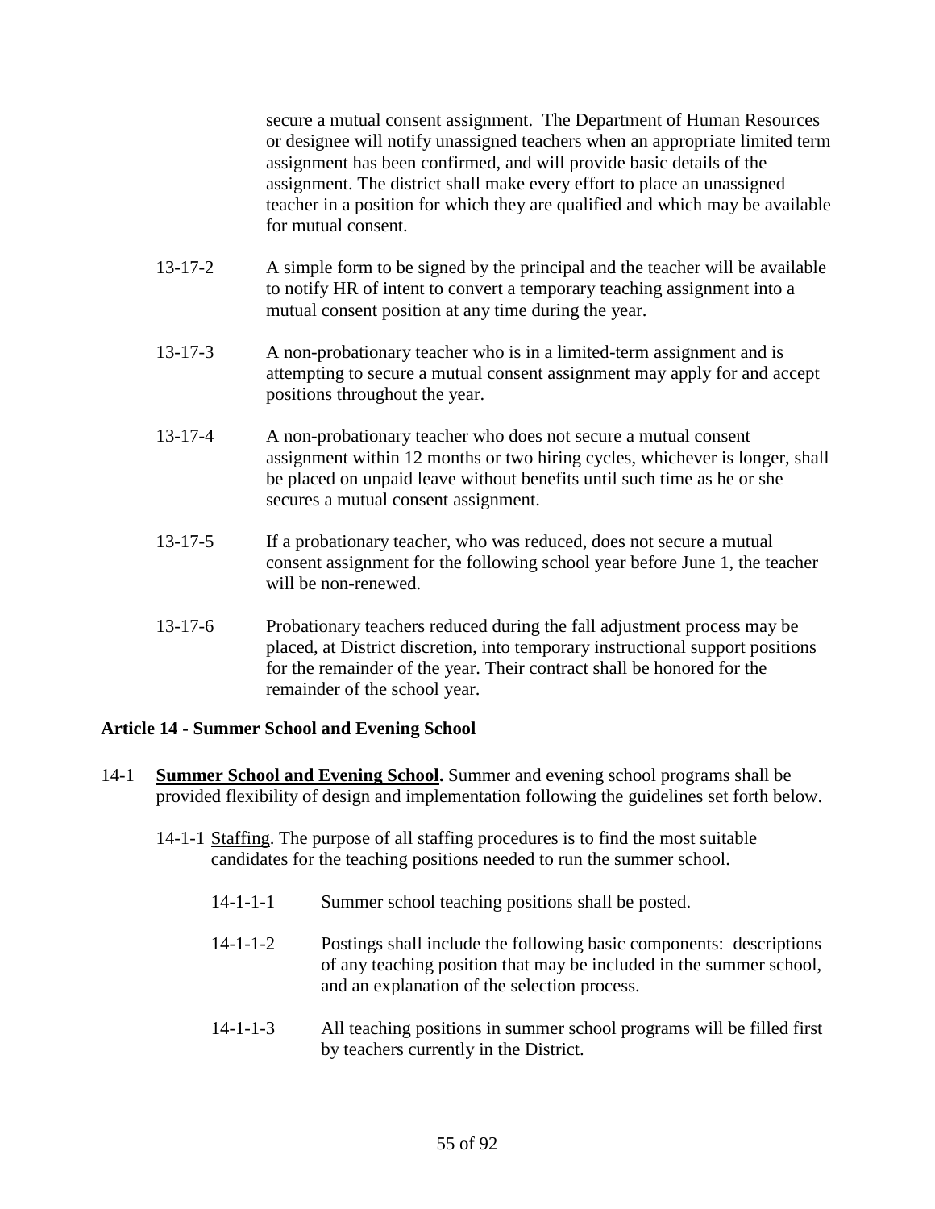secure a mutual consent assignment. The Department of Human Resources or designee will notify unassigned teachers when an appropriate limited term assignment has been confirmed, and will provide basic details of the assignment. The district shall make every effort to place an unassigned teacher in a position for which they are qualified and which may be available for mutual consent.

13-17-2 A simple form to be signed by the principal and the teacher will be available to notify HR of intent to convert a temporary teaching assignment into a mutual consent position at any time during the year.

13-17-3 A non-probationary teacher who is in a limited-term assignment and is attempting to secure a mutual consent assignment may apply for and accept positions throughout the year.

13-17-4 A non-probationary teacher who does not secure a mutual consent assignment within 12 months or two hiring cycles, whichever is longer, shall be placed on unpaid leave without benefits until such time as he or she secures a mutual consent assignment.

13-17-5 If a probationary teacher, who was reduced, does not secure a mutual consent assignment for the following school year before June 1, the teacher will be non-renewed.

13-17-6 Probationary teachers reduced during the fall adjustment process may be placed, at District discretion, into temporary instructional support positions for the remainder of the year. Their contract shall be honored for the remainder of the school year.

## Article 14 - Summer School and Evening School

14-1 **Summer School and Evening School.** Summer and evening school programs shall be provided flexibility of design and implementation following the guidelines set forth below.

14-1-1 Staffing. The purpose of all staffing procedures is to find the most suitable candidates for the teaching positions needed to run the summer school.

14-1-1-1 Summer school teaching positions shall be posted.

14-1-1-2 Postings shall include the following basic components: descriptions of any teaching position that may be included in the summer school, and an explanation of the selection process.

14-1-1-3 All teaching positions in summer school programs will be filled first by teachers currently in the District.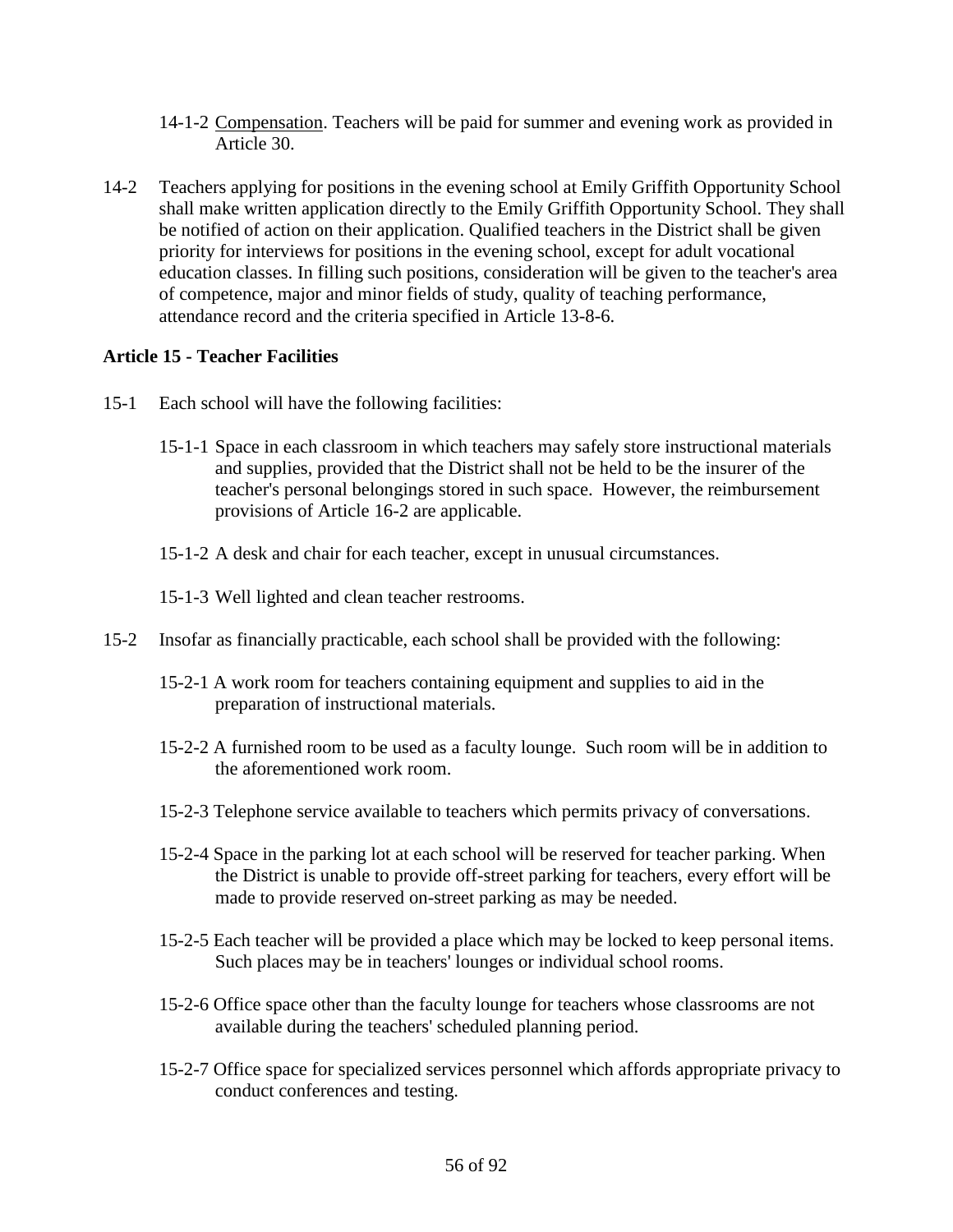14-1-2 Compensation. Teachers will be paid for summer and evening work as provided in Article 30.

14-2 Teachers applying for positions in the evening school at Emily Griffith Opportunity School shall make written application directly to the Emily Griffith Opportunity School. They shall be notified of action on their application. Qualified teachers in the District shall be given priority for interviews for positions in the evening school, except for adult vocational education classes. In filling such positions, consideration will be given to the teacher's area of competence, major and minor fields of study, quality of teaching performance, attendance record and the criteria specified in Article 13-8-6.

**Article 15 - Teacher Facilities**

15-1 Each school will have the following facilities:

15-1-1 Space in each classroom in which teachers may safely store instructional materials and supplies, provided that the District shall not be held to be the insurer of the teacher's personal belongings stored in such space. However, the reimbursement provisions of Article 16-2 are applicable.

15-1-2 A desk and chair for each teacher, except in unusual circumstances.

15-1-3 Well lighted and clean teacher restrooms.

15-2 Insofar as financially practicable, each school shall be provided with the following:

15-2-1 A work room for teachers containing equipment and supplies to aid in the preparation of instructional materials.

15-2-2 A furnished room to be used as a faculty lounge. Such room will be in addition to the aforementioned work room.

15-2-3 Telephone service available to teachers which permits privacy of conversations.

15-2-4 Space in the parking lot at each school will be reserved for teacher parking. When the District is unable to provide off-street parking for teachers, every effort will be made to provide reserved on-street parking as may be needed.

15-2-5 Each teacher will be provided a place which may be locked to keep personal items. Such places may be in teachers' lounges or individual school rooms.

15-2-6 Office space other than the faculty lounge for teachers whose classrooms are not available during the teachers' scheduled planning period.

15-2-7 Office space for specialized services personnel which affords appropriate privacy to conduct conferences and testing.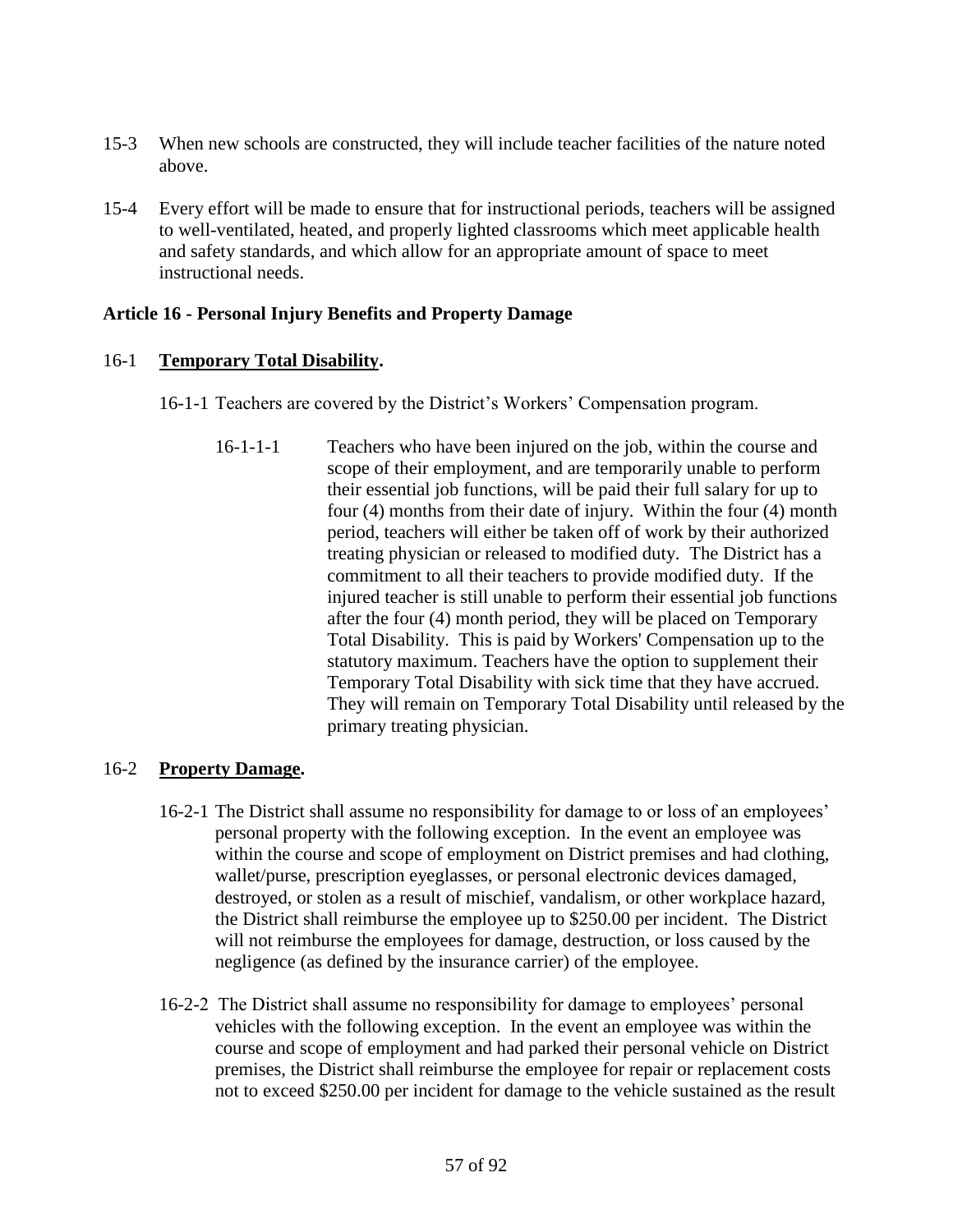15-3 When new schools are constructed, they will include teacher facilities of the nature noted above.

15-4 Every effort will be made to ensure that for instructional periods, teachers will be assigned to well-ventilated, heated, and properly lighted classrooms which meet applicable health and safety standards, and which allow for an appropriate amount of space to meet instructional needs.

**Article 16 - Personal Injury Benefits and Property Damage**

16-1 **Temporary Total Disability.**

16-1-1 Teachers are covered by the District's Workers' Compensation program.

16-1-1-1 Teachers who have been injured on the job, within the course and scope of their employment, and are temporarily unable to perform their essential job functions, will be paid their full salary for up to four (4) months from their date of injury. Within the four (4) month period, teachers will either be taken off of work by their authorized treating physician or released to modified duty. The District has a commitment to all their teachers to provide modified duty. If the injured teacher is still unable to perform their essential job functions after the four (4) month period, they will be placed on Temporary Total Disability. This is paid by Workers' Compensation up to the statutory maximum. Teachers have the option to supplement their Temporary Total Disability with sick time that they have accrued. They will remain on Temporary Total Disability until released by the primary treating physician.

16-2 **Property Damage.**

16-2-1 The District shall assume no responsibility for damage to or loss of an employees' personal property with the following exception. In the event an employee was within the course and scope of employment on District premises and had clothing, wallet/purse, prescription eyeglasses, or personal electronic devices damaged, destroyed, or stolen as a result of mischief, vandalism, or other workplace hazard, the District shall reimburse the employee up to $250.00 per incident. The District will not reimburse the employees for damage, destruction, or loss caused by the negligence (as defined by the insurance carrier) of the employee.

16-2-2 The District shall assume no responsibility for damage to employees' personal vehicles with the following exception. In the event an employee was within the course and scope of employment and had parked their personal vehicle on District premises, the District shall reimburse the employee for repair or replacement costs not to exceed $250.00 per incident for damage to the vehicle sustained as the result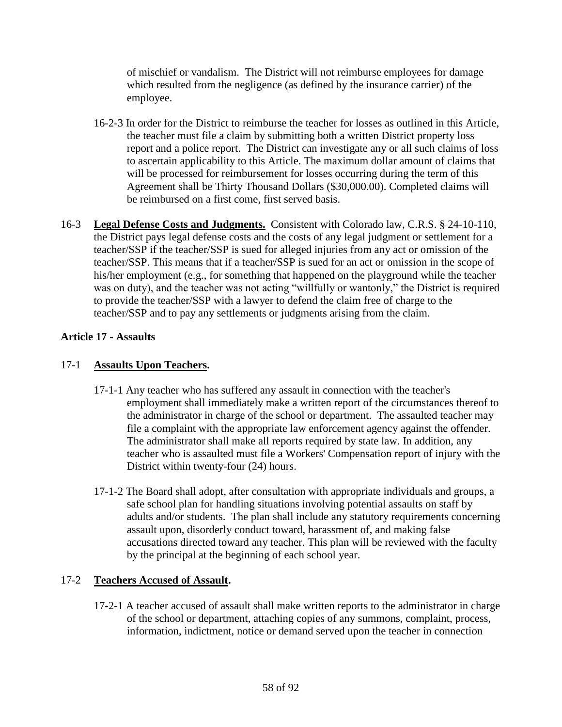of mischief or vandalism. The District will not reimburse employees for damage which resulted from the negligence (as defined by the insurance carrier) of the employee.

16-2-3 In order for the District to reimburse the teacher for losses as outlined in this Article, the teacher must file a claim by submitting both a written District property loss report and a police report. The District can investigate any or all such claims of loss to ascertain applicability to this Article. The maximum dollar amount of claims that will be processed for reimbursement for losses occurring during the term of this Agreement shall be Thirty Thousand Dollars ($30,000.00). Completed claims will be reimbursed on a first come, first served basis.

16-3 **Legal Defense Costs and Judgments.** Consistent with Colorado law, C.R.S. § 24-10-110, the District pays legal defense costs and the costs of any legal judgment or settlement for a teacher/SSP if the teacher/SSP is sued for alleged injuries from any act or omission of the teacher/SSP. This means that if a teacher/SSP is sued for an act or omission in the scope of his/her employment (e.g., for something that happened on the playground while the teacher was on duty), and the teacher was not acting "willfully or wantonly," the District is required to provide the teacher/SSP with a lawyer to defend the claim free of charge to the teacher/SSP and to pay any settlements or judgments arising from the claim.

## Article 17 - Assaults

17-1 **Assaults Upon Teachers.**

17-1-1 Any teacher who has suffered any assault in connection with the teacher's employment shall immediately make a written report of the circumstances thereof to the administrator in charge of the school or department. The assaulted teacher may file a complaint with the appropriate law enforcement agency against the offender. The administrator shall make all reports required by state law. In addition, any teacher who is assaulted must file a Workers' Compensation report of injury with the District within twenty-four (24) hours.

17-1-2 The Board shall adopt, after consultation with appropriate individuals and groups, a safe school plan for handling situations involving potential assaults on staff by adults and/or students. The plan shall include any statutory requirements concerning assault upon, disorderly conduct toward, harassment of, and making false accusations directed toward any teacher. This plan will be reviewed with the faculty by the principal at the beginning of each school year.

17-2 **Teachers Accused of Assault.**

17-2-1 A teacher accused of assault shall make written reports to the administrator in charge of the school or department, attaching copies of any summons, complaint, process, information, indictment, notice or demand served upon the teacher in connection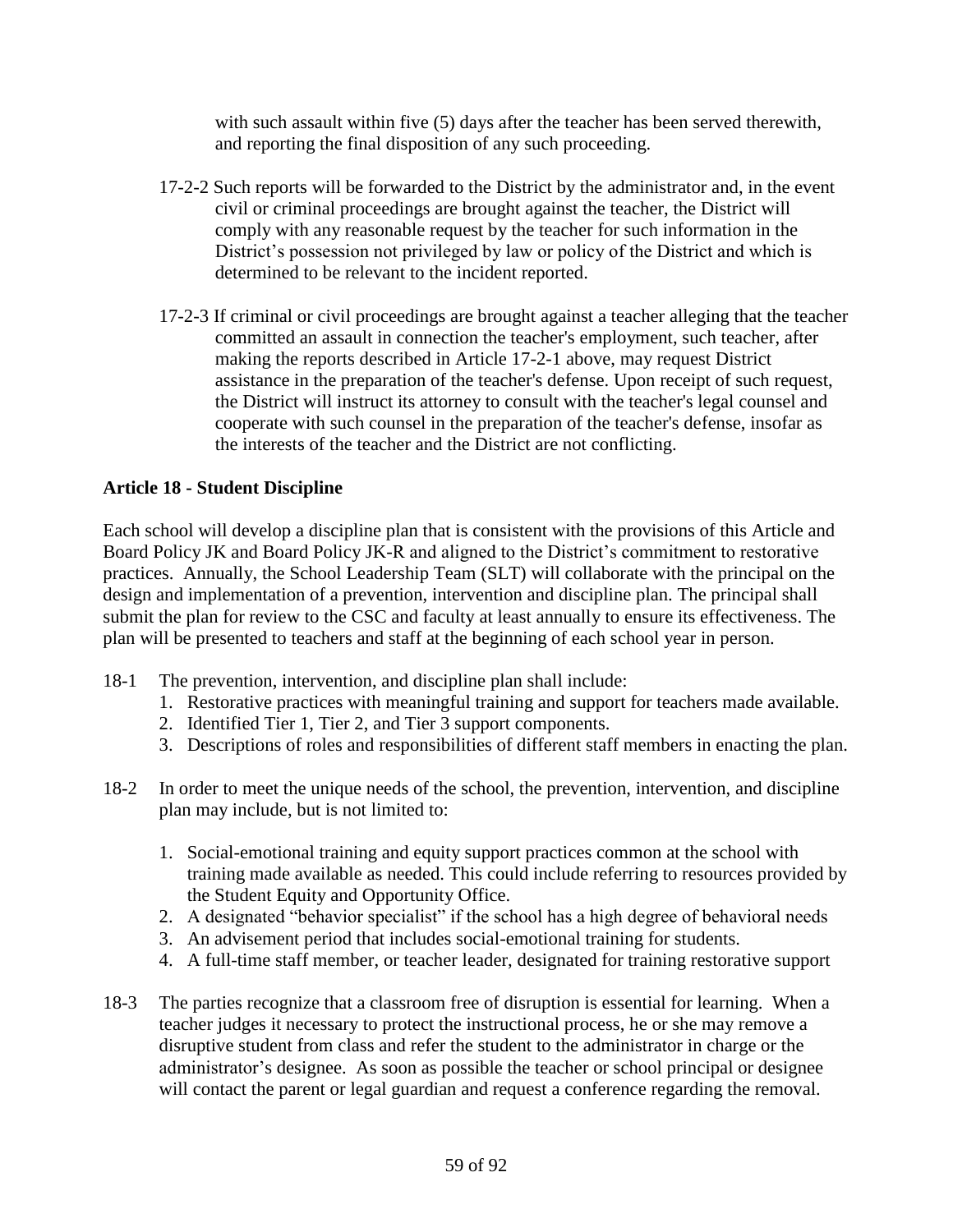with such assault within five (5) days after the teacher has been served therewith, and reporting the final disposition of any such proceeding.

17-2-2 Such reports will be forwarded to the District by the administrator and, in the event civil or criminal proceedings are brought against the teacher, the District will comply with any reasonable request by the teacher for such information in the District's possession not privileged by law or policy of the District and which is determined to be relevant to the incident reported.

17-2-3 If criminal or civil proceedings are brought against a teacher alleging that the teacher committed an assault in connection the teacher's employment, such teacher, after making the reports described in Article 17-2-1 above, may request District assistance in the preparation of the teacher's defense. Upon receipt of such request, the District will instruct its attorney to consult with the teacher's legal counsel and cooperate with such counsel in the preparation of the teacher's defense, insofar as the interests of the teacher and the District are not conflicting.

## Article 18 - Student Discipline

Each school will develop a discipline plan that is consistent with the provisions of this Article and Board Policy JK and Board Policy JK-R and aligned to the District's commitment to restorative practices. Annually, the School Leadership Team (SLT) will collaborate with the principal on the design and implementation of a prevention, intervention and discipline plan. The principal shall submit the plan for review to the CSC and faculty at least annually to ensure its effectiveness. The plan will be presented to teachers and staff at the beginning of each school year in person.

18-1 The prevention, intervention, and discipline plan shall include:

1. Restorative practices with meaningful training and support for teachers made available.
2. Identified Tier 1, Tier 2, and Tier 3 support components.
3. Descriptions of roles and responsibilities of different staff members in enacting the plan.

18-2 In order to meet the unique needs of the school, the prevention, intervention, and discipline plan may include, but is not limited to:

1. Social-emotional training and equity support practices common at the school with training made available as needed. This could include referring to resources provided by the Student Equity and Opportunity Office.
2. A designated "behavior specialist" if the school has a high degree of behavioral needs
3. An advisement period that includes social-emotional training for students.
4. A full-time staff member, or teacher leader, designated for training restorative support

18-3 The parties recognize that a classroom free of disruption is essential for learning. When a teacher judges it necessary to protect the instructional process, he or she may remove a disruptive student from class and refer the student to the administrator in charge or the administrator's designee. As soon as possible the teacher or school principal or designee will contact the parent or legal guardian and request a conference regarding the removal.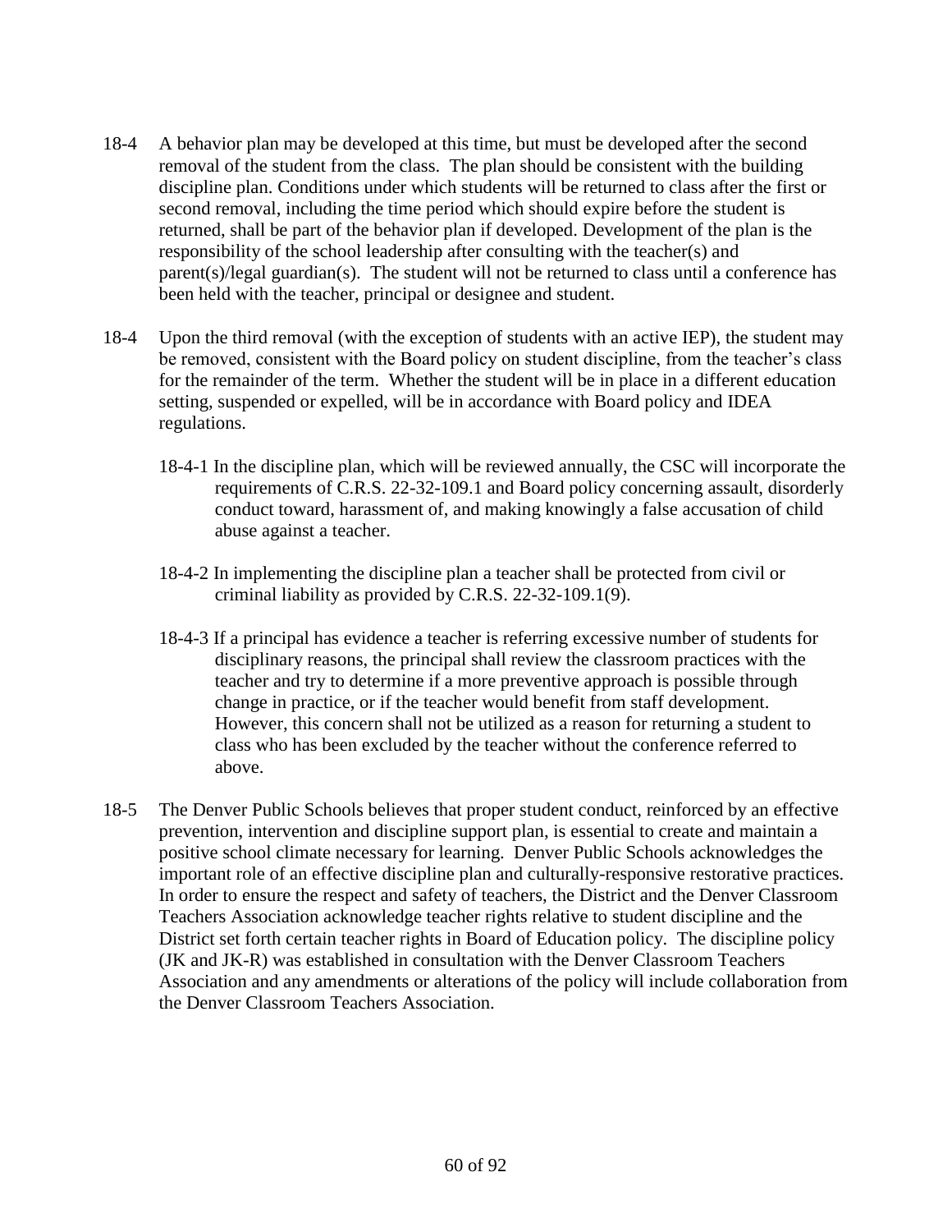18-4 A behavior plan may be developed at this time, but must be developed after the second removal of the student from the class. The plan should be consistent with the building discipline plan. Conditions under which students will be returned to class after the first or second removal, including the time period which should expire before the student is returned, shall be part of the behavior plan if developed. Development of the plan is the responsibility of the school leadership after consulting with the teacher(s) and parent(s)/legal guardian(s). The student will not be returned to class until a conference has been held with the teacher, principal or designee and student.

18-4 Upon the third removal (with the exception of students with an active IEP), the student may be removed, consistent with the Board policy on student discipline, from the teacher's class for the remainder of the term. Whether the student will be in place in a different education setting, suspended or expelled, will be in accordance with Board policy and IDEA regulations.

18-4-1 In the discipline plan, which will be reviewed annually, the CSC will incorporate the requirements of C.R.S. 22-32-109.1 and Board policy concerning assault, disorderly conduct toward, harassment of, and making knowingly a false accusation of child abuse against a teacher.

18-4-2 In implementing the discipline plan a teacher shall be protected from civil or criminal liability as provided by C.R.S. 22-32-109.1(9).

18-4-3 If a principal has evidence a teacher is referring excessive number of students for disciplinary reasons, the principal shall review the classroom practices with the teacher and try to determine if a more preventive approach is possible through change in practice, or if the teacher would benefit from staff development. However, this concern shall not be utilized as a reason for returning a student to class who has been excluded by the teacher without the conference referred to above.

18-5 The Denver Public Schools believes that proper student conduct, reinforced by an effective prevention, intervention and discipline support plan, is essential to create and maintain a positive school climate necessary for learning. Denver Public Schools acknowledges the important role of an effective discipline plan and culturally-responsive restorative practices. In order to ensure the respect and safety of teachers, the District and the Denver Classroom Teachers Association acknowledge teacher rights relative to student discipline and the District set forth certain teacher rights in Board of Education policy. The discipline policy (JK and JK-R) was established in consultation with the Denver Classroom Teachers Association and any amendments or alterations of the policy will include collaboration from the Denver Classroom Teachers Association.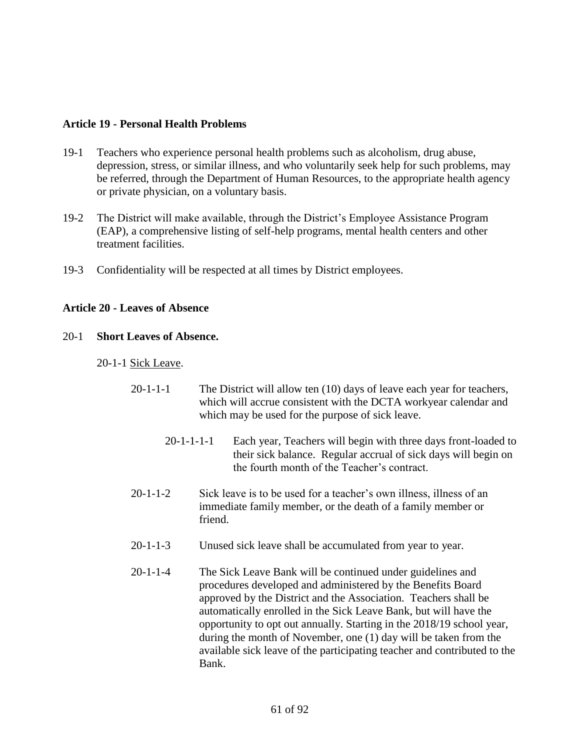**Article 19 - Personal Health Problems**

19-1 Teachers who experience personal health problems such as alcoholism, drug abuse, depression, stress, or similar illness, and who voluntarily seek help for such problems, may be referred, through the Department of Human Resources, to the appropriate health agency or private physician, on a voluntary basis.

19-2 The District will make available, through the District's Employee Assistance Program (EAP), a comprehensive listing of self-help programs, mental health centers and other treatment facilities.

19-3 Confidentiality will be respected at all times by District employees.

**Article 20 - Leaves of Absence**

20-1 **Short Leaves of Absence.**

20-1-1 Sick Leave.

20-1-1-1 The District will allow ten (10) days of leave each year for teachers, which will accrue consistent with the DCTA workyear calendar and which may be used for the purpose of sick leave.

20-1-1-1-1 Each year, Teachers will begin with three days front-loaded to their sick balance. Regular accrual of sick days will begin on the fourth month of the Teacher's contract.

20-1-1-2 Sick leave is to be used for a teacher's own illness, illness of an immediate family member, or the death of a family member or friend.

20-1-1-3 Unused sick leave shall be accumulated from year to year.

20-1-1-4 The Sick Leave Bank will be continued under guidelines and procedures developed and administered by the Benefits Board approved by the District and the Association. Teachers shall be automatically enrolled in the Sick Leave Bank, but will have the opportunity to opt out annually. Starting in the 2018/19 school year, during the month of November, one (1) day will be taken from the available sick leave of the participating teacher and contributed to the Bank.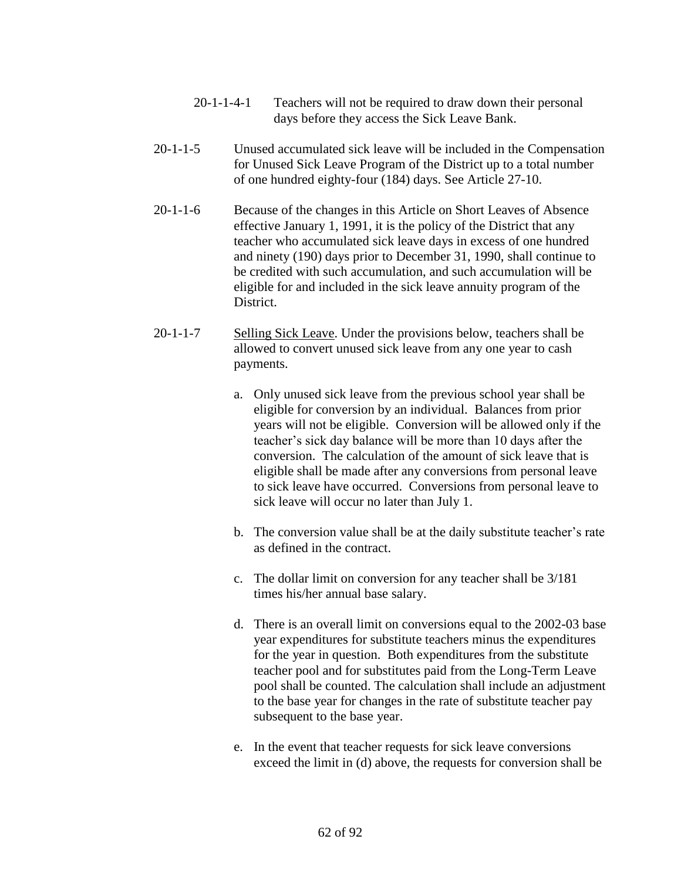20-1-1-4-1 Teachers will not be required to draw down their personal days before they access the Sick Leave Bank.

20-1-1-5 Unused accumulated sick leave will be included in the Compensation for Unused Sick Leave Program of the District up to a total number of one hundred eighty-four (184) days. See Article 27-10.

20-1-1-6 Because of the changes in this Article on Short Leaves of Absence effective January 1, 1991, it is the policy of the District that any teacher who accumulated sick leave days in excess of one hundred and ninety (190) days prior to December 31, 1990, shall continue to be credited with such accumulation, and such accumulation will be eligible for and included in the sick leave annuity program of the District.

20-1-1-7 Selling Sick Leave. Under the provisions below, teachers shall be allowed to convert unused sick leave from any one year to cash payments.

a. Only unused sick leave from the previous school year shall be eligible for conversion by an individual. Balances from prior years will not be eligible. Conversion will be allowed only if the teacher's sick day balance will be more than 10 days after the conversion. The calculation of the amount of sick leave that is eligible shall be made after any conversions from personal leave to sick leave have occurred. Conversions from personal leave to sick leave will occur no later than July 1.

b. The conversion value shall be at the daily substitute teacher's rate as defined in the contract.

c. The dollar limit on conversion for any teacher shall be 3/181 times his/her annual base salary.

d. There is an overall limit on conversions equal to the 2002-03 base year expenditures for substitute teachers minus the expenditures for the year in question. Both expenditures from the substitute teacher pool and for substitutes paid from the Long-Term Leave pool shall be counted. The calculation shall include an adjustment to the base year for changes in the rate of substitute teacher pay subsequent to the base year.

e. In the event that teacher requests for sick leave conversions exceed the limit in (d) above, the requests for conversion shall be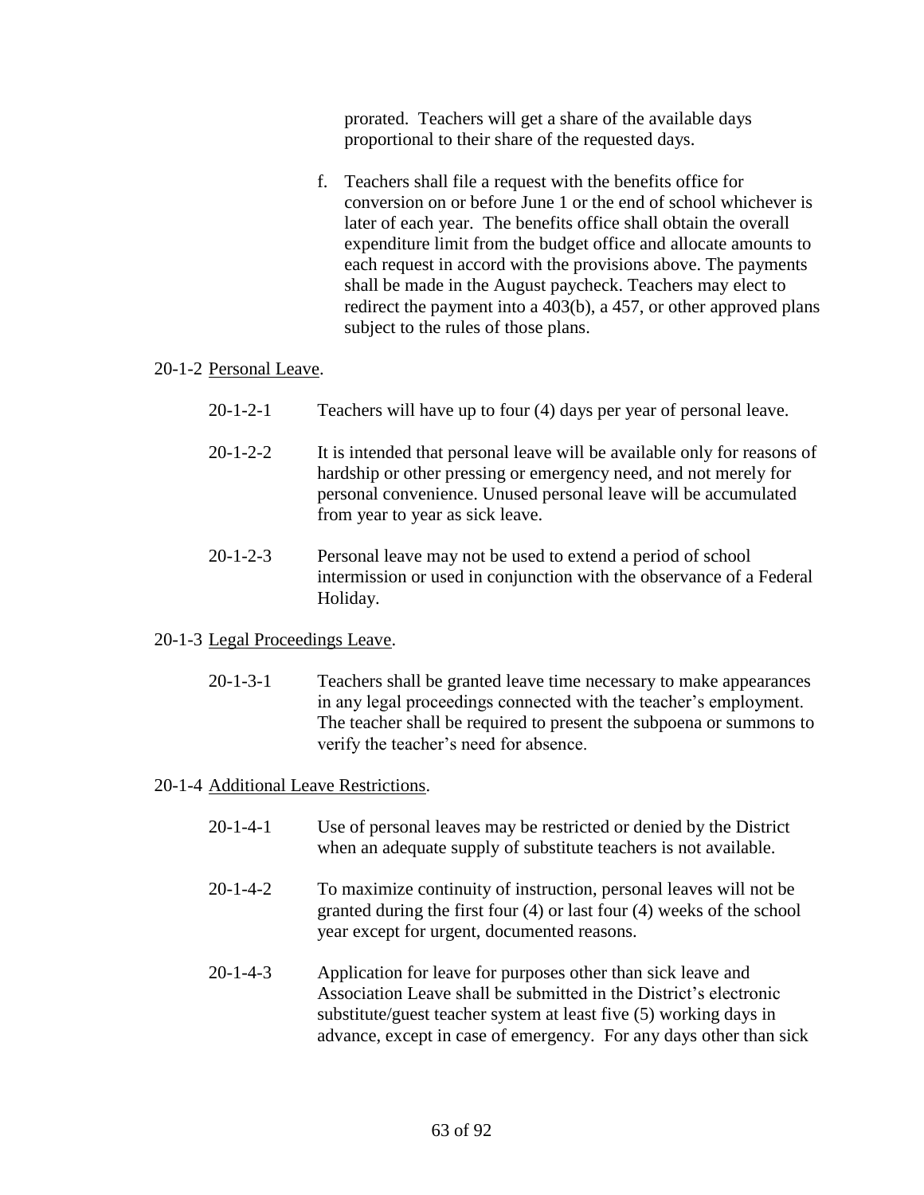prorated. Teachers will get a share of the available days proportional to their share of the requested days.

f. Teachers shall file a request with the benefits office for conversion on or before June 1 or the end of school whichever is later of each year. The benefits office shall obtain the overall expenditure limit from the budget office and allocate amounts to each request in accord with the provisions above. The payments shall be made in the August paycheck. Teachers may elect to redirect the payment into a 403(b), a 457, or other approved plans subject to the rules of those plans.

20-1-2 <u>Personal Leave</u>.

20-1-2-1 Teachers will have up to four (4) days per year of personal leave.

20-1-2-2 It is intended that personal leave will be available only for reasons of hardship or other pressing or emergency need, and not merely for personal convenience. Unused personal leave will be accumulated from year to year as sick leave.

20-1-2-3 Personal leave may not be used to extend a period of school intermission or used in conjunction with the observance of a Federal Holiday.

20-1-3 <u>Legal Proceedings Leave</u>.

20-1-3-1 Teachers shall be granted leave time necessary to make appearances in any legal proceedings connected with the teacher's employment. The teacher shall be required to present the subpoena or summons to verify the teacher's need for absence.

20-1-4 <u>Additional Leave Restrictions</u>.

20-1-4-1 Use of personal leaves may be restricted or denied by the District when an adequate supply of substitute teachers is not available.

20-1-4-2 To maximize continuity of instruction, personal leaves will not be granted during the first four (4) or last four (4) weeks of the school year except for urgent, documented reasons.

20-1-4-3 Application for leave for purposes other than sick leave and Association Leave shall be submitted in the District's electronic substitute/guest teacher system at least five (5) working days in advance, except in case of emergency. For any days other than sick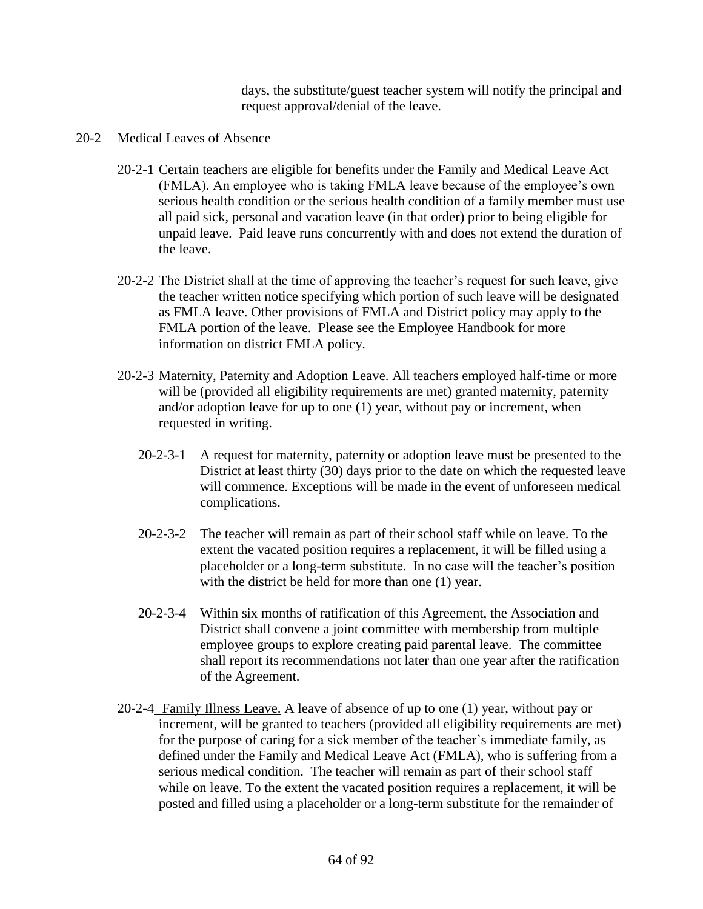days, the substitute/guest teacher system will notify the principal and request approval/denial of the leave.

20-2 Medical Leaves of Absence

20-2-1 Certain teachers are eligible for benefits under the Family and Medical Leave Act (FMLA). An employee who is taking FMLA leave because of the employee's own serious health condition or the serious health condition of a family member must use all paid sick, personal and vacation leave (in that order) prior to being eligible for unpaid leave. Paid leave runs concurrently with and does not extend the duration of the leave.

20-2-2 The District shall at the time of approving the teacher's request for such leave, give the teacher written notice specifying which portion of such leave will be designated as FMLA leave. Other provisions of FMLA and District policy may apply to the FMLA portion of the leave. Please see the Employee Handbook for more information on district FMLA policy.

20-2-3 Maternity, Paternity and Adoption Leave. All teachers employed half-time or more will be (provided all eligibility requirements are met) granted maternity, paternity and/or adoption leave for up to one (1) year, without pay or increment, when requested in writing.

20-2-3-1 A request for maternity, paternity or adoption leave must be presented to the District at least thirty (30) days prior to the date on which the requested leave will commence. Exceptions will be made in the event of unforeseen medical complications.

20-2-3-2 The teacher will remain as part of their school staff while on leave. To the extent the vacated position requires a replacement, it will be filled using a placeholder or a long-term substitute. In no case will the teacher's position with the district be held for more than one (1) year.

20-2-3-4 Within six months of ratification of this Agreement, the Association and District shall convene a joint committee with membership from multiple employee groups to explore creating paid parental leave. The committee shall report its recommendations not later than one year after the ratification of the Agreement.

20-2-4 Family Illness Leave. A leave of absence of up to one (1) year, without pay or increment, will be granted to teachers (provided all eligibility requirements are met) for the purpose of caring for a sick member of the teacher's immediate family, as defined under the Family and Medical Leave Act (FMLA), who is suffering from a serious medical condition. The teacher will remain as part of their school staff while on leave. To the extent the vacated position requires a replacement, it will be posted and filled using a placeholder or a long-term substitute for the remainder of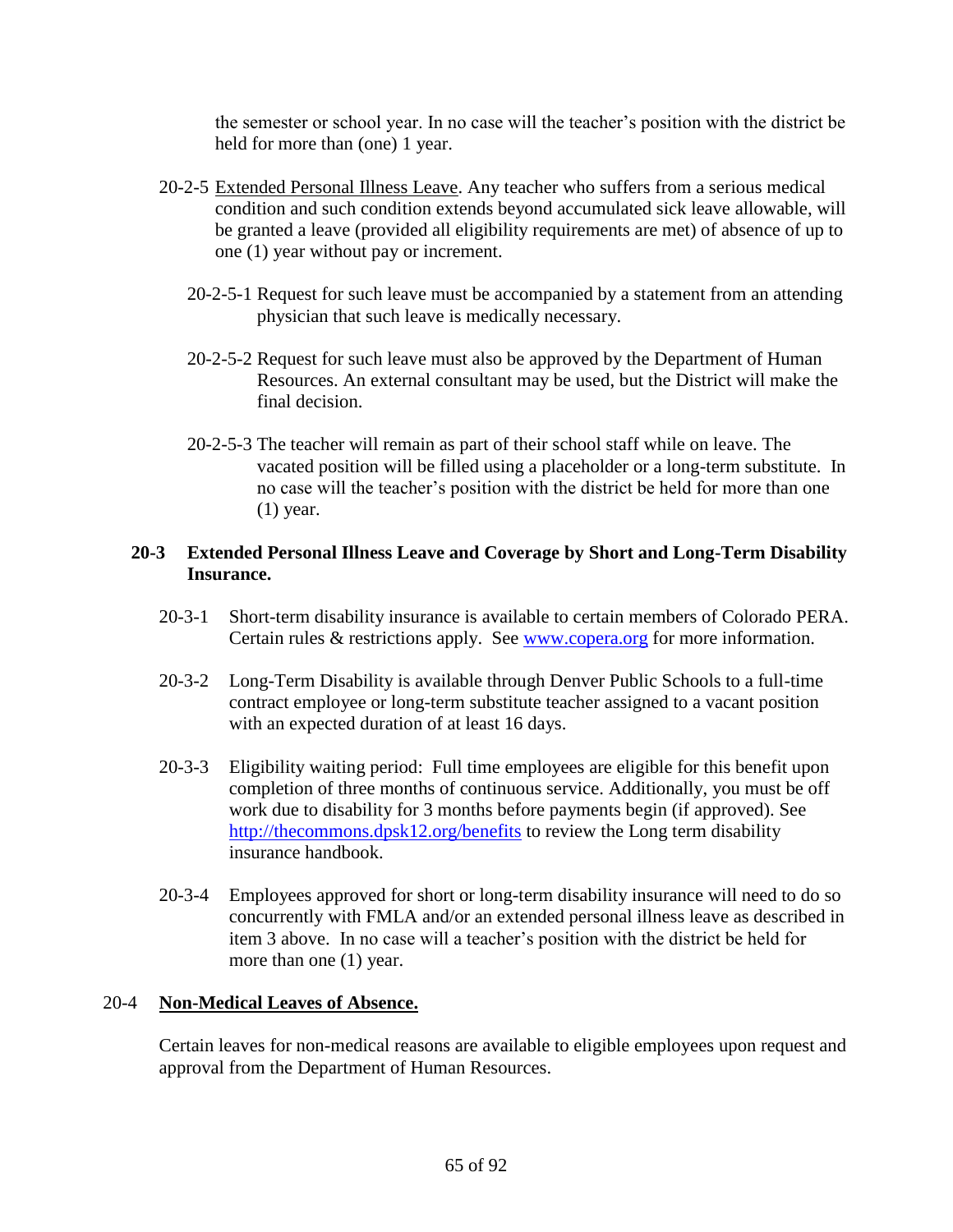the semester or school year. In no case will the teacher's position with the district be held for more than (one) 1 year.

20-2-5 Extended Personal Illness Leave. Any teacher who suffers from a serious medical condition and such condition extends beyond accumulated sick leave allowable, will be granted a leave (provided all eligibility requirements are met) of absence of up to one (1) year without pay or increment.

20-2-5-1 Request for such leave must be accompanied by a statement from an attending physician that such leave is medically necessary.

20-2-5-2 Request for such leave must also be approved by the Department of Human Resources. An external consultant may be used, but the District will make the final decision.

20-2-5-3 The teacher will remain as part of their school staff while on leave. The vacated position will be filled using a placeholder or a long-term substitute. In no case will the teacher's position with the district be held for more than one (1) year.

**20-3 Extended Personal Illness Leave and Coverage by Short and Long-Term Disability Insurance.**

20-3-1 Short-term disability insurance is available to certain members of Colorado PERA. Certain rules & restrictions apply. See [www.copera.org](http://www.copera.org) for more information.

20-3-2 Long-Term Disability is available through Denver Public Schools to a full-time contract employee or long-term substitute teacher assigned to a vacant position with an expected duration of at least 16 days.

20-3-3 Eligibility waiting period: Full time employees are eligible for this benefit upon completion of three months of continuous service. Additionally, you must be off work due to disability for 3 months before payments begin (if approved). See [http://thecommons.dpsk12.org/benefits](http://thecommons.dpsk12.org/benefits) to review the Long term disability insurance handbook.

20-3-4 Employees approved for short or long-term disability insurance will need to do so concurrently with FMLA and/or an extended personal illness leave as described in item 3 above. In no case will a teacher's position with the district be held for more than one (1) year.

## 20-4 Non-Medical Leaves of Absence.

Certain leaves for non-medical reasons are available to eligible employees upon request and approval from the Department of Human Resources.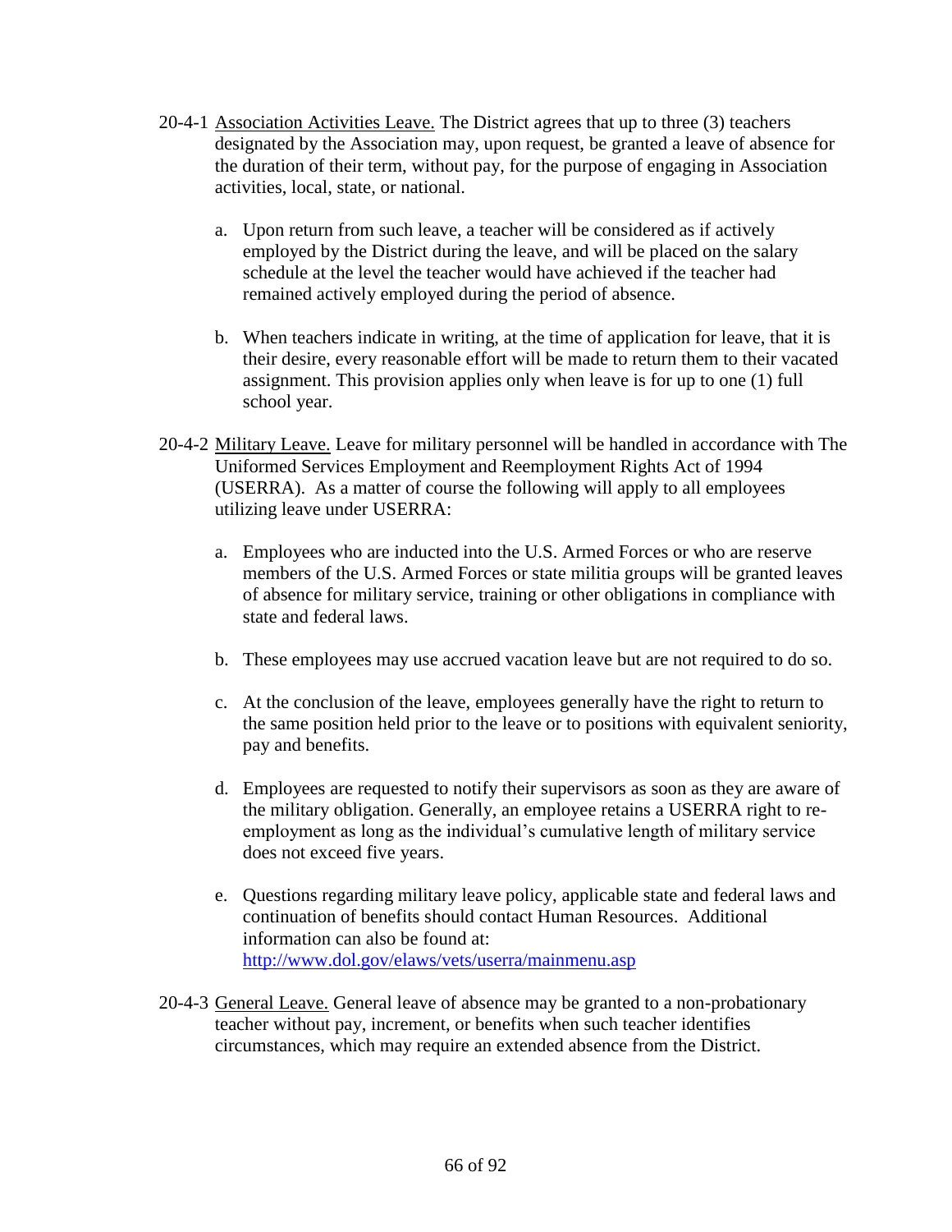20-4-1 <u>Association Activities Leave.</u> The District agrees that up to three (3) teachers designated by the Association may, upon request, be granted a leave of absence for the duration of their term, without pay, for the purpose of engaging in Association activities, local, state, or national.

a. Upon return from such leave, a teacher will be considered as if actively employed by the District during the leave, and will be placed on the salary schedule at the level the teacher would have achieved if the teacher had remained actively employed during the period of absence.

b. When teachers indicate in writing, at the time of application for leave, that it is their desire, every reasonable effort will be made to return them to their vacated assignment. This provision applies only when leave is for up to one (1) full school year.

20-4-2 <u>Military Leave.</u> Leave for military personnel will be handled in accordance with The Uniformed Services Employment and Reemployment Rights Act of 1994 (USERRA). As a matter of course the following will apply to all employees utilizing leave under USERRA:

a. Employees who are inducted into the U.S. Armed Forces or who are reserve members of the U.S. Armed Forces or state militia groups will be granted leaves of absence for military service, training or other obligations in compliance with state and federal laws.

b. These employees may use accrued vacation leave but are not required to do so.

c. At the conclusion of the leave, employees generally have the right to return to the same position held prior to the leave or to positions with equivalent seniority, pay and benefits.

d. Employees are requested to notify their supervisors as soon as they are aware of the military obligation. Generally, an employee retains a USERRA right to re-employment as long as the individual's cumulative length of military service does not exceed five years.

e. Questions regarding military leave policy, applicable state and federal laws and continuation of benefits should contact Human Resources. Additional information can also be found at: [http://www.dol.gov/elaws/vets/userra/mainmenu.asp](http://www.dol.gov/elaws/vets/userra/mainmenu.asp)

20-4-3 <u>General Leave.</u> General leave of absence may be granted to a non-probationary teacher without pay, increment, or benefits when such teacher identifies circumstances, which may require an extended absence from the District.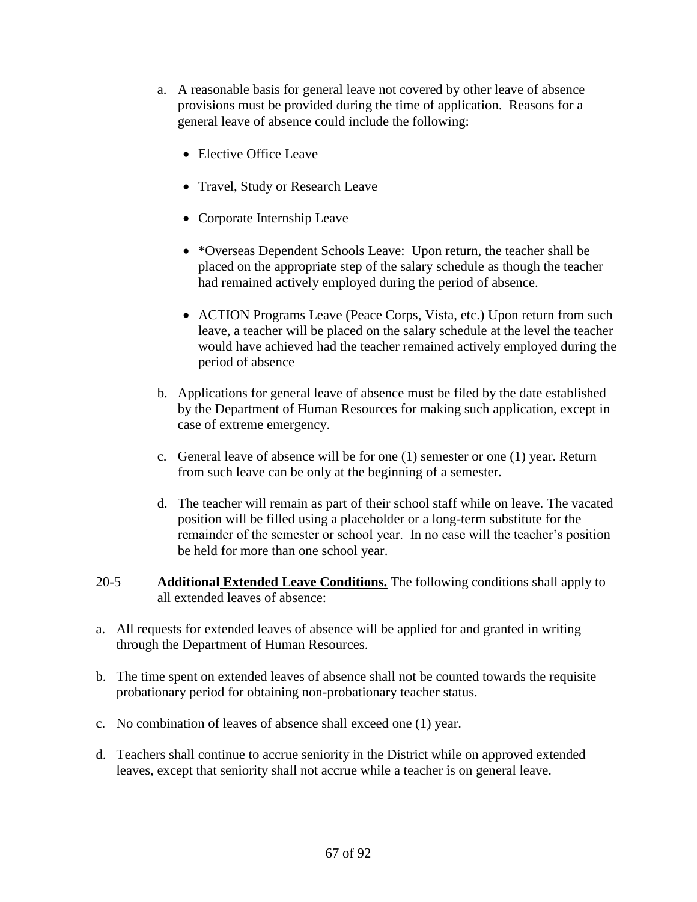a. A reasonable basis for general leave not covered by other leave of absence provisions must be provided during the time of application. Reasons for a general leave of absence could include the following:

   - Elective Office Leave
   - Travel, Study or Research Leave
   - Corporate Internship Leave
   - *Overseas Dependent Schools Leave: Upon return, the teacher shall be placed on the appropriate step of the salary schedule as though the teacher had remained actively employed during the period of absence.
   - ACTION Programs Leave (Peace Corps, Vista, etc.) Upon return from such leave, a teacher will be placed on the salary schedule at the level the teacher would have achieved had the teacher remained actively employed during the period of absence

b. Applications for general leave of absence must be filed by the date established by the Department of Human Resources for making such application, except in case of extreme emergency.

c. General leave of absence will be for one (1) semester or one (1) year. Return from such leave can be only at the beginning of a semester.

d. The teacher will remain as part of their school staff while on leave. The vacated position will be filled using a placeholder or a long-term substitute for the remainder of the semester or school year. In no case will the teacher's position be held for more than one school year.

20-5 **Additional Extended Leave Conditions.** The following conditions shall apply to all extended leaves of absence:

a. All requests for extended leaves of absence will be applied for and granted in writing through the Department of Human Resources.

b. The time spent on extended leaves of absence shall not be counted towards the requisite probationary period for obtaining non-probationary teacher status.

c. No combination of leaves of absence shall exceed one (1) year.

d. Teachers shall continue to accrue seniority in the District while on approved extended leaves, except that seniority shall not accrue while a teacher is on general leave.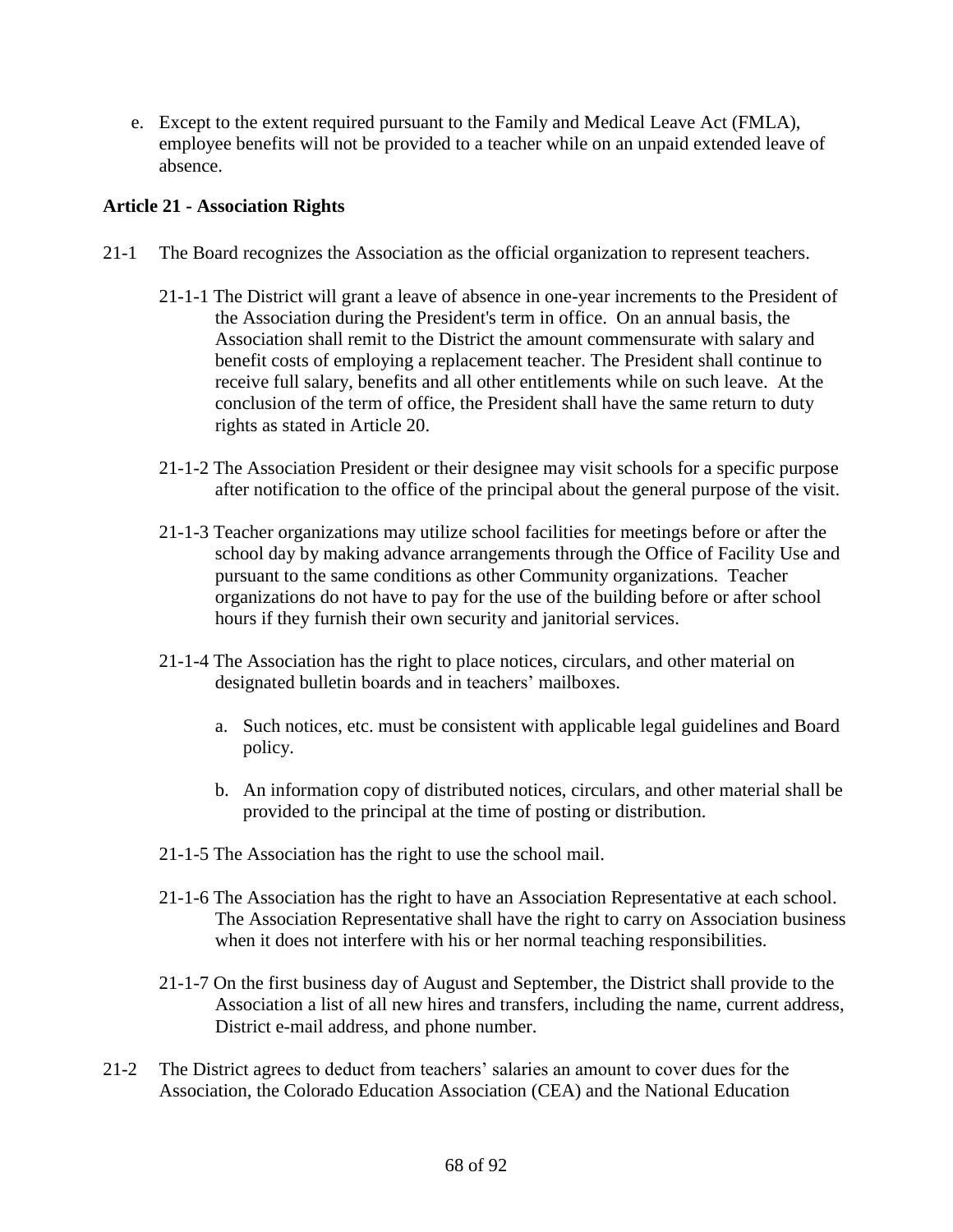e. Except to the extent required pursuant to the Family and Medical Leave Act (FMLA), employee benefits will not be provided to a teacher while on an unpaid extended leave of absence.

**Article 21 - Association Rights**

21-1 The Board recognizes the Association as the official organization to represent teachers.

21-1-1 The District will grant a leave of absence in one-year increments to the President of the Association during the President's term in office. On an annual basis, the Association shall remit to the District the amount commensurate with salary and benefit costs of employing a replacement teacher. The President shall continue to receive full salary, benefits and all other entitlements while on such leave. At the conclusion of the term of office, the President shall have the same return to duty rights as stated in Article 20.

21-1-2 The Association President or their designee may visit schools for a specific purpose after notification to the office of the principal about the general purpose of the visit.

21-1-3 Teacher organizations may utilize school facilities for meetings before or after the school day by making advance arrangements through the Office of Facility Use and pursuant to the same conditions as other Community organizations. Teacher organizations do not have to pay for the use of the building before or after school hours if they furnish their own security and janitorial services.

21-1-4 The Association has the right to place notices, circulars, and other material on designated bulletin boards and in teachers' mailboxes.

a. Such notices, etc. must be consistent with applicable legal guidelines and Board policy.

b. An information copy of distributed notices, circulars, and other material shall be provided to the principal at the time of posting or distribution.

21-1-5 The Association has the right to use the school mail.

21-1-6 The Association has the right to have an Association Representative at each school. The Association Representative shall have the right to carry on Association business when it does not interfere with his or her normal teaching responsibilities.

21-1-7 On the first business day of August and September, the District shall provide to the Association a list of all new hires and transfers, including the name, current address, District e-mail address, and phone number.

21-2 The District agrees to deduct from teachers' salaries an amount to cover dues for the Association, the Colorado Education Association (CEA) and the National Education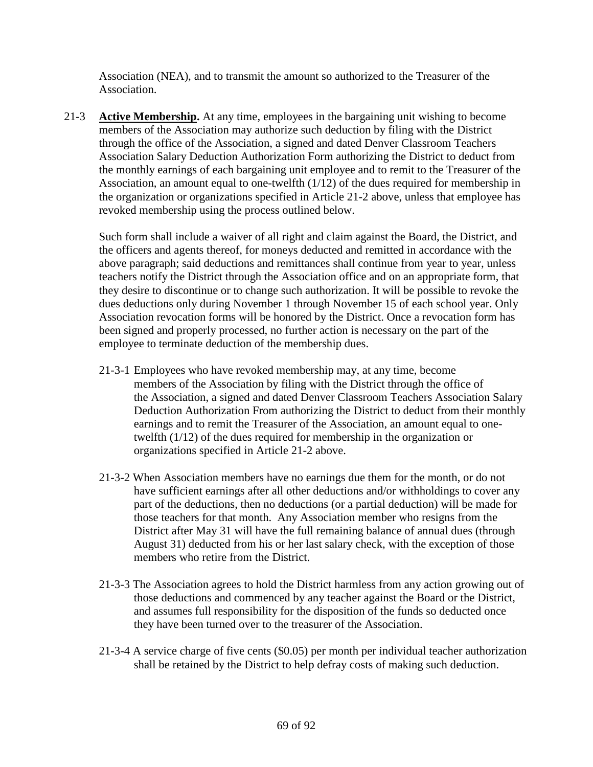Association (NEA), and to transmit the amount so authorized to the Treasurer of the Association.

21-3 **Active Membership.** At any time, employees in the bargaining unit wishing to become members of the Association may authorize such deduction by filing with the District through the office of the Association, a signed and dated Denver Classroom Teachers Association Salary Deduction Authorization Form authorizing the District to deduct from the monthly earnings of each bargaining unit employee and to remit to the Treasurer of the Association, an amount equal to one-twelfth (1/12) of the dues required for membership in the organization or organizations specified in Article 21-2 above, unless that employee has revoked membership using the process outlined below.

Such form shall include a waiver of all right and claim against the Board, the District, and the officers and agents thereof, for moneys deducted and remitted in accordance with the above paragraph; said deductions and remittances shall continue from year to year, unless teachers notify the District through the Association office and on an appropriate form, that they desire to discontinue or to change such authorization. It will be possible to revoke the dues deductions only during November 1 through November 15 of each school year. Only Association revocation forms will be honored by the District. Once a revocation form has been signed and properly processed, no further action is necessary on the part of the employee to terminate deduction of the membership dues.

21-3-1 Employees who have revoked membership may, at any time, become members of the Association by filing with the District through the office of the Association, a signed and dated Denver Classroom Teachers Association Salary Deduction Authorization From authorizing the District to deduct from their monthly earnings and to remit the Treasurer of the Association, an amount equal to one-twelfth (1/12) of the dues required for membership in the organization or organizations specified in Article 21-2 above.

21-3-2 When Association members have no earnings due them for the month, or do not have sufficient earnings after all other deductions and/or withholdings to cover any part of the deductions, then no deductions (or a partial deduction) will be made for those teachers for that month. Any Association member who resigns from the District after May 31 will have the full remaining balance of annual dues (through August 31) deducted from his or her last salary check, with the exception of those members who retire from the District.

21-3-3 The Association agrees to hold the District harmless from any action growing out of those deductions and commenced by any teacher against the Board or the District, and assumes full responsibility for the disposition of the funds so deducted once they have been turned over to the treasurer of the Association.

21-3-4 A service charge of five cents ($0.05) per month per individual teacher authorization shall be retained by the District to help defray costs of making such deduction.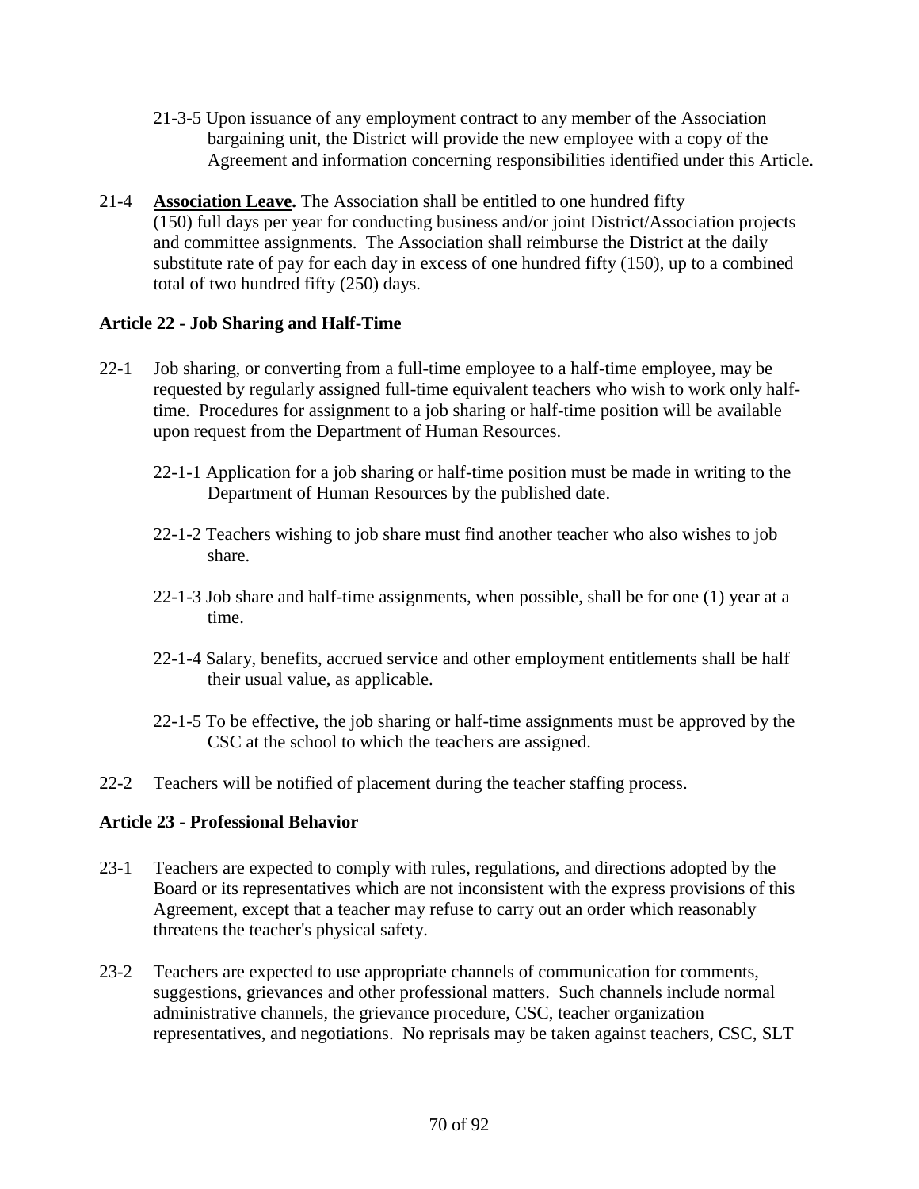21-3-5 Upon issuance of any employment contract to any member of the Association bargaining unit, the District will provide the new employee with a copy of the Agreement and information concerning responsibilities identified under this Article.

21-4 **Association Leave.** The Association shall be entitled to one hundred fifty (150) full days per year for conducting business and/or joint District/Association projects and committee assignments. The Association shall reimburse the District at the daily substitute rate of pay for each day in excess of one hundred fifty (150), up to a combined total of two hundred fifty (250) days.

## Article 22 - Job Sharing and Half-Time

22-1 Job sharing, or converting from a full-time employee to a half-time employee, may be requested by regularly assigned full-time equivalent teachers who wish to work only half-time. Procedures for assignment to a job sharing or half-time position will be available upon request from the Department of Human Resources.

22-1-1 Application for a job sharing or half-time position must be made in writing to the Department of Human Resources by the published date.

22-1-2 Teachers wishing to job share must find another teacher who also wishes to job share.

22-1-3 Job share and half-time assignments, when possible, shall be for one (1) year at a time.

22-1-4 Salary, benefits, accrued service and other employment entitlements shall be half their usual value, as applicable.

22-1-5 To be effective, the job sharing or half-time assignments must be approved by the CSC at the school to which the teachers are assigned.

22-2 Teachers will be notified of placement during the teacher staffing process.

## Article 23 - Professional Behavior

23-1 Teachers are expected to comply with rules, regulations, and directions adopted by the Board or its representatives which are not inconsistent with the express provisions of this Agreement, except that a teacher may refuse to carry out an order which reasonably threatens the teacher's physical safety.

23-2 Teachers are expected to use appropriate channels of communication for comments, suggestions, grievances and other professional matters. Such channels include normal administrative channels, the grievance procedure, CSC, teacher organization representatives, and negotiations. No reprisals may be taken against teachers, CSC, SLT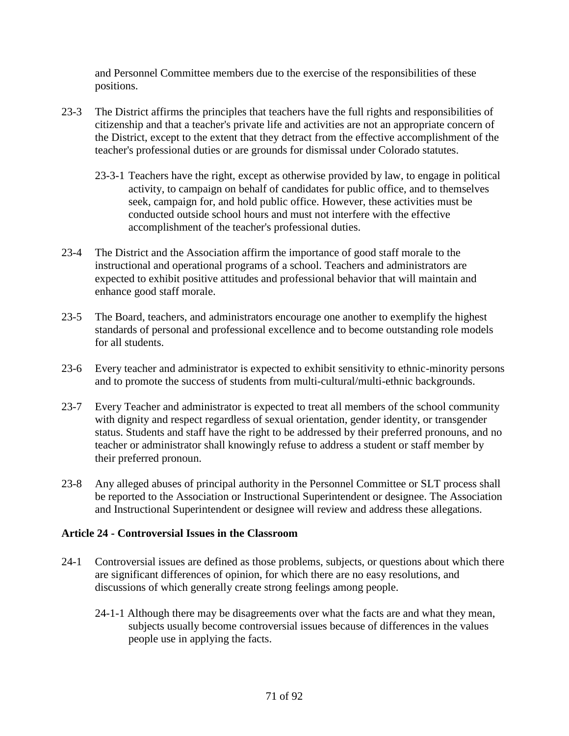and Personnel Committee members due to the exercise of the responsibilities of these positions.

23-3 The District affirms the principles that teachers have the full rights and responsibilities of citizenship and that a teacher's private life and activities are not an appropriate concern of the District, except to the extent that they detract from the effective accomplishment of the teacher's professional duties or are grounds for dismissal under Colorado statutes.

23-3-1 Teachers have the right, except as otherwise provided by law, to engage in political activity, to campaign on behalf of candidates for public office, and to themselves seek, campaign for, and hold public office. However, these activities must be conducted outside school hours and must not interfere with the effective accomplishment of the teacher's professional duties.

23-4 The District and the Association affirm the importance of good staff morale to the instructional and operational programs of a school. Teachers and administrators are expected to exhibit positive attitudes and professional behavior that will maintain and enhance good staff morale.

23-5 The Board, teachers, and administrators encourage one another to exemplify the highest standards of personal and professional excellence and to become outstanding role models for all students.

23-6 Every teacher and administrator is expected to exhibit sensitivity to ethnic-minority persons and to promote the success of students from multi-cultural/multi-ethnic backgrounds.

23-7 Every Teacher and administrator is expected to treat all members of the school community with dignity and respect regardless of sexual orientation, gender identity, or transgender status. Students and staff have the right to be addressed by their preferred pronouns, and no teacher or administrator shall knowingly refuse to address a student or staff member by their preferred pronoun.

23-8 Any alleged abuses of principal authority in the Personnel Committee or SLT process shall be reported to the Association or Instructional Superintendent or designee. The Association and Instructional Superintendent or designee will review and address these allegations.

## Article 24 - Controversial Issues in the Classroom

24-1 Controversial issues are defined as those problems, subjects, or questions about which there are significant differences of opinion, for which there are no easy resolutions, and discussions of which generally create strong feelings among people.

24-1-1 Although there may be disagreements over what the facts are and what they mean, subjects usually become controversial issues because of differences in the values people use in applying the facts.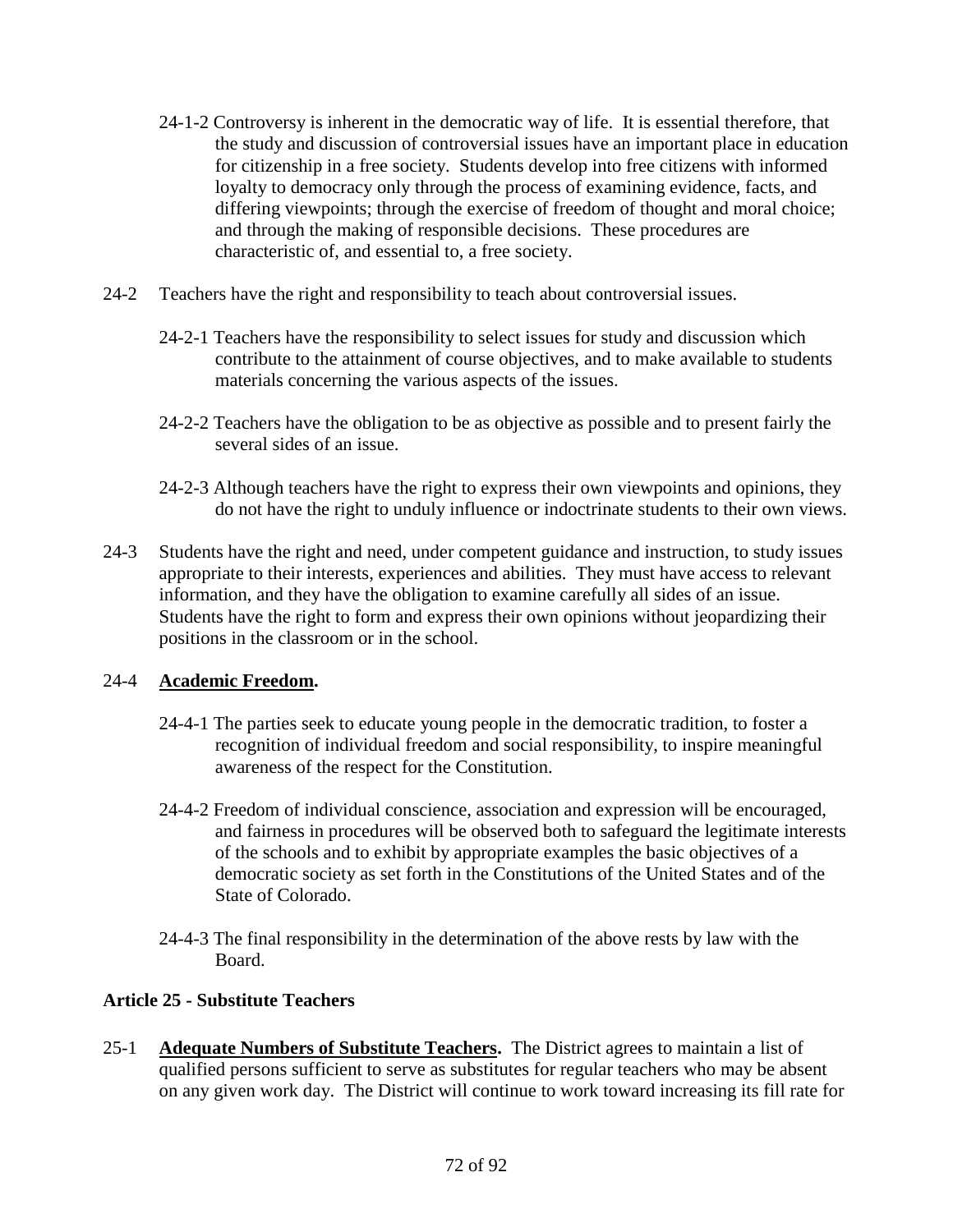24-1-2 Controversy is inherent in the democratic way of life. It is essential therefore, that the study and discussion of controversial issues have an important place in education for citizenship in a free society. Students develop into free citizens with informed loyalty to democracy only through the process of examining evidence, facts, and differing viewpoints; through the exercise of freedom of thought and moral choice; and through the making of responsible decisions. These procedures are characteristic of, and essential to, a free society.

24-2 Teachers have the right and responsibility to teach about controversial issues.

24-2-1 Teachers have the responsibility to select issues for study and discussion which contribute to the attainment of course objectives, and to make available to students materials concerning the various aspects of the issues.

24-2-2 Teachers have the obligation to be as objective as possible and to present fairly the several sides of an issue.

24-2-3 Although teachers have the right to express their own viewpoints and opinions, they do not have the right to unduly influence or indoctrinate students to their own views.

24-3 Students have the right and need, under competent guidance and instruction, to study issues appropriate to their interests, experiences and abilities. They must have access to relevant information, and they have the obligation to examine carefully all sides of an issue. Students have the right to form and express their own opinions without jeopardizing their positions in the classroom or in the school.

24-4 **Academic Freedom.**

24-4-1 The parties seek to educate young people in the democratic tradition, to foster a recognition of individual freedom and social responsibility, to inspire meaningful awareness of the respect for the Constitution.

24-4-2 Freedom of individual conscience, association and expression will be encouraged, and fairness in procedures will be observed both to safeguard the legitimate interests of the schools and to exhibit by appropriate examples the basic objectives of a democratic society as set forth in the Constitutions of the United States and of the State of Colorado.

24-4-3 The final responsibility in the determination of the above rests by law with the Board.

### Article 25 - Substitute Teachers

25-1 **Adequate Numbers of Substitute Teachers.** The District agrees to maintain a list of qualified persons sufficient to serve as substitutes for regular teachers who may be absent on any given work day. The District will continue to work toward increasing its fill rate for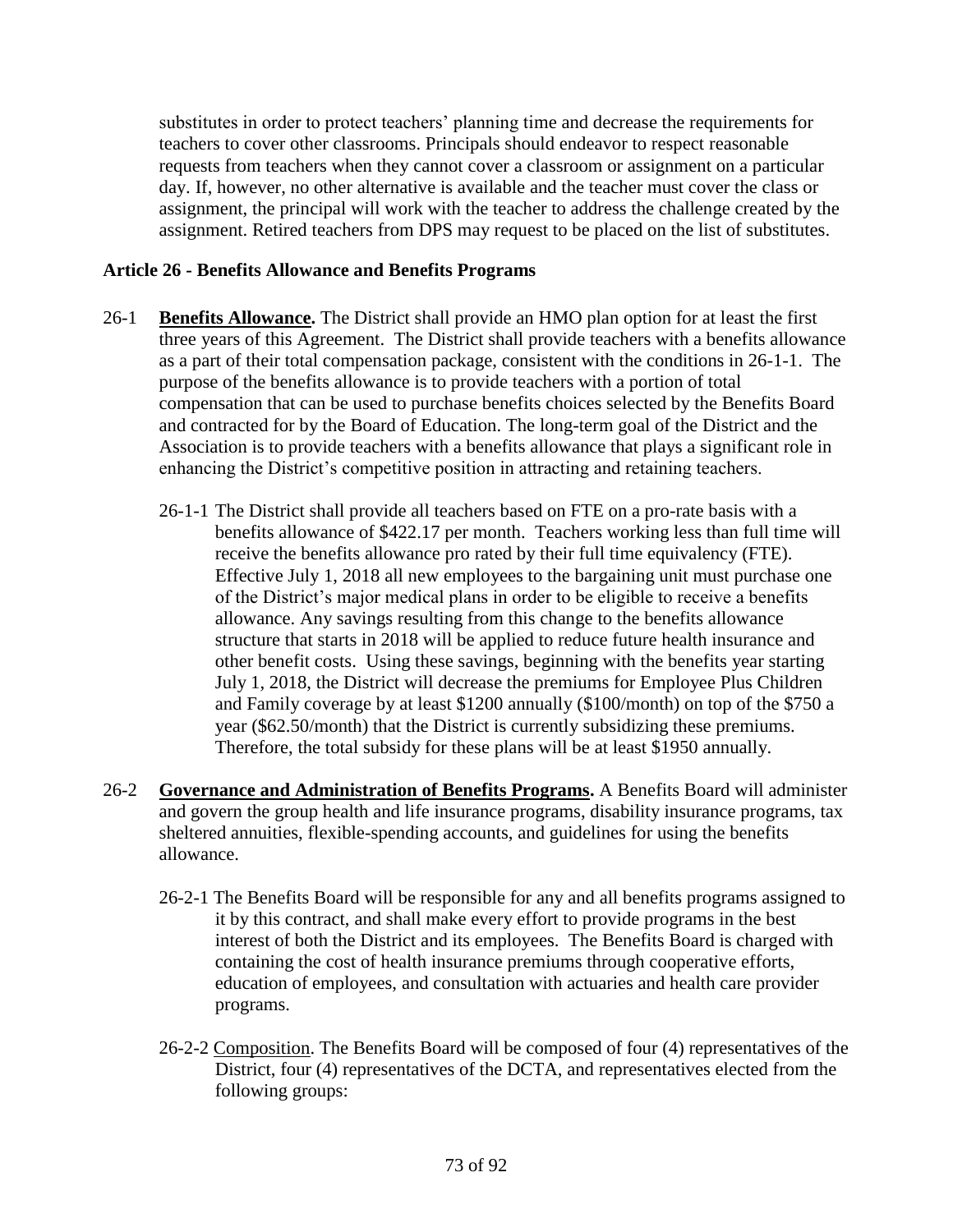substitutes in order to protect teachers' planning time and decrease the requirements for teachers to cover other classrooms. Principals should endeavor to respect reasonable requests from teachers when they cannot cover a classroom or assignment on a particular day. If, however, no other alternative is available and the teacher must cover the class or assignment, the principal will work with the teacher to address the challenge created by the assignment. Retired teachers from DPS may request to be placed on the list of substitutes.

### Article 26 - Benefits Allowance and Benefits Programs

26-1 **Benefits Allowance.** The District shall provide an HMO plan option for at least the first three years of this Agreement. The District shall provide teachers with a benefits allowance as a part of their total compensation package, consistent with the conditions in 26-1-1. The purpose of the benefits allowance is to provide teachers with a portion of total compensation that can be used to purchase benefits choices selected by the Benefits Board and contracted for by the Board of Education. The long-term goal of the District and the Association is to provide teachers with a benefits allowance that plays a significant role in enhancing the District's competitive position in attracting and retaining teachers.

26-1-1 The District shall provide all teachers based on FTE on a pro-rate basis with a benefits allowance of $422.17 per month. Teachers working less than full time will receive the benefits allowance pro rated by their full time equivalency (FTE). Effective July 1, 2018 all new employees to the bargaining unit must purchase one of the District's major medical plans in order to be eligible to receive a benefits allowance. Any savings resulting from this change to the benefits allowance structure that starts in 2018 will be applied to reduce future health insurance and other benefit costs. Using these savings, beginning with the benefits year starting July 1, 2018, the District will decrease the premiums for Employee Plus Children and Family coverage by at least $1200 annually ($100/month) on top of the $750 a year ($62.50/month) that the District is currently subsidizing these premiums. Therefore, the total subsidy for these plans will be at least $1950 annually.

26-2 **Governance and Administration of Benefits Programs.** A Benefits Board will administer and govern the group health and life insurance programs, disability insurance programs, tax sheltered annuities, flexible-spending accounts, and guidelines for using the benefits allowance.

26-2-1 The Benefits Board will be responsible for any and all benefits programs assigned to it by this contract, and shall make every effort to provide programs in the best interest of both the District and its employees. The Benefits Board is charged with containing the cost of health insurance premiums through cooperative efforts, education of employees, and consultation with actuaries and health care provider programs.

26-2-2 Composition. The Benefits Board will be composed of four (4) representatives of the District, four (4) representatives of the DCTA, and representatives elected from the following groups: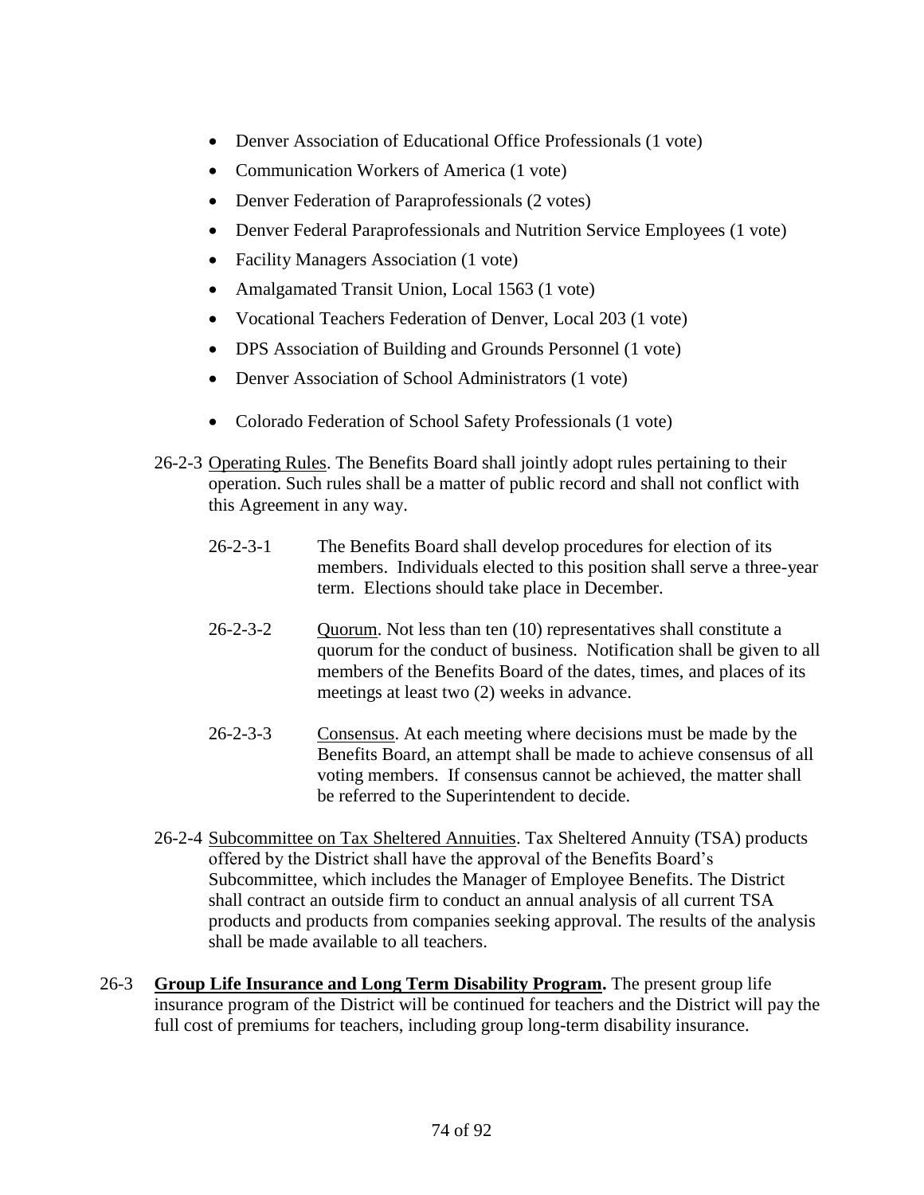- Denver Association of Educational Office Professionals (1 vote)
- Communication Workers of America (1 vote)
- Denver Federation of Paraprofessionals (2 votes)
- Denver Federal Paraprofessionals and Nutrition Service Employees (1 vote)
- Facility Managers Association (1 vote)
- Amalgamated Transit Union, Local 1563 (1 vote)
- Vocational Teachers Federation of Denver, Local 203 (1 vote)
- DPS Association of Building and Grounds Personnel (1 vote)
- Denver Association of School Administrators (1 vote)
- Colorado Federation of School Safety Professionals (1 vote)

26-2-3 Operating Rules. The Benefits Board shall jointly adopt rules pertaining to their operation. Such rules shall be a matter of public record and shall not conflict with this Agreement in any way.

26-2-3-1 The Benefits Board shall develop procedures for election of its members. Individuals elected to this position shall serve a three-year term. Elections should take place in December.

26-2-3-2 Quorum. Not less than ten (10) representatives shall constitute a quorum for the conduct of business. Notification shall be given to all members of the Benefits Board of the dates, times, and places of its meetings at least two (2) weeks in advance.

26-2-3-3 Consensus. At each meeting where decisions must be made by the Benefits Board, an attempt shall be made to achieve consensus of all voting members. If consensus cannot be achieved, the matter shall be referred to the Superintendent to decide.

26-2-4 Subcommittee on Tax Sheltered Annuities. Tax Sheltered Annuity (TSA) products offered by the District shall have the approval of the Benefits Board's Subcommittee, which includes the Manager of Employee Benefits. The District shall contract an outside firm to conduct an annual analysis of all current TSA products and products from companies seeking approval. The results of the analysis shall be made available to all teachers.

26-3 **Group Life Insurance and Long Term Disability Program.** The present group life insurance program of the District will be continued for teachers and the District will pay the full cost of premiums for teachers, including group long-term disability insurance.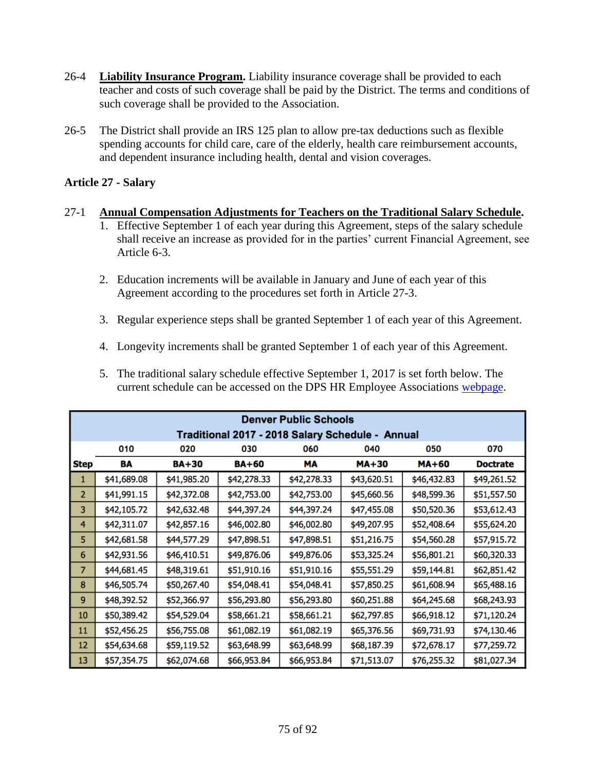26-4 **Liability Insurance Program.** Liability insurance coverage shall be provided to each teacher and costs of such coverage shall be paid by the District. The terms and conditions of such coverage shall be provided to the Association.

26-5 The District shall provide an IRS 125 plan to allow pre-tax deductions such as flexible spending accounts for child care, care of the elderly, health care reimbursement accounts, and dependent insurance including health, dental and vision coverages.

## Article 27 - Salary

27-1 **Annual Compensation Adjustments for Teachers on the Traditional Salary Schedule.**

1. Effective September 1 of each year during this Agreement, steps of the salary schedule shall receive an increase as provided for in the parties' current Financial Agreement, see Article 6-3.

2. Education increments will be available in January and June of each year of this Agreement according to the procedures set forth in Article 27-3.

3. Regular experience steps shall be granted September 1 of each year of this Agreement.

4. Longevity increments shall be granted September 1 of each year of this Agreement.

5. The traditional salary schedule effective September 1, 2017 is set forth below. The current schedule can be accessed on the DPS HR Employee Associations webpage.

**Denver Public Schools**
**Traditional 2017 - 2018 Salary Schedule - Annual**

| | 010 | 020 | 030 | 060 | 040 | 050 | 070 |
|---|---|---|---|---|---|---|---|
| **Step** | **BA** | **BA+30** | **BA+60** | **MA** | **MA+30** | **MA+60** | **Doctrate** |
| 1 | $41,689.08 | $41,985.20 | $42,278.33 | $42,278.33 | $43,620.51 | $46,432.83 | $49,261.52 |
| 2 | $41,991.15 | $42,372.08 | $42,753.00 | $42,753.00 | $45,660.56 | $48,599.36 | $51,557.50 |
| 3 | $42,105.72 | $42,632.48 | $44,397.24 | $44,397.24 | $47,455.08 | $50,520.36 | $53,612.43 |
| 4 | $42,311.07 | $42,857.16 | $46,002.80 | $46,002.80 | $49,207.95 | $52,408.64 | $55,624.20 |
| 5 | $42,681.58 | $44,577.29 | $47,898.51 | $47,898.51 | $51,216.75 | $54,560.28 | $57,915.72 |
| 6 | $42,931.56 | $46,410.51 | $49,876.06 | $49,876.06 | $53,325.24 | $56,801.21 | $60,320.33 |
| 7 | $44,681.45 | $48,319.61 | $51,910.16 | $51,910.16 | $55,551.29 | $59,144.81 | $62,851.42 |
| 8 | $46,505.74 | $50,267.40 | $54,048.41 | $54,048.41 | $57,850.25 | $61,608.94 | $65,488.16 |
| 9 | $48,392.52 | $52,366.97 | $56,293.80 | $56,293.80 | $60,251.88 | $64,245.68 | $68,243.93 |
| 10 | $50,389.42 | $54,529.04 | $58,661.21 | $58,661.21 | $62,797.85 | $66,918.12 | $71,120.24 |
| 11 | $52,456.25 | $56,755.08 | $61,082.19 | $61,082.19 | $65,376.56 | $69,731.93 | $74,130.46 |
| 12 | $54,634.68 | $59,119.52 | $63,648.99 | $63,648.99 | $68,187.39 | $72,678.17 | $77,259.72 |
| 13 | $57,354.75 | $62,074.68 | $66,953.84 | $66,953.84 | $71,513.07 | $76,255.32 | $81,027.34 |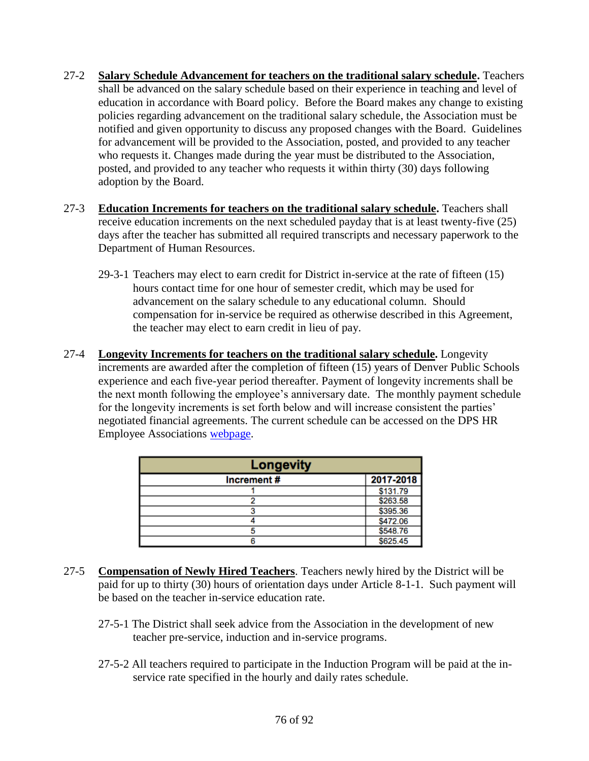27-2 **Salary Schedule Advancement for teachers on the traditional salary schedule.** Teachers shall be advanced on the salary schedule based on their experience in teaching and level of education in accordance with Board policy. Before the Board makes any change to existing policies regarding advancement on the traditional salary schedule, the Association must be notified and given opportunity to discuss any proposed changes with the Board. Guidelines for advancement will be provided to the Association, posted, and provided to any teacher who requests it. Changes made during the year must be distributed to the Association, posted, and provided to any teacher who requests it within thirty (30) days following adoption by the Board.

27-3 **Education Increments for teachers on the traditional salary schedule.** Teachers shall receive education increments on the next scheduled payday that is at least twenty-five (25) days after the teacher has submitted all required transcripts and necessary paperwork to the Department of Human Resources.

29-3-1 Teachers may elect to earn credit for District in-service at the rate of fifteen (15) hours contact time for one hour of semester credit, which may be used for advancement on the salary schedule to any educational column. Should compensation for in-service be required as otherwise described in this Agreement, the teacher may elect to earn credit in lieu of pay.

27-4 **Longevity Increments for teachers on the traditional salary schedule.** Longevity increments are awarded after the completion of fifteen (15) years of Denver Public Schools experience and each five-year period thereafter. Payment of longevity increments shall be the next month following the employee's anniversary date. The monthly payment schedule for the longevity increments is set forth below and will increase consistent the parties' negotiated financial agreements. The current schedule can be accessed on the DPS HR Employee Associations webpage.

| Longevity | |
|---|---|
| Increment # | 2017-2018 |
| 1 | $131.79 |
| 2 | $263.58 |
| 3 | $395.36 |
| 4 | $472.06 |
| 5 | $548.76 |
| 6 | $625.45 |

27-5 **Compensation of Newly Hired Teachers**. Teachers newly hired by the District will be paid for up to thirty (30) hours of orientation days under Article 8-1-1. Such payment will be based on the teacher in-service education rate.

27-5-1 The District shall seek advice from the Association in the development of new teacher pre-service, induction and in-service programs.

27-5-2 All teachers required to participate in the Induction Program will be paid at the in-service rate specified in the hourly and daily rates schedule.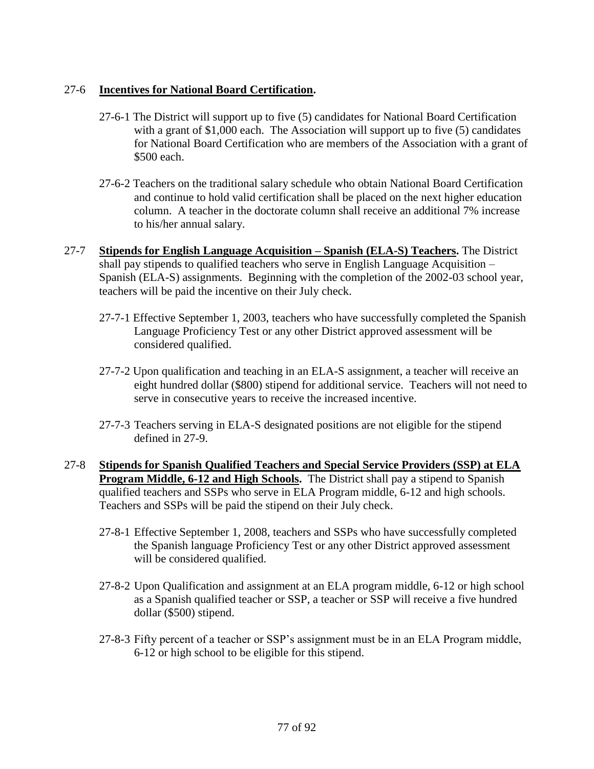27-6 **Incentives for National Board Certification.**

27-6-1 The District will support up to five (5) candidates for National Board Certification with a grant of $1,000 each. The Association will support up to five (5) candidates for National Board Certification who are members of the Association with a grant of $500 each.

27-6-2 Teachers on the traditional salary schedule who obtain National Board Certification and continue to hold valid certification shall be placed on the next higher education column. A teacher in the doctorate column shall receive an additional 7% increase to his/her annual salary.

27-7 **Stipends for English Language Acquisition – Spanish (ELA-S) Teachers.** The District shall pay stipends to qualified teachers who serve in English Language Acquisition – Spanish (ELA-S) assignments. Beginning with the completion of the 2002-03 school year, teachers will be paid the incentive on their July check.

27-7-1 Effective September 1, 2003, teachers who have successfully completed the Spanish Language Proficiency Test or any other District approved assessment will be considered qualified.

27-7-2 Upon qualification and teaching in an ELA-S assignment, a teacher will receive an eight hundred dollar ($800) stipend for additional service. Teachers will not need to serve in consecutive years to receive the increased incentive.

27-7-3 Teachers serving in ELA-S designated positions are not eligible for the stipend defined in 27-9.

27-8 **Stipends for Spanish Qualified Teachers and Special Service Providers (SSP) at ELA Program Middle, 6-12 and High Schools.** The District shall pay a stipend to Spanish qualified teachers and SSPs who serve in ELA Program middle, 6-12 and high schools. Teachers and SSPs will be paid the stipend on their July check.

27-8-1 Effective September 1, 2008, teachers and SSPs who have successfully completed the Spanish language Proficiency Test or any other District approved assessment will be considered qualified.

27-8-2 Upon Qualification and assignment at an ELA program middle, 6-12 or high school as a Spanish qualified teacher or SSP, a teacher or SSP will receive a five hundred dollar ($500) stipend.

27-8-3 Fifty percent of a teacher or SSP's assignment must be in an ELA Program middle, 6-12 or high school to be eligible for this stipend.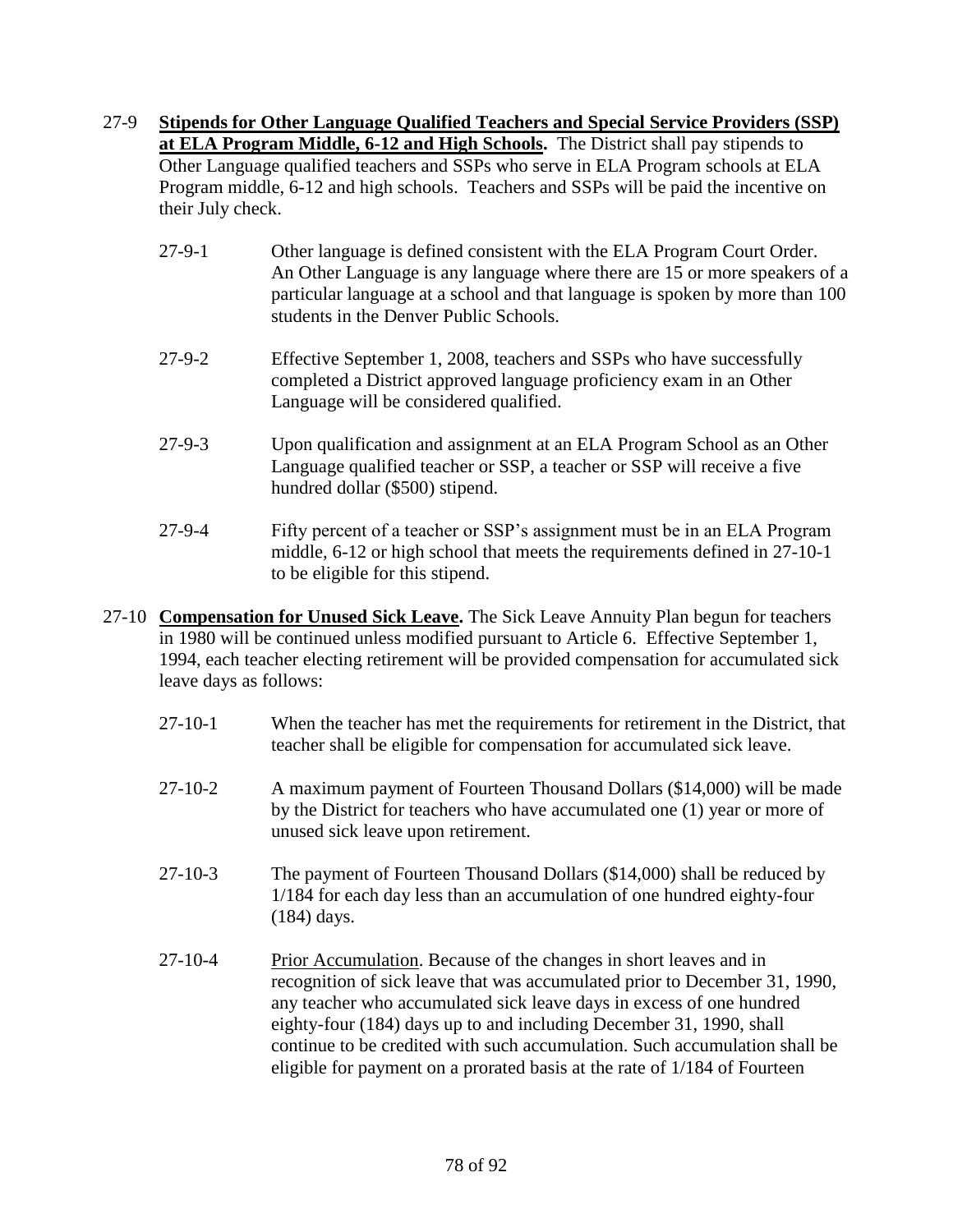27-9 **Stipends for Other Language Qualified Teachers and Special Service Providers (SSP) at ELA Program Middle, 6-12 and High Schools.** The District shall pay stipends to Other Language qualified teachers and SSPs who serve in ELA Program schools at ELA Program middle, 6-12 and high schools. Teachers and SSPs will be paid the incentive on their July check.

27-9-1 Other language is defined consistent with the ELA Program Court Order. An Other Language is any language where there are 15 or more speakers of a particular language at a school and that language is spoken by more than 100 students in the Denver Public Schools.

27-9-2 Effective September 1, 2008, teachers and SSPs who have successfully completed a District approved language proficiency exam in an Other Language will be considered qualified.

27-9-3 Upon qualification and assignment at an ELA Program School as an Other Language qualified teacher or SSP, a teacher or SSP will receive a five hundred dollar ($500) stipend.

27-9-4 Fifty percent of a teacher or SSP's assignment must be in an ELA Program middle, 6-12 or high school that meets the requirements defined in 27-10-1 to be eligible for this stipend.

27-10 **Compensation for Unused Sick Leave.** The Sick Leave Annuity Plan begun for teachers in 1980 will be continued unless modified pursuant to Article 6. Effective September 1, 1994, each teacher electing retirement will be provided compensation for accumulated sick leave days as follows:

27-10-1 When the teacher has met the requirements for retirement in the District, that teacher shall be eligible for compensation for accumulated sick leave.

27-10-2 A maximum payment of Fourteen Thousand Dollars ($14,000) will be made by the District for teachers who have accumulated one (1) year or more of unused sick leave upon retirement.

27-10-3 The payment of Fourteen Thousand Dollars ($14,000) shall be reduced by 1/184 for each day less than an accumulation of one hundred eighty-four (184) days.

27-10-4 Prior Accumulation. Because of the changes in short leaves and in recognition of sick leave that was accumulated prior to December 31, 1990, any teacher who accumulated sick leave days in excess of one hundred eighty-four (184) days up to and including December 31, 1990, shall continue to be credited with such accumulation. Such accumulation shall be eligible for payment on a prorated basis at the rate of 1/184 of Fourteen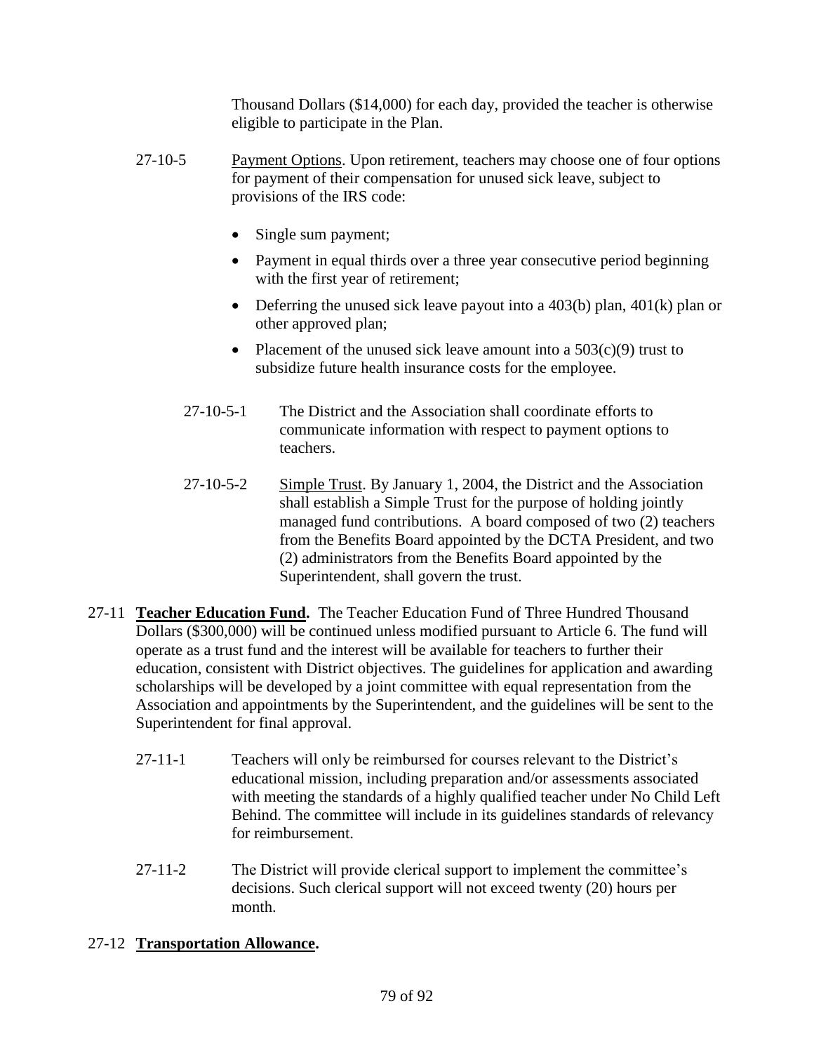Thousand Dollars ($14,000) for each day, provided the teacher is otherwise eligible to participate in the Plan.

27-10-5 Payment Options. Upon retirement, teachers may choose one of four options for payment of their compensation for unused sick leave, subject to provisions of the IRS code:

- Single sum payment;
- Payment in equal thirds over a three year consecutive period beginning with the first year of retirement;
- Deferring the unused sick leave payout into a 403(b) plan, 401(k) plan or other approved plan;
- Placement of the unused sick leave amount into a 503(c)(9) trust to subsidize future health insurance costs for the employee.

27-10-5-1 The District and the Association shall coordinate efforts to communicate information with respect to payment options to teachers.

27-10-5-2 Simple Trust. By January 1, 2004, the District and the Association shall establish a Simple Trust for the purpose of holding jointly managed fund contributions. A board composed of two (2) teachers from the Benefits Board appointed by the DCTA President, and two (2) administrators from the Benefits Board appointed by the Superintendent, shall govern the trust.

27-11 **Teacher Education Fund.** The Teacher Education Fund of Three Hundred Thousand Dollars ($300,000) will be continued unless modified pursuant to Article 6. The fund will operate as a trust fund and the interest will be available for teachers to further their education, consistent with District objectives. The guidelines for application and awarding scholarships will be developed by a joint committee with equal representation from the Association and appointments by the Superintendent, and the guidelines will be sent to the Superintendent for final approval.

27-11-1 Teachers will only be reimbursed for courses relevant to the District's educational mission, including preparation and/or assessments associated with meeting the standards of a highly qualified teacher under No Child Left Behind. The committee will include in its guidelines standards of relevancy for reimbursement.

27-11-2 The District will provide clerical support to implement the committee's decisions. Such clerical support will not exceed twenty (20) hours per month.

27-12 **Transportation Allowance.**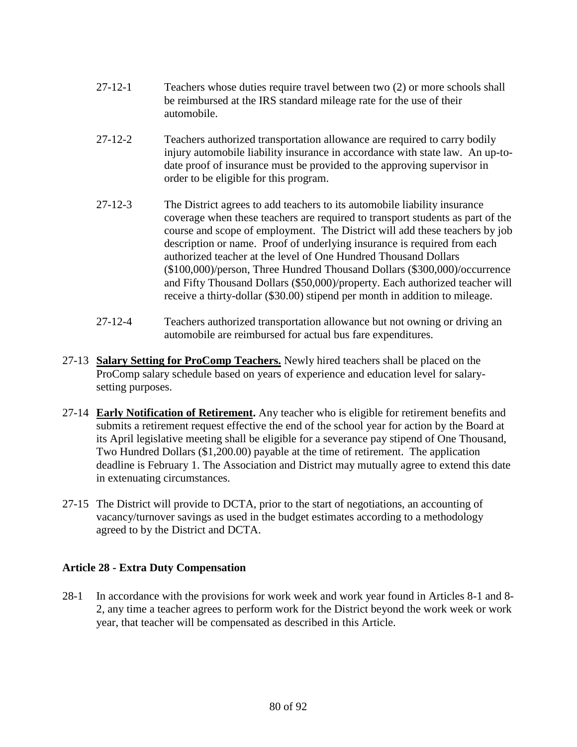27-12-1 Teachers whose duties require travel between two (2) or more schools shall be reimbursed at the IRS standard mileage rate for the use of their automobile.

27-12-2 Teachers authorized transportation allowance are required to carry bodily injury automobile liability insurance in accordance with state law. An up-to-date proof of insurance must be provided to the approving supervisor in order to be eligible for this program.

27-12-3 The District agrees to add teachers to its automobile liability insurance coverage when these teachers are required to transport students as part of the course and scope of employment. The District will add these teachers by job description or name. Proof of underlying insurance is required from each authorized teacher at the level of One Hundred Thousand Dollars ($100,000)/person, Three Hundred Thousand Dollars ($300,000)/occurrence and Fifty Thousand Dollars ($50,000)/property. Each authorized teacher will receive a thirty-dollar ($30.00) stipend per month in addition to mileage.

27-12-4 Teachers authorized transportation allowance but not owning or driving an automobile are reimbursed for actual bus fare expenditures.

27-13 **Salary Setting for ProComp Teachers.** Newly hired teachers shall be placed on the ProComp salary schedule based on years of experience and education level for salary-setting purposes.

27-14 **Early Notification of Retirement.** Any teacher who is eligible for retirement benefits and submits a retirement request effective the end of the school year for action by the Board at its April legislative meeting shall be eligible for a severance pay stipend of One Thousand, Two Hundred Dollars ($1,200.00) payable at the time of retirement. The application deadline is February 1. The Association and District may mutually agree to extend this date in extenuating circumstances.

27-15 The District will provide to DCTA, prior to the start of negotiations, an accounting of vacancy/turnover savings as used in the budget estimates according to a methodology agreed to by the District and DCTA.

## Article 28 - Extra Duty Compensation

28-1 In accordance with the provisions for work week and work year found in Articles 8-1 and 8-2, any time a teacher agrees to perform work for the District beyond the work week or work year, that teacher will be compensated as described in this Article.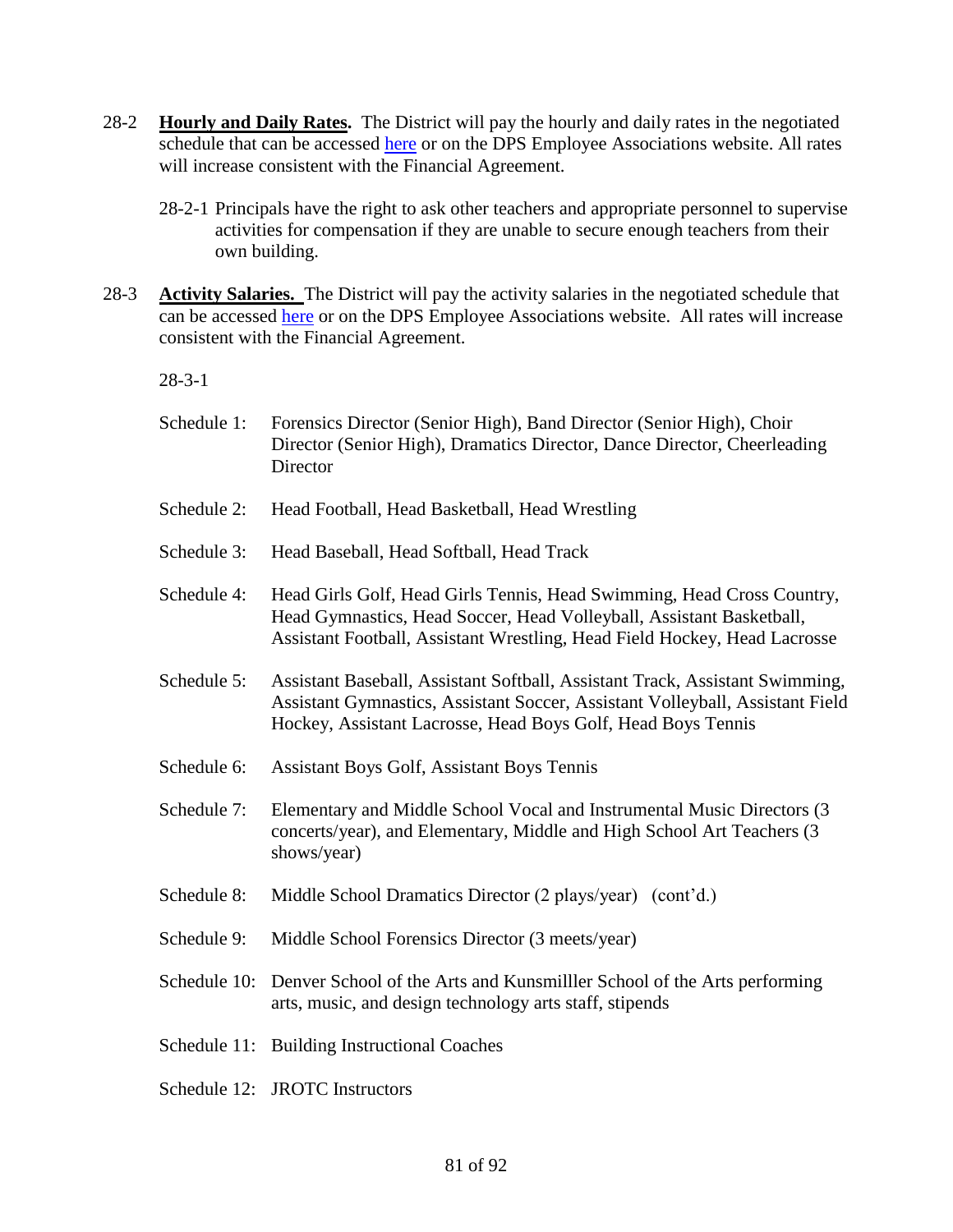28-2 **Hourly and Daily Rates.** The District will pay the hourly and daily rates in the negotiated schedule that can be accessed here or on the DPS Employee Associations website. All rates will increase consistent with the Financial Agreement.

28-2-1 Principals have the right to ask other teachers and appropriate personnel to supervise activities for compensation if they are unable to secure enough teachers from their own building.

28-3 **Activity Salaries.** The District will pay the activity salaries in the negotiated schedule that can be accessed here or on the DPS Employee Associations website. All rates will increase consistent with the Financial Agreement.

28-3-1

Schedule 1: Forensics Director (Senior High), Band Director (Senior High), Choir Director (Senior High), Dramatics Director, Dance Director, Cheerleading Director

Schedule 2: Head Football, Head Basketball, Head Wrestling

Schedule 3: Head Baseball, Head Softball, Head Track

Schedule 4: Head Girls Golf, Head Girls Tennis, Head Swimming, Head Cross Country, Head Gymnastics, Head Soccer, Head Volleyball, Assistant Basketball, Assistant Football, Assistant Wrestling, Head Field Hockey, Head Lacrosse

Schedule 5: Assistant Baseball, Assistant Softball, Assistant Track, Assistant Swimming, Assistant Gymnastics, Assistant Soccer, Assistant Volleyball, Assistant Field Hockey, Assistant Lacrosse, Head Boys Golf, Head Boys Tennis

Schedule 6: Assistant Boys Golf, Assistant Boys Tennis

Schedule 7: Elementary and Middle School Vocal and Instrumental Music Directors (3 concerts/year), and Elementary, Middle and High School Art Teachers (3 shows/year)

Schedule 8: Middle School Dramatics Director (2 plays/year) (cont'd.)

Schedule 9: Middle School Forensics Director (3 meets/year)

Schedule 10: Denver School of the Arts and Kunsmilller School of the Arts performing arts, music, and design technology arts staff, stipends

Schedule 11: Building Instructional Coaches

Schedule 12: JROTC Instructors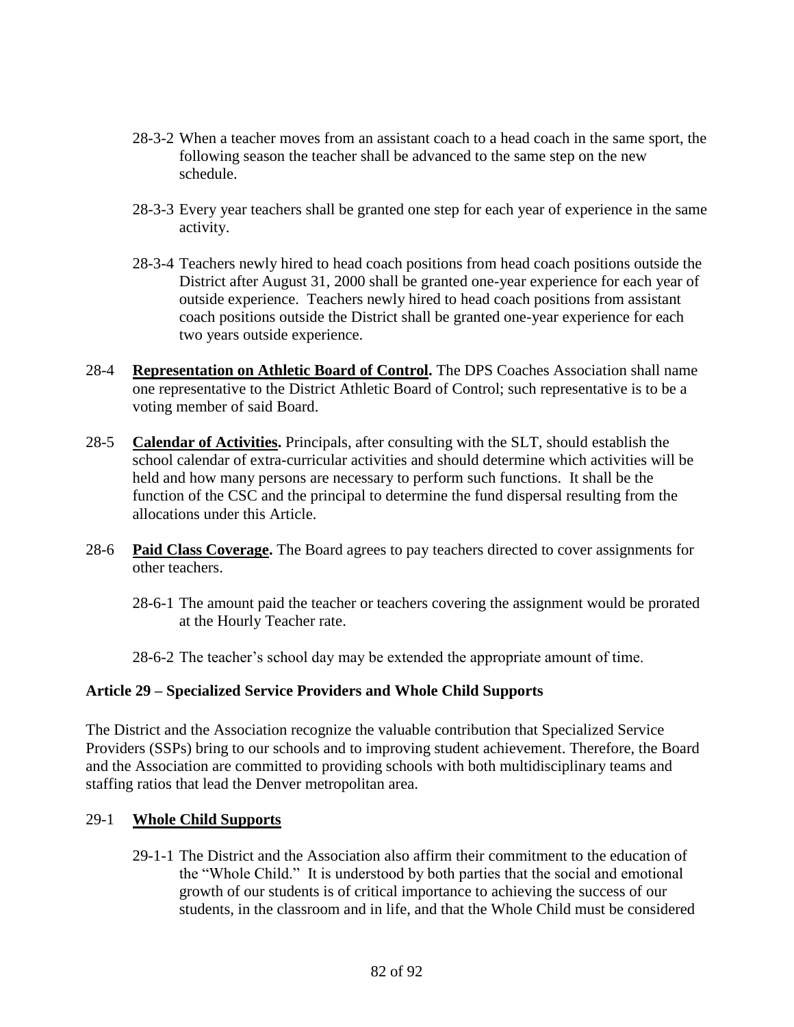28-3-2 When a teacher moves from an assistant coach to a head coach in the same sport, the following season the teacher shall be advanced to the same step on the new schedule.

28-3-3 Every year teachers shall be granted one step for each year of experience in the same activity.

28-3-4 Teachers newly hired to head coach positions from head coach positions outside the District after August 31, 2000 shall be granted one-year experience for each year of outside experience. Teachers newly hired to head coach positions from assistant coach positions outside the District shall be granted one-year experience for each two years outside experience.

28-4 **Representation on Athletic Board of Control.** The DPS Coaches Association shall name one representative to the District Athletic Board of Control; such representative is to be a voting member of said Board.

28-5 **Calendar of Activities.** Principals, after consulting with the SLT, should establish the school calendar of extra-curricular activities and should determine which activities will be held and how many persons are necessary to perform such functions. It shall be the function of the CSC and the principal to determine the fund dispersal resulting from the allocations under this Article.

28-6 **Paid Class Coverage.** The Board agrees to pay teachers directed to cover assignments for other teachers.

28-6-1 The amount paid the teacher or teachers covering the assignment would be prorated at the Hourly Teacher rate.

28-6-2 The teacher's school day may be extended the appropriate amount of time.

## Article 29 – Specialized Service Providers and Whole Child Supports

The District and the Association recognize the valuable contribution that Specialized Service Providers (SSPs) bring to our schools and to improving student achievement. Therefore, the Board and the Association are committed to providing schools with both multidisciplinary teams and staffing ratios that lead the Denver metropolitan area.

29-1 **Whole Child Supports**

29-1-1 The District and the Association also affirm their commitment to the education of the "Whole Child." It is understood by both parties that the social and emotional growth of our students is of critical importance to achieving the success of our students, in the classroom and in life, and that the Whole Child must be considered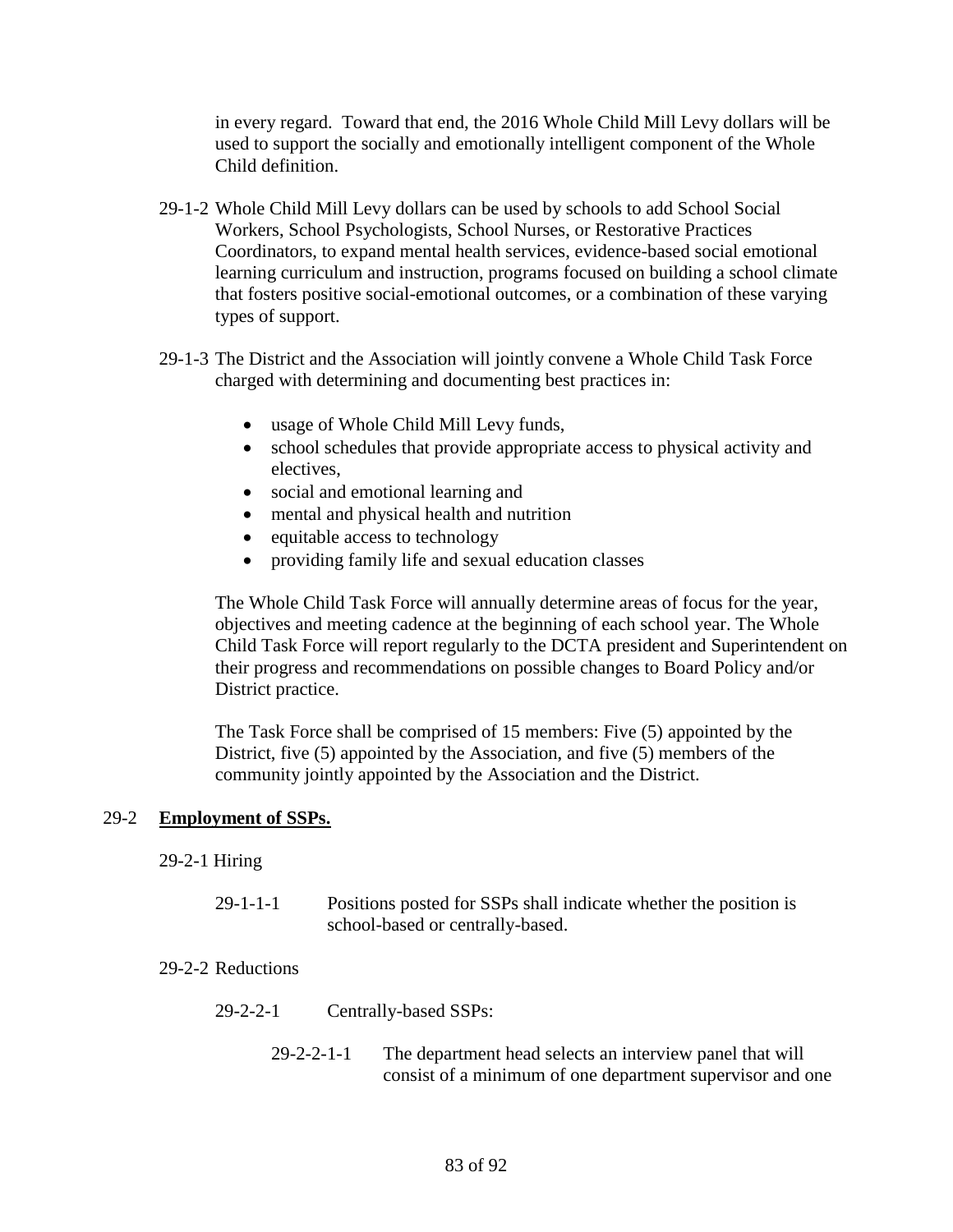in every regard. Toward that end, the 2016 Whole Child Mill Levy dollars will be used to support the socially and emotionally intelligent component of the Whole Child definition.

29-1-2 Whole Child Mill Levy dollars can be used by schools to add School Social Workers, School Psychologists, School Nurses, or Restorative Practices Coordinators, to expand mental health services, evidence-based social emotional learning curriculum and instruction, programs focused on building a school climate that fosters positive social-emotional outcomes, or a combination of these varying types of support.

29-1-3 The District and the Association will jointly convene a Whole Child Task Force charged with determining and documenting best practices in:

- usage of Whole Child Mill Levy funds,
- school schedules that provide appropriate access to physical activity and electives,
- social and emotional learning and
- mental and physical health and nutrition
- equitable access to technology
- providing family life and sexual education classes

The Whole Child Task Force will annually determine areas of focus for the year, objectives and meeting cadence at the beginning of each school year. The Whole Child Task Force will report regularly to the DCTA president and Superintendent on their progress and recommendations on possible changes to Board Policy and/or District practice.

The Task Force shall be comprised of 15 members: Five (5) appointed by the District, five (5) appointed by the Association, and five (5) members of the community jointly appointed by the Association and the District.

29-2 **Employment of SSPs.**

29-2-1 Hiring

29-1-1-1 Positions posted for SSPs shall indicate whether the position is school-based or centrally-based.

29-2-2 Reductions

29-2-2-1 Centrally-based SSPs:

29-2-2-1-1 The department head selects an interview panel that will consist of a minimum of one department supervisor and one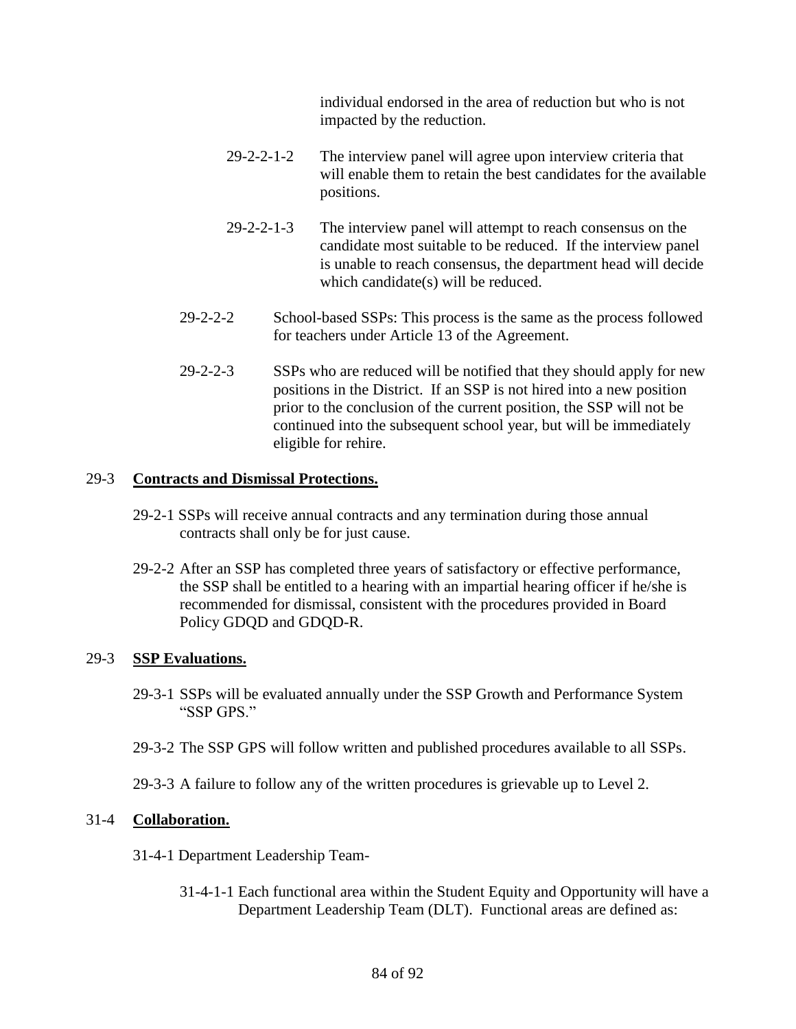individual endorsed in the area of reduction but who is not impacted by the reduction.

29-2-2-1-2 The interview panel will agree upon interview criteria that will enable them to retain the best candidates for the available positions.

29-2-2-1-3 The interview panel will attempt to reach consensus on the candidate most suitable to be reduced. If the interview panel is unable to reach consensus, the department head will decide which candidate(s) will be reduced.

29-2-2-2 School-based SSPs: This process is the same as the process followed for teachers under Article 13 of the Agreement.

29-2-2-3 SSPs who are reduced will be notified that they should apply for new positions in the District. If an SSP is not hired into a new position prior to the conclusion of the current position, the SSP will not be continued into the subsequent school year, but will be immediately eligible for rehire.

29-3 **Contracts and Dismissal Protections.**

29-2-1 SSPs will receive annual contracts and any termination during those annual contracts shall only be for just cause.

29-2-2 After an SSP has completed three years of satisfactory or effective performance, the SSP shall be entitled to a hearing with an impartial hearing officer if he/she is recommended for dismissal, consistent with the procedures provided in Board Policy GDQD and GDQD-R.

29-3 **SSP Evaluations.**

29-3-1 SSPs will be evaluated annually under the SSP Growth and Performance System "SSP GPS."

29-3-2 The SSP GPS will follow written and published procedures available to all SSPs.

29-3-3 A failure to follow any of the written procedures is grievable up to Level 2.

31-4 **Collaboration.**

31-4-1 Department Leadership Team-

31-4-1-1 Each functional area within the Student Equity and Opportunity will have a Department Leadership Team (DLT). Functional areas are defined as: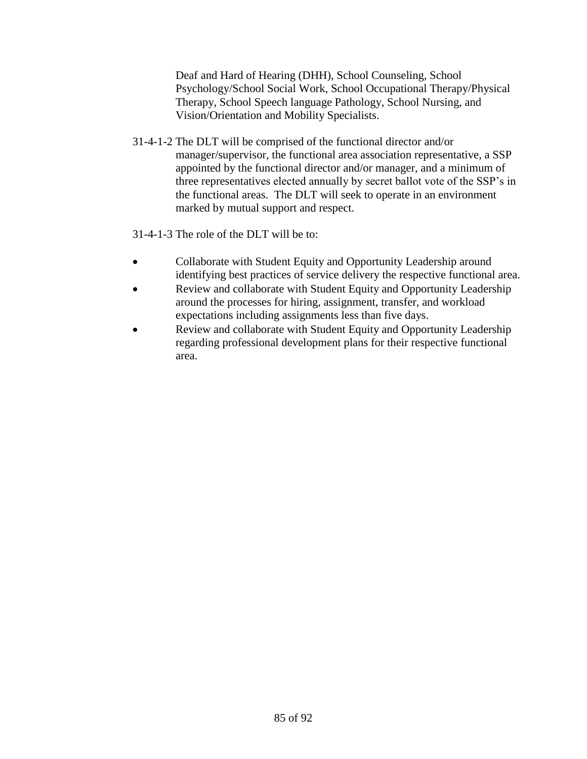Deaf and Hard of Hearing (DHH), School Counseling, School Psychology/School Social Work, School Occupational Therapy/Physical Therapy, School Speech language Pathology, School Nursing, and Vision/Orientation and Mobility Specialists.

31-4-1-2 The DLT will be comprised of the functional director and/or manager/supervisor, the functional area association representative, a SSP appointed by the functional director and/or manager, and a minimum of three representatives elected annually by secret ballot vote of the SSP's in the functional areas. The DLT will seek to operate in an environment marked by mutual support and respect.

31-4-1-3 The role of the DLT will be to:

- Collaborate with Student Equity and Opportunity Leadership around identifying best practices of service delivery the respective functional area.
- Review and collaborate with Student Equity and Opportunity Leadership around the processes for hiring, assignment, transfer, and workload expectations including assignments less than five days.
- Review and collaborate with Student Equity and Opportunity Leadership regarding professional development plans for their respective functional area.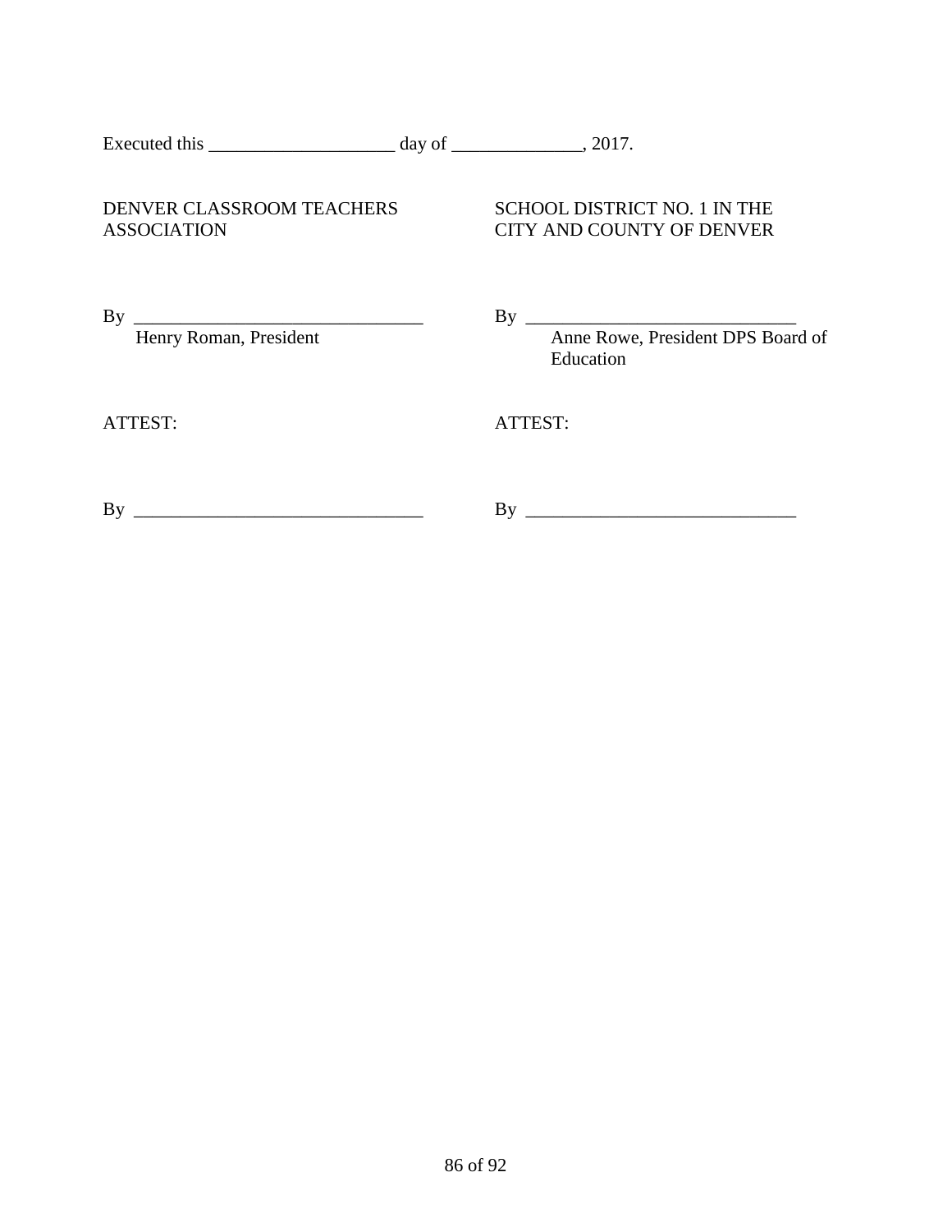Executed this ____________________ day of ______________, 2017.

| DENVER CLASSROOM TEACHERS ASSOCIATION | SCHOOL DISTRICT NO. 1 IN THE CITY AND COUNTY OF DENVER |
| --- | --- |
| By _______________________________ | By _____________________________ |
| Henry Roman, President | Anne Rowe, President DPS Board of Education |
| ATTEST: | ATTEST: |
| By _______________________________ | By _____________________________ |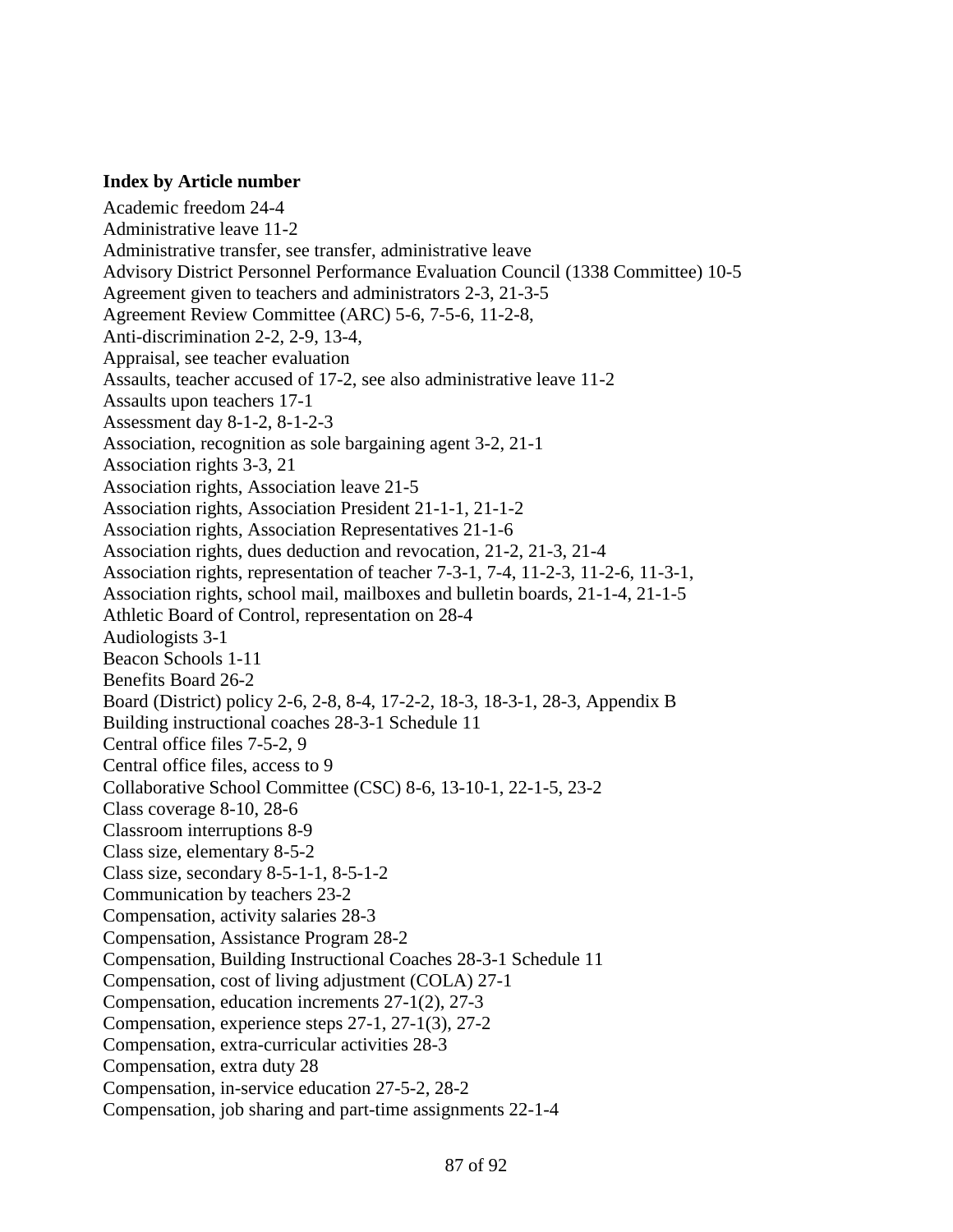**Index by Article number**

Academic freedom 24-4
Administrative leave 11-2
Administrative transfer, see transfer, administrative leave
Advisory District Personnel Performance Evaluation Council (1338 Committee) 10-5
Agreement given to teachers and administrators 2-3, 21-3-5
Agreement Review Committee (ARC) 5-6, 7-5-6, 11-2-8,
Anti-discrimination 2-2, 2-9, 13-4,
Appraisal, see teacher evaluation
Assaults, teacher accused of 17-2, see also administrative leave 11-2
Assaults upon teachers 17-1
Assessment day 8-1-2, 8-1-2-3
Association, recognition as sole bargaining agent 3-2, 21-1
Association rights 3-3, 21
Association rights, Association leave 21-5
Association rights, Association President 21-1-1, 21-1-2
Association rights, Association Representatives 21-1-6
Association rights, dues deduction and revocation, 21-2, 21-3, 21-4
Association rights, representation of teacher 7-3-1, 7-4, 11-2-3, 11-2-6, 11-3-1,
Association rights, school mail, mailboxes and bulletin boards, 21-1-4, 21-1-5
Athletic Board of Control, representation on 28-4
Audiologists 3-1
Beacon Schools 1-11
Benefits Board 26-2
Board (District) policy 2-6, 2-8, 8-4, 17-2-2, 18-3, 18-3-1, 28-3, Appendix B
Building instructional coaches 28-3-1 Schedule 11
Central office files 7-5-2, 9
Central office files, access to 9
Collaborative School Committee (CSC) 8-6, 13-10-1, 22-1-5, 23-2
Class coverage 8-10, 28-6
Classroom interruptions 8-9
Class size, elementary 8-5-2
Class size, secondary 8-5-1-1, 8-5-1-2
Communication by teachers 23-2
Compensation, activity salaries 28-3
Compensation, Assistance Program 28-2
Compensation, Building Instructional Coaches 28-3-1 Schedule 11
Compensation, cost of living adjustment (COLA) 27-1
Compensation, education increments 27-1(2), 27-3
Compensation, experience steps 27-1, 27-1(3), 27-2
Compensation, extra-curricular activities 28-3
Compensation, extra duty 28
Compensation, in-service education 27-5-2, 28-2
Compensation, job sharing and part-time assignments 22-1-4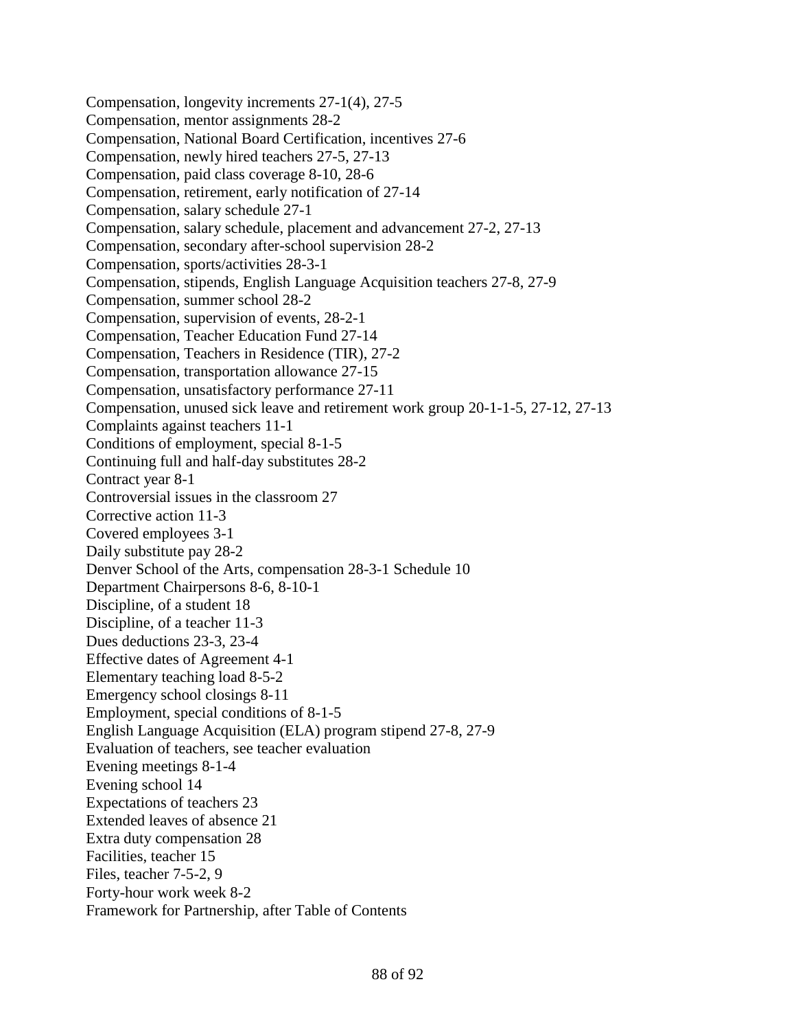Compensation, longevity increments 27-1(4), 27-5
Compensation, mentor assignments 28-2
Compensation, National Board Certification, incentives 27-6
Compensation, newly hired teachers 27-5, 27-13
Compensation, paid class coverage 8-10, 28-6
Compensation, retirement, early notification of 27-14
Compensation, salary schedule 27-1
Compensation, salary schedule, placement and advancement 27-2, 27-13
Compensation, secondary after-school supervision 28-2
Compensation, sports/activities 28-3-1
Compensation, stipends, English Language Acquisition teachers 27-8, 27-9
Compensation, summer school 28-2
Compensation, supervision of events, 28-2-1
Compensation, Teacher Education Fund 27-14
Compensation, Teachers in Residence (TIR), 27-2
Compensation, transportation allowance 27-15
Compensation, unsatisfactory performance 27-11
Compensation, unused sick leave and retirement work group 20-1-1-5, 27-12, 27-13
Complaints against teachers 11-1
Conditions of employment, special 8-1-5
Continuing full and half-day substitutes 28-2
Contract year 8-1
Controversial issues in the classroom 27
Corrective action 11-3
Covered employees 3-1
Daily substitute pay 28-2
Denver School of the Arts, compensation 28-3-1 Schedule 10
Department Chairpersons 8-6, 8-10-1
Discipline, of a student 18
Discipline, of a teacher 11-3
Dues deductions 23-3, 23-4
Effective dates of Agreement 4-1
Elementary teaching load 8-5-2
Emergency school closings 8-11
Employment, special conditions of 8-1-5
English Language Acquisition (ELA) program stipend 27-8, 27-9
Evaluation of teachers, see teacher evaluation
Evening meetings 8-1-4
Evening school 14
Expectations of teachers 23
Extended leaves of absence 21
Extra duty compensation 28
Facilities, teacher 15
Files, teacher 7-5-2, 9
Forty-hour work week 8-2
Framework for Partnership, after Table of Contents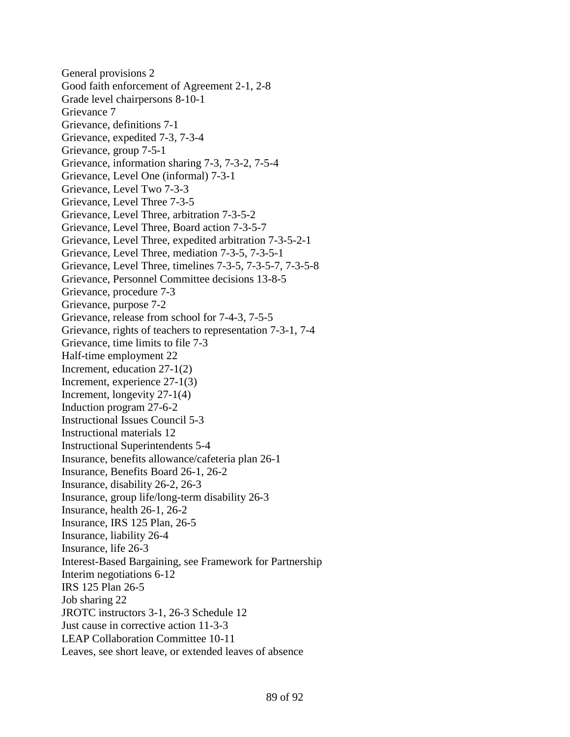General provisions 2
Good faith enforcement of Agreement 2-1, 2-8
Grade level chairpersons 8-10-1
Grievance 7
Grievance, definitions 7-1
Grievance, expedited 7-3, 7-3-4
Grievance, group 7-5-1
Grievance, information sharing 7-3, 7-3-2, 7-5-4
Grievance, Level One (informal) 7-3-1
Grievance, Level Two 7-3-3
Grievance, Level Three 7-3-5
Grievance, Level Three, arbitration 7-3-5-2
Grievance, Level Three, Board action 7-3-5-7
Grievance, Level Three, expedited arbitration 7-3-5-2-1
Grievance, Level Three, mediation 7-3-5, 7-3-5-1
Grievance, Level Three, timelines 7-3-5, 7-3-5-7, 7-3-5-8
Grievance, Personnel Committee decisions 13-8-5
Grievance, procedure 7-3
Grievance, purpose 7-2
Grievance, release from school for 7-4-3, 7-5-5
Grievance, rights of teachers to representation 7-3-1, 7-4
Grievance, time limits to file 7-3
Half-time employment 22
Increment, education 27-1(2)
Increment, experience 27-1(3)
Increment, longevity 27-1(4)
Induction program 27-6-2
Instructional Issues Council 5-3
Instructional materials 12
Instructional Superintendents 5-4
Insurance, benefits allowance/cafeteria plan 26-1
Insurance, Benefits Board 26-1, 26-2
Insurance, disability 26-2, 26-3
Insurance, group life/long-term disability 26-3
Insurance, health 26-1, 26-2
Insurance, IRS 125 Plan, 26-5
Insurance, liability 26-4
Insurance, life 26-3
Interest-Based Bargaining, see Framework for Partnership
Interim negotiations 6-12
IRS 125 Plan 26-5
Job sharing 22
JROTC instructors 3-1, 26-3 Schedule 12
Just cause in corrective action 11-3-3
LEAP Collaboration Committee 10-11
Leaves, see short leave, or extended leaves of absence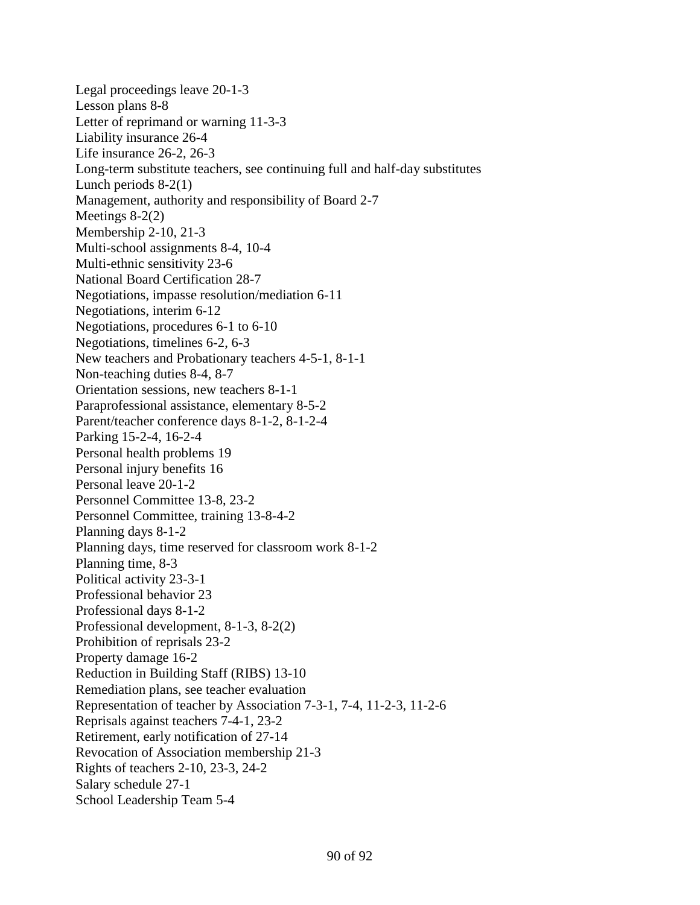Legal proceedings leave 20-1-3
Lesson plans 8-8
Letter of reprimand or warning 11-3-3
Liability insurance 26-4
Life insurance 26-2, 26-3
Long-term substitute teachers, see continuing full and half-day substitutes
Lunch periods 8-2(1)
Management, authority and responsibility of Board 2-7
Meetings 8-2(2)
Membership 2-10, 21-3
Multi-school assignments 8-4, 10-4
Multi-ethnic sensitivity 23-6
National Board Certification 28-7
Negotiations, impasse resolution/mediation 6-11
Negotiations, interim 6-12
Negotiations, procedures 6-1 to 6-10
Negotiations, timelines 6-2, 6-3
New teachers and Probationary teachers 4-5-1, 8-1-1
Non-teaching duties 8-4, 8-7
Orientation sessions, new teachers 8-1-1
Paraprofessional assistance, elementary 8-5-2
Parent/teacher conference days 8-1-2, 8-1-2-4
Parking 15-2-4, 16-2-4
Personal health problems 19
Personal injury benefits 16
Personal leave 20-1-2
Personnel Committee 13-8, 23-2
Personnel Committee, training 13-8-4-2
Planning days 8-1-2
Planning days, time reserved for classroom work 8-1-2
Planning time, 8-3
Political activity 23-3-1
Professional behavior 23
Professional days 8-1-2
Professional development, 8-1-3, 8-2(2)
Prohibition of reprisals 23-2
Property damage 16-2
Reduction in Building Staff (RIBS) 13-10
Remediation plans, see teacher evaluation
Representation of teacher by Association 7-3-1, 7-4, 11-2-3, 11-2-6
Reprisals against teachers 7-4-1, 23-2
Retirement, early notification of 27-14
Revocation of Association membership 21-3
Rights of teachers 2-10, 23-3, 24-2
Salary schedule 27-1
School Leadership Team 5-4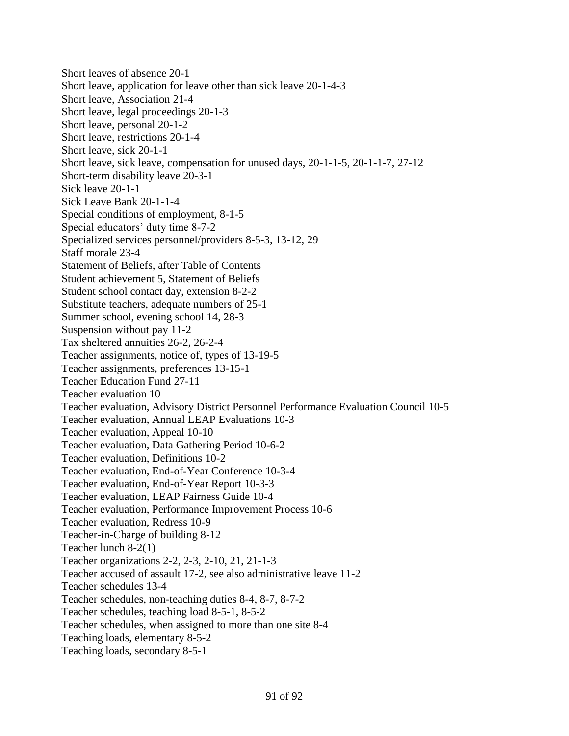Short leaves of absence 20-1
Short leave, application for leave other than sick leave 20-1-4-3
Short leave, Association 21-4
Short leave, legal proceedings 20-1-3
Short leave, personal 20-1-2
Short leave, restrictions 20-1-4
Short leave, sick 20-1-1
Short leave, sick leave, compensation for unused days, 20-1-1-5, 20-1-1-7, 27-12
Short-term disability leave 20-3-1
Sick leave 20-1-1
Sick Leave Bank 20-1-1-4
Special conditions of employment, 8-1-5
Special educators' duty time 8-7-2
Specialized services personnel/providers 8-5-3, 13-12, 29
Staff morale 23-4
Statement of Beliefs, after Table of Contents
Student achievement 5, Statement of Beliefs
Student school contact day, extension 8-2-2
Substitute teachers, adequate numbers of 25-1
Summer school, evening school 14, 28-3
Suspension without pay 11-2
Tax sheltered annuities 26-2, 26-2-4
Teacher assignments, notice of, types of 13-19-5
Teacher assignments, preferences 13-15-1
Teacher Education Fund 27-11
Teacher evaluation 10
Teacher evaluation, Advisory District Personnel Performance Evaluation Council 10-5
Teacher evaluation, Annual LEAP Evaluations 10-3
Teacher evaluation, Appeal 10-10
Teacher evaluation, Data Gathering Period 10-6-2
Teacher evaluation, Definitions 10-2
Teacher evaluation, End-of-Year Conference 10-3-4
Teacher evaluation, End-of-Year Report 10-3-3
Teacher evaluation, LEAP Fairness Guide 10-4
Teacher evaluation, Performance Improvement Process 10-6
Teacher evaluation, Redress 10-9
Teacher-in-Charge of building 8-12
Teacher lunch 8-2(1)
Teacher organizations 2-2, 2-3, 2-10, 21, 21-1-3
Teacher accused of assault 17-2, see also administrative leave 11-2
Teacher schedules 13-4
Teacher schedules, non-teaching duties 8-4, 8-7, 8-7-2
Teacher schedules, teaching load 8-5-1, 8-5-2
Teacher schedules, when assigned to more than one site 8-4
Teaching loads, elementary 8-5-2
Teaching loads, secondary 8-5-1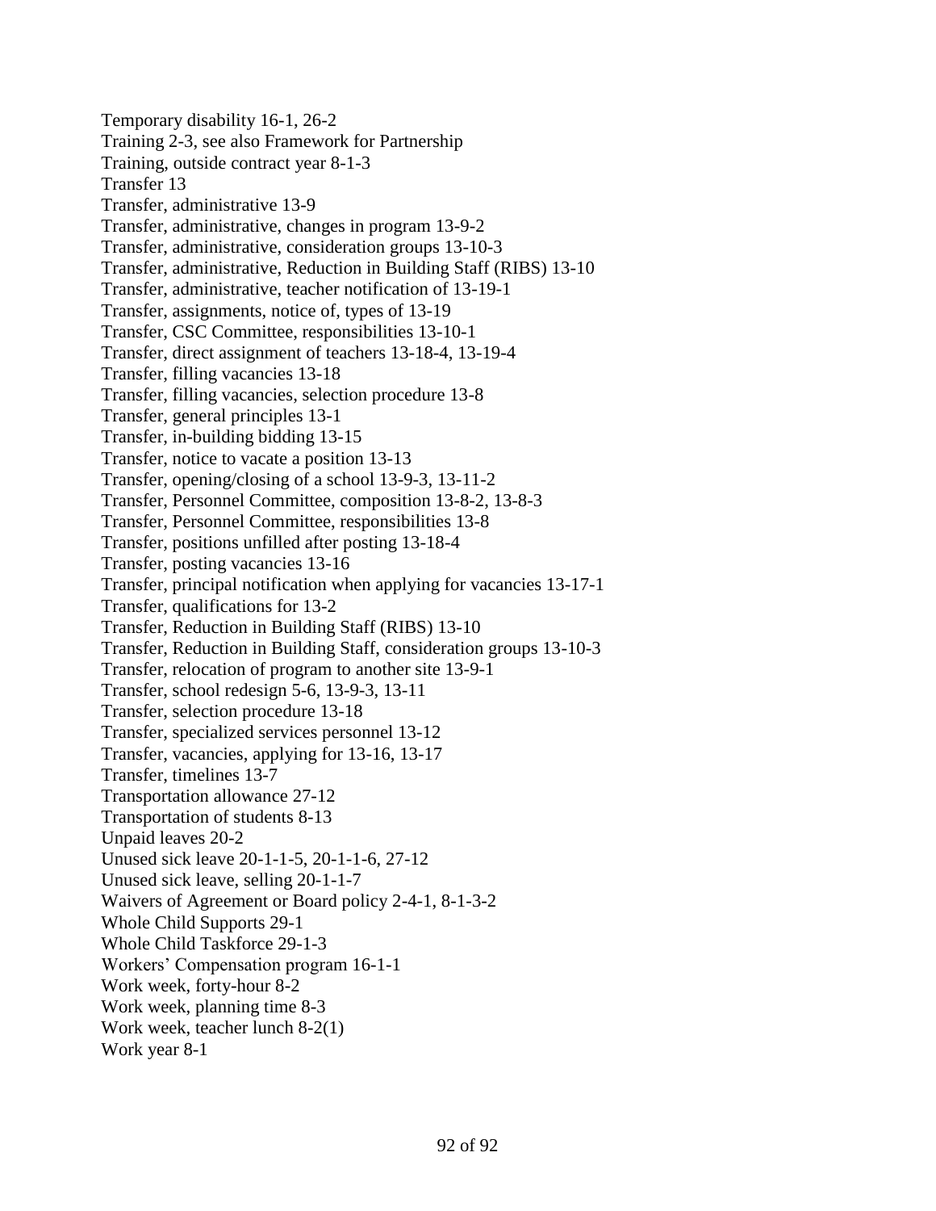Temporary disability 16-1, 26-2
Training 2-3, see also Framework for Partnership
Training, outside contract year 8-1-3
Transfer 13
Transfer, administrative 13-9
Transfer, administrative, changes in program 13-9-2
Transfer, administrative, consideration groups 13-10-3
Transfer, administrative, Reduction in Building Staff (RIBS) 13-10
Transfer, administrative, teacher notification of 13-19-1
Transfer, assignments, notice of, types of 13-19
Transfer, CSC Committee, responsibilities 13-10-1
Transfer, direct assignment of teachers 13-18-4, 13-19-4
Transfer, filling vacancies 13-18
Transfer, filling vacancies, selection procedure 13-8
Transfer, general principles 13-1
Transfer, in-building bidding 13-15
Transfer, notice to vacate a position 13-13
Transfer, opening/closing of a school 13-9-3, 13-11-2
Transfer, Personnel Committee, composition 13-8-2, 13-8-3
Transfer, Personnel Committee, responsibilities 13-8
Transfer, positions unfilled after posting 13-18-4
Transfer, posting vacancies 13-16
Transfer, principal notification when applying for vacancies 13-17-1
Transfer, qualifications for 13-2
Transfer, Reduction in Building Staff (RIBS) 13-10
Transfer, Reduction in Building Staff, consideration groups 13-10-3
Transfer, relocation of program to another site 13-9-1
Transfer, school redesign 5-6, 13-9-3, 13-11
Transfer, selection procedure 13-18
Transfer, specialized services personnel 13-12
Transfer, vacancies, applying for 13-16, 13-17
Transfer, timelines 13-7
Transportation allowance 27-12
Transportation of students 8-13
Unpaid leaves 20-2
Unused sick leave 20-1-1-5, 20-1-1-6, 27-12
Unused sick leave, selling 20-1-1-7
Waivers of Agreement or Board policy 2-4-1, 8-1-3-2
Whole Child Supports 29-1
Whole Child Taskforce 29-1-3
Workers' Compensation program 16-1-1
Work week, forty-hour 8-2
Work week, planning time 8-3
Work week, teacher lunch 8-2(1)
Work year 8-1